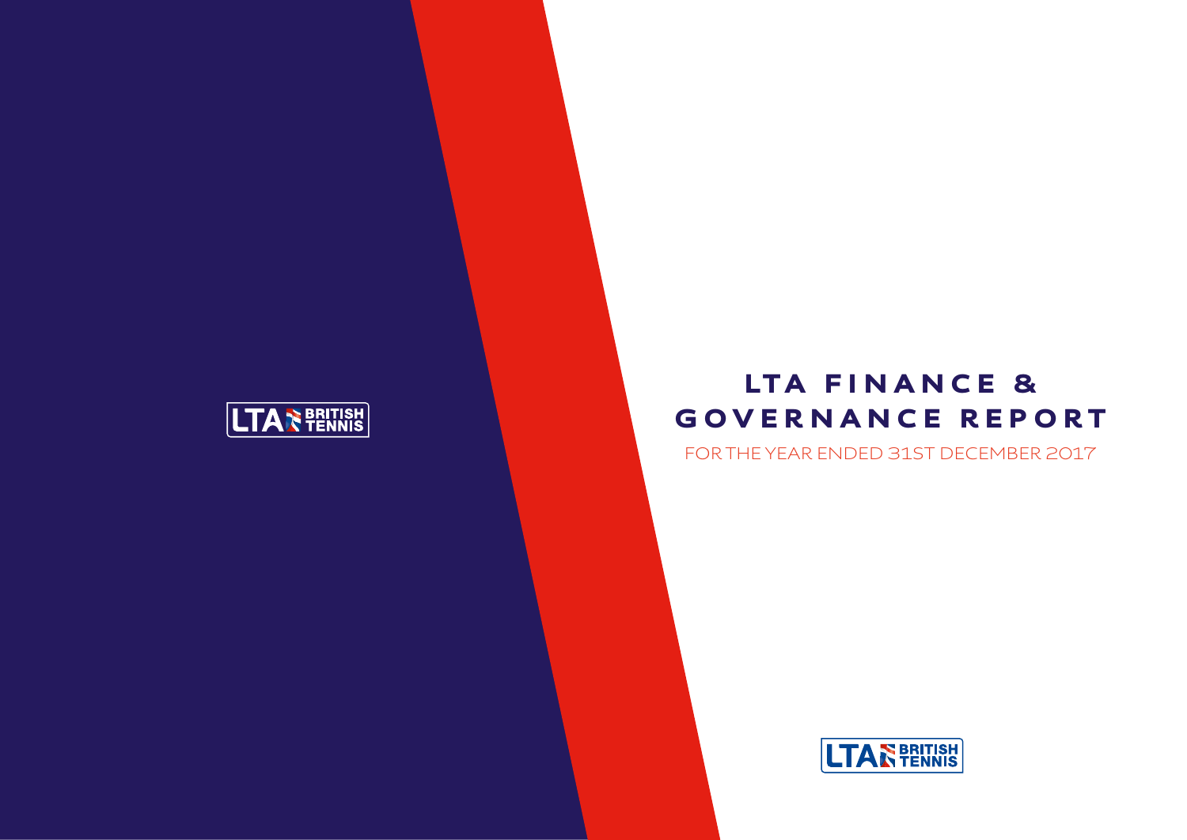# LTA FINANCE & GOVERNANCE REPORT

FOR THE YEAR ENDED 31ST DECEMBER 2017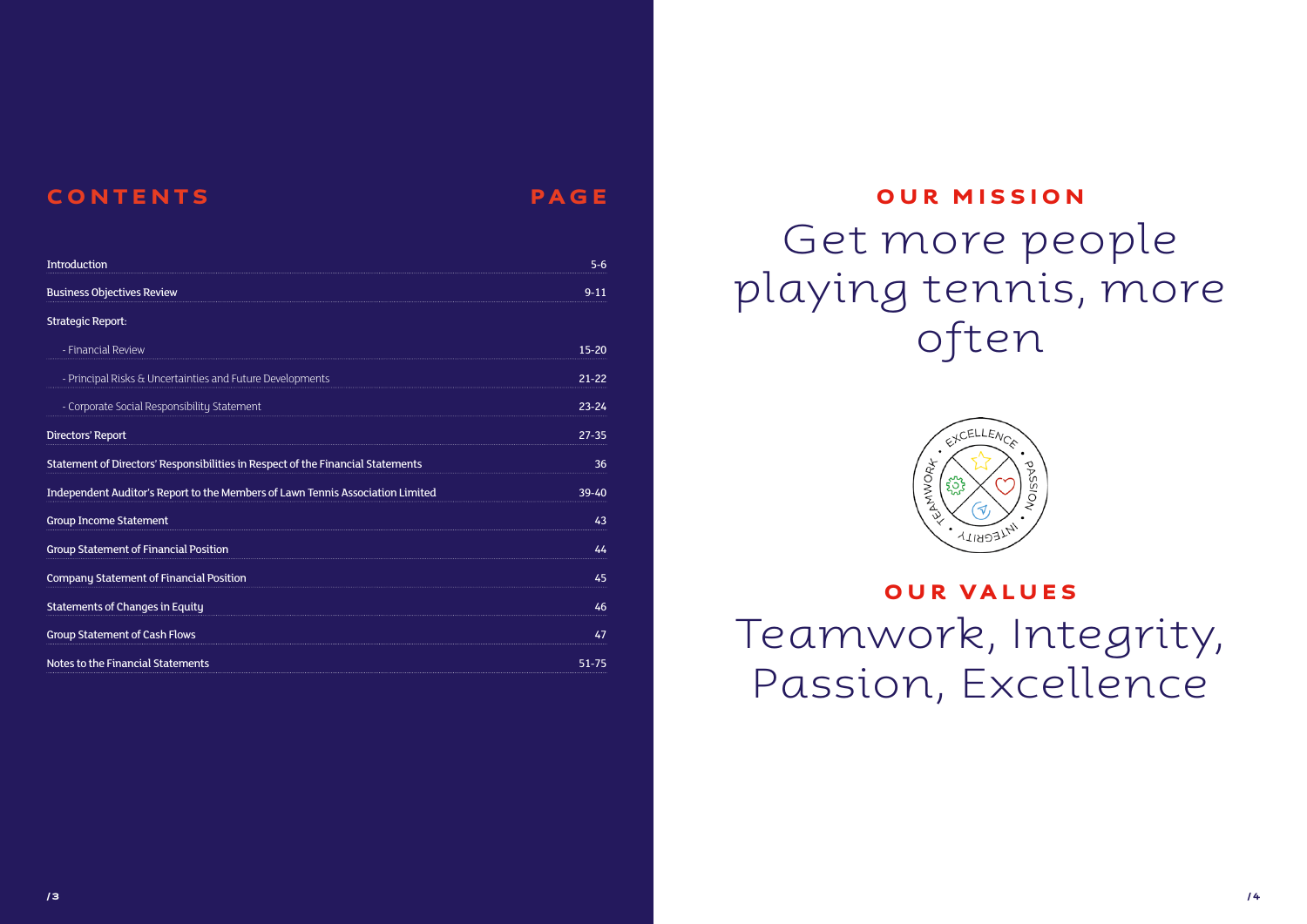## CONTENTS

| CONTENTS | PAGE |
|---|---|
| Introduction | 5-6 |
| Business Objectives Review | 9-11 |
| Strategic Report: | |
| - Financial Review | 15-20 |
| - Principal Risks & Uncertainties and Future Developments | 21-22 |
| - Corporate Social Responsibility Statement | 23-24 |
| Directors' Report | 27-35 |
| Statement of Directors' Responsibilities in Respect of the Financial Statements | 36 |
| Independent Auditor's Report to the Members of Lawn Tennis Association Limited | 39-40 |
| Group Income Statement | 43 |
| Group Statement of Financial Position | 44 |
| Company Statement of Financial Position | 45 |
| Statements of Changes in Equity | 46 |
| Group Statement of Cash Flows | 47 |
| Notes to the Financial Statements | 51-75 |

## OUR MISSION

Get more people playing tennis, more often

EXCELLENCE • PASSION • INTEGRITY • TEAMWORK •

## OUR VALUES

Teamwork, Integrity, Passion, Excellence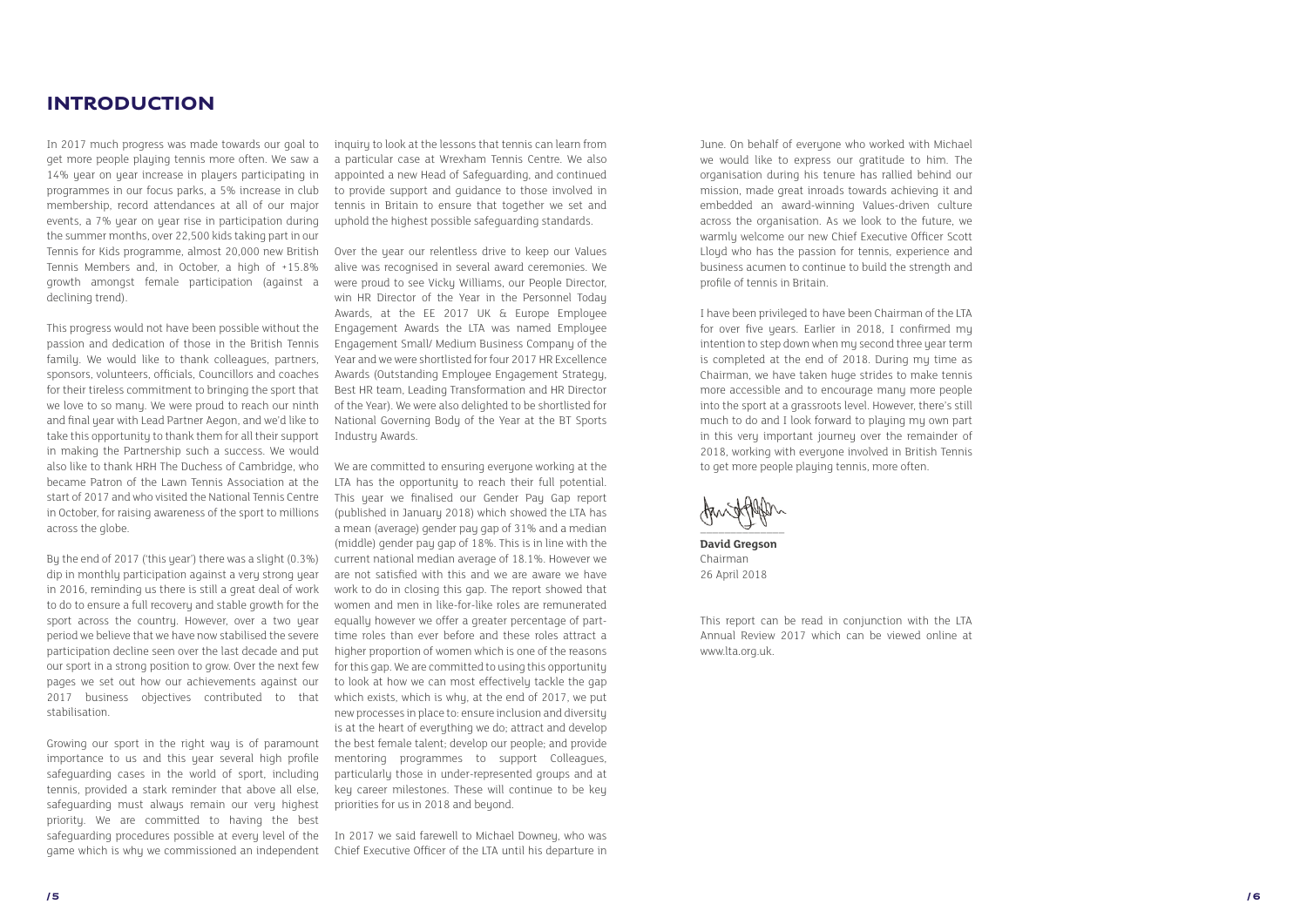# INTRODUCTION

In 2017 much progress was made towards our goal to get more people playing tennis more often. We saw a 14% year on year increase in players participating in programmes in our focus parks, a 5% increase in club membership, record attendances at all of our major events, a 7% year on year rise in participation during the summer months, over 22,500 kids taking part in our Tennis for Kids programme, almost 20,000 new British Tennis Members and, in October, a high of +15.8% growth amongst female participation (against a declining trend).

This progress would not have been possible without the passion and dedication of those in the British Tennis family. We would like to thank colleagues, partners, sponsors, volunteers, officials, Councillors and coaches for their tireless commitment to bringing the sport that we love to so many. We were proud to reach our ninth and final year with Lead Partner Aegon, and we'd like to take this opportunity to thank them for all their support in making the Partnership such a success. We would also like to thank HRH The Duchess of Cambridge, who became Patron of the Lawn Tennis Association at the start of 2017 and who visited the National Tennis Centre in October, for raising awareness of the sport to millions across the globe.

By the end of 2017 ('this year') there was a slight (0.3%) dip in monthly participation against a very strong year in 2016, reminding us there is still a great deal of work to do to ensure a full recovery and stable growth for the sport across the country. However, over a two year period we believe that we have now stabilised the severe participation decline seen over the last decade and put our sport in a strong position to grow. Over the next few pages we set out how our achievements against our 2017 business objectives contributed to that stabilisation.

Growing our sport in the right way is of paramount importance to us and this year several high profile safeguarding cases in the world of sport, including tennis, provided a stark reminder that above all else, safeguarding must always remain our very highest priority. We are committed to having the best safeguarding procedures possible at every level of the game which is why we commissioned an independent inquiry to look at the lessons that tennis can learn from a particular case at Wrexham Tennis Centre. We also appointed a new Head of Safeguarding, and continued to provide support and guidance to those involved in tennis in Britain to ensure that together we set and uphold the highest possible safeguarding standards.

Over the year our relentless drive to keep our Values alive was recognised in several award ceremonies. We were proud to see Vicky Williams, our People Director, win HR Director of the Year in the Personnel Today Awards, at the EE 2017 UK & Europe Employee Engagement Awards the LTA was named Employee Engagement Small/ Medium Business Company of the Year and we were shortlisted for four 2017 HR Excellence Awards (Outstanding Employee Engagement Strategy, Best HR team, Leading Transformation and HR Director of the Year). We were also delighted to be shortlisted for National Governing Body of the Year at the BT Sports Industry Awards.

We are committed to ensuring everyone working at the LTA has the opportunity to reach their full potential. This year we finalised our Gender Pay Gap report (published in January 2018) which showed the LTA has a mean (average) gender pay gap of 31% and a median (middle) gender pay gap of 18%. This is in line with the current national median average of 18.1%. However we are not satisfied with this and we are aware we have work to do in closing this gap. The report showed that women and men in like-for-like roles are remunerated equally however we offer a greater percentage of part-time roles than ever before and these roles attract a higher proportion of women which is one of the reasons for this gap. We are committed to using this opportunity to look at how we can most effectively tackle the gap which exists, which is why, at the end of 2017, we put new processes in place to: ensure inclusion and diversity is at the heart of everything we do; attract and develop the best female talent; develop our people; and provide mentoring programmes to support Colleagues, particularly those in under-represented groups and at key career milestones. These will continue to be key priorities for us in 2018 and beyond.

In 2017 we said farewell to Michael Downey, who was Chief Executive Officer of the LTA until his departure in June. On behalf of everyone who worked with Michael we would like to express our gratitude to him. The organisation during his tenure has rallied behind our mission, made great inroads towards achieving it and embedded an award-winning Values-driven culture across the organisation. As we look to the future, we warmly welcome our new Chief Executive Officer Scott Lloyd who has the passion for tennis, experience and business acumen to continue to build the strength and profile of tennis in Britain.

I have been privileged to have been Chairman of the LTA for over five years. Earlier in 2018, I confirmed my intention to step down when my second three year term is completed at the end of 2018. During my time as Chairman, we have taken huge strides to make tennis more accessible and to encourage many more people into the sport at a grassroots level. However, there's still much to do and I look forward to playing my own part in this very important journey over the remainder of 2018, working with everyone involved in British Tennis to get more people playing tennis, more often.

**David Gregson**
Chairman
26 April 2018

This report can be read in conjunction with the LTA Annual Review 2017 which can be viewed online at www.lta.org.uk.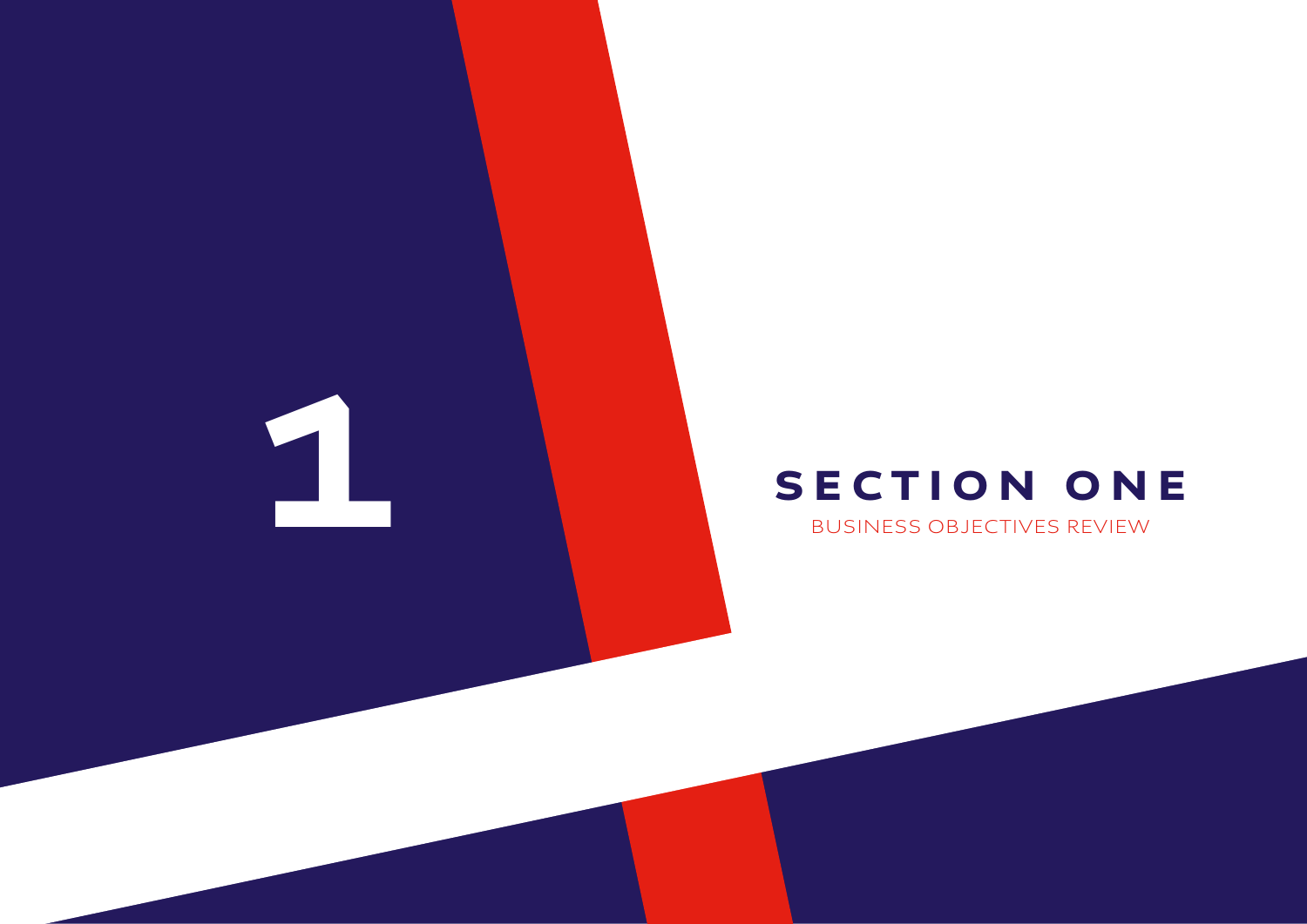1

# SECTION ONE

BUSINESS OBJECTIVES REVIEW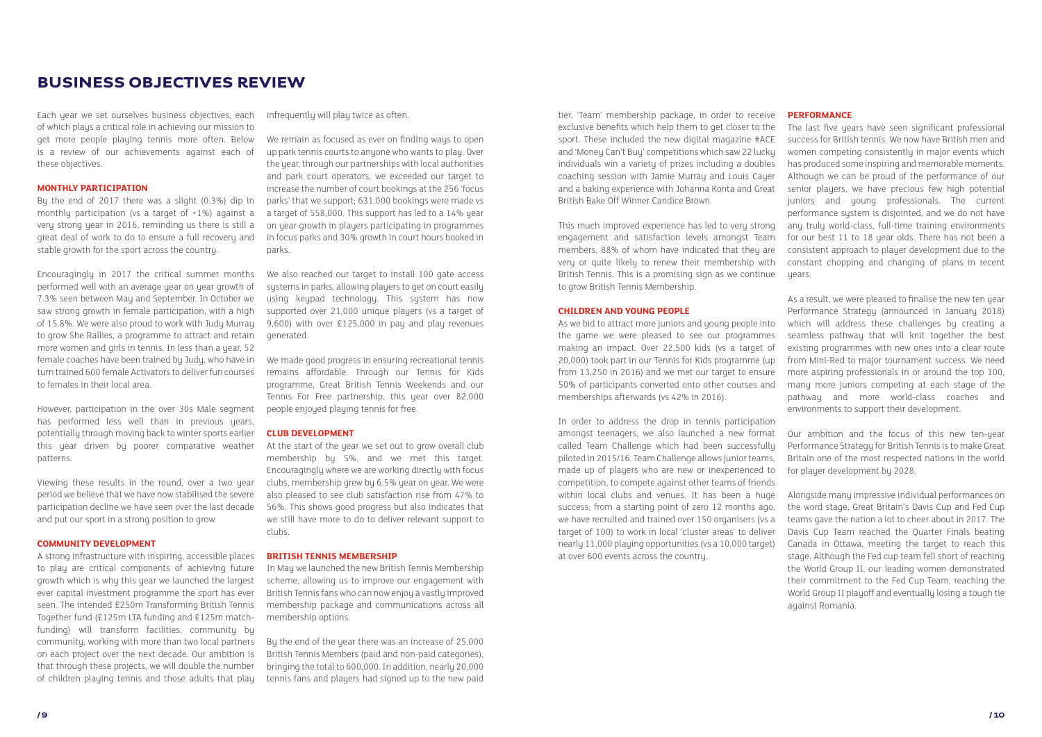# BUSINESS OBJECTIVES REVIEW

Each year we set ourselves business objectives, each of which plays a critical role in achieving our mission to get more people playing tennis more often. Below is a review of our achievements against each of these objectives.

### MONTHLY PARTICIPATION

By the end of 2017 there was a slight (0.3%) dip in monthly participation (vs a target of +1%) against a very strong year in 2016, reminding us there is still a great deal of work to do to ensure a full recovery and stable growth for the sport across the country.

Encouragingly in 2017 the critical summer months performed well with an average year on year growth of 7.3% seen between May and September. In October we saw strong growth in female participation, with a high of 15.8%. We were also proud to work with Judy Murray to grow She Rallies, a programme to attract and retain more women and girls in tennis. In less than a year, 52 female coaches have been trained by Judy, who have in turn trained 600 female Activators to deliver fun courses to females in their local area.

However, participation in the over 30s Male segment has performed less well than in previous years, potentially through moving back to winter sports earlier this year driven by poorer comparative weather patterns.

Viewing these results in the round, over a two year period we believe that we have now stabilised the severe participation decline we have seen over the last decade and put our sport in a strong position to grow.

### COMMUNITY DEVELOPMENT

A strong infrastructure with inspiring, accessible places to play are critical components of achieving future growth which is why this year we launched the largest ever capital investment programme the sport has ever seen. The intended £250m Transforming British Tennis Together fund (£125m LTA funding and £125m match-funding) will transform facilities, community by community, working with more than two local partners on each project over the next decade. Our ambition is that through these projects, we will double the number of children playing tennis and those adults that play infrequently will play twice as often.

We remain as focused as ever on finding ways to open up park tennis courts to anyone who wants to play. Over the year, through our partnerships with local authorities and park court operators, we exceeded our target to increase the number of court bookings at the 256 'focus parks' that we support; 631,000 bookings were made vs a target of 558,000. This support has led to a 14% year on year growth in players participating in programmes in focus parks and 30% growth in court hours booked in parks.

We also reached our target to install 100 gate access systems in parks, allowing players to get on court easily using keypad technology. This system has now supported over 21,000 unique players (vs a target of 9,600) with over £125,000 in pay and play revenues generated.

We made good progress in ensuring recreational tennis remains affordable. Through our Tennis for Kids programme, Great British Tennis Weekends and our Tennis For Free partnership, this year over 82,000 people enjoyed playing tennis for free.

### CLUB DEVELOPMENT

At the start of the year we set out to grow overall club membership by 5%, and we met this target. Encouragingly where we are working directly with focus clubs, membership grew by 6.5% year on year. We were also pleased to see club satisfaction rise from 47% to 56%. This shows good progress but also indicates that we still have more to do to deliver relevant support to clubs.

### BRITISH TENNIS MEMBERSHIP

In May we launched the new British Tennis Membership scheme, allowing us to improve our engagement with British Tennis fans who can now enjoy a vastly improved membership package and communications across all membership options.

By the end of the year there was an increase of 25,000 British Tennis Members (paid and non-paid categories), bringing the total to 600,000. In addition, nearly 20,000 tennis fans and players had signed up to the new paid tier, 'Team' membership package, in order to receive exclusive benefits which help them to get closer to the sport. These included the new digital magazine #ACE and 'Money Can't Buy' competitions which saw 22 lucky individuals win a variety of prizes including a doubles coaching session with Jamie Murray and Louis Cayer and a baking experience with Johanna Konta and Great British Bake Off Winner Candice Brown.

This much improved experience has led to very strong engagement and satisfaction levels amongst Team members, 88% of whom have indicated that they are very or quite likely to renew their membership with British Tennis. This is a promising sign as we continue to grow British Tennis Membership.

### CHILDREN AND YOUNG PEOPLE

As we bid to attract more juniors and young people into the game we were pleased to see our programmes making an impact. Over 22,500 kids (vs a target of 20,000) took part in our Tennis for Kids programme (up from 13,250 in 2016) and we met our target to ensure 50% of participants converted onto other courses and memberships afterwards (vs 42% in 2016).

In order to address the drop in tennis participation amongst teenagers, we also launched a new format called Team Challenge which had been successfully piloted in 2015/16. Team Challenge allows junior teams, made up of players who are new or inexperienced to competition, to compete against other teams of friends within local clubs and venues. It has been a huge success; from a starting point of zero 12 months ago, we have recruited and trained over 150 organisers (vs a target of 100) to work in local 'cluster areas' to deliver nearly 11,000 playing opportunities (vs a 10,000 target) at over 600 events across the country.

### PERFORMANCE

The last five years have seen significant professional success for British tennis. We now have British men and women competing consistently in major events which has produced some inspiring and memorable moments. Although we can be proud of the performance of our senior players, we have precious few high potential juniors and young professionals. The current performance system is disjointed, and we do not have any truly world-class, full-time training environments for our best 11 to 18 year olds. There has not been a consistent approach to player development due to the constant chopping and changing of plans in recent years.

As a result, we were pleased to finalise the new ten year Performance Strategy (announced in January 2018) which will address these challenges by creating a seamless pathway that will knit together the best existing programmes with new ones into a clear route from Mini-Red to major tournament success. We need more aspiring professionals in or around the top 100, many more juniors competing at each stage of the pathway and more world-class coaches and environments to support their development.

Our ambition and the focus of this new ten-year Performance Strategy for British Tennis is to make Great Britain one of the most respected nations in the world for player development by 2028.

Alongside many impressive individual performances on the world stage, Great Britain's Davis Cup and Fed Cup teams gave the nation a lot to cheer about in 2017. The Davis Cup Team reached the Quarter Finals beating Canada in Ottawa, meeting the target to reach this stage. Although the Fed cup team fell short of reaching the World Group II, our leading women demonstrated their commitment to the Fed Cup Team, reaching the World Group II playoff and eventually losing a tough tie against Romania.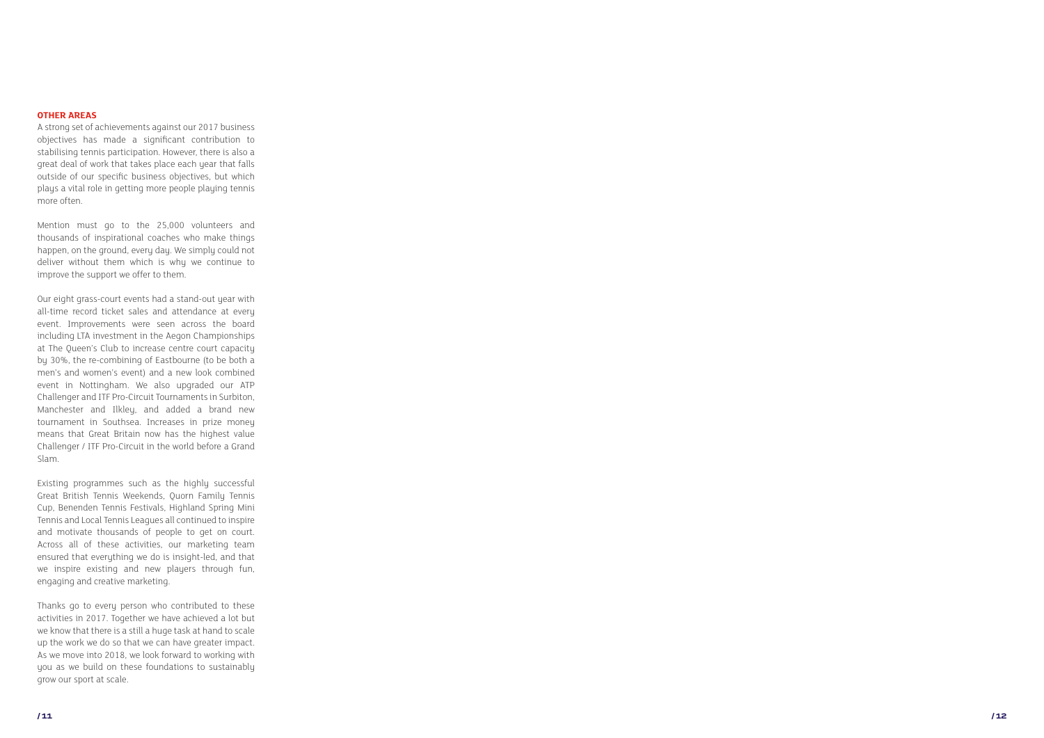## OTHER AREAS

A strong set of achievements against our 2017 business objectives has made a significant contribution to stabilising tennis participation. However, there is also a great deal of work that takes place each year that falls outside of our specific business objectives, but which plays a vital role in getting more people playing tennis more often.

Mention must go to the 25,000 volunteers and thousands of inspirational coaches who make things happen, on the ground, every day. We simply could not deliver without them which is why we continue to improve the support we offer to them.

Our eight grass-court events had a stand-out year with all-time record ticket sales and attendance at every event. Improvements were seen across the board including LTA investment in the Aegon Championships at The Queen's Club to increase centre court capacity by 30%, the re-combining of Eastbourne (to be both a men's and women's event) and a new look combined event in Nottingham. We also upgraded our ATP Challenger and ITF Pro-Circuit Tournaments in Surbiton, Manchester and Ilkley, and added a brand new tournament in Southsea. Increases in prize money means that Great Britain now has the highest value Challenger / ITF Pro-Circuit in the world before a Grand Slam.

Existing programmes such as the highly successful Great British Tennis Weekends, Quorn Family Tennis Cup, Benenden Tennis Festivals, Highland Spring Mini Tennis and Local Tennis Leagues all continued to inspire and motivate thousands of people to get on court. Across all of these activities, our marketing team ensured that everything we do is insight-led, and that we inspire existing and new players through fun, engaging and creative marketing.

Thanks go to every person who contributed to these activities in 2017. Together we have achieved a lot but we know that there is a still a huge task at hand to scale up the work we do so that we can have greater impact. As we move into 2018, we look forward to working with you as we build on these foundations to sustainably grow our sport at scale.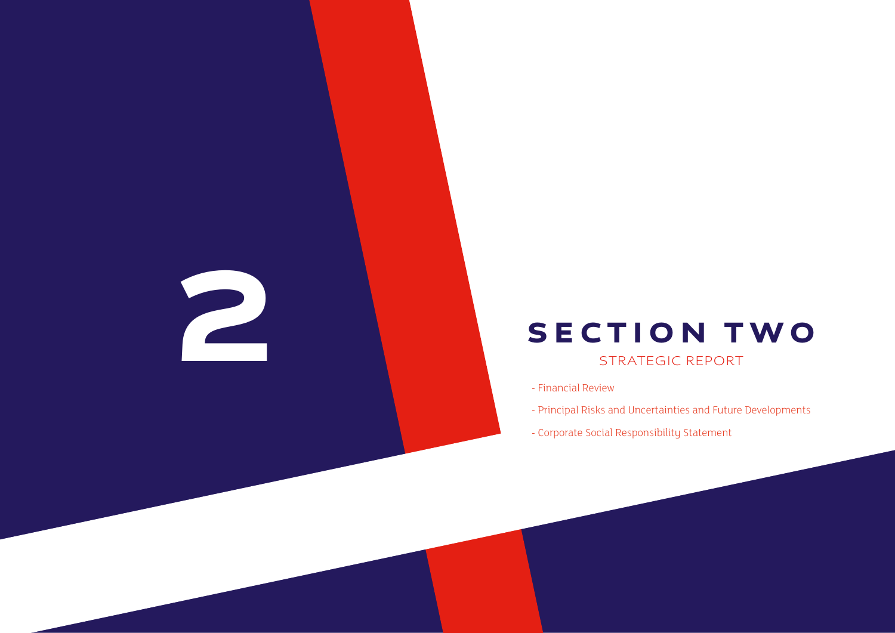2

# SECTION TWO

## STRATEGIC REPORT

- Financial Review
- Principal Risks and Uncertainties and Future Developments
- Corporate Social Responsibility Statement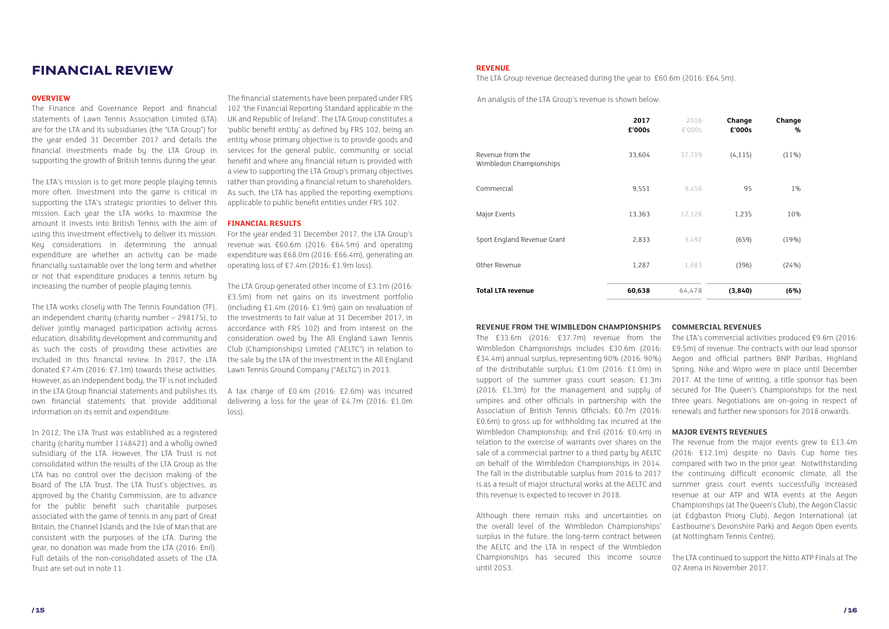# FINANCIAL REVIEW

## OVERVIEW

The Finance and Governance Report and financial statements of Lawn Tennis Association Limited (LTA) are for the LTA and its subsidiaries (the "LTA Group") for the year ended 31 December 2017 and details the financial investments made by the LTA Group in supporting the growth of British tennis during the year.

The LTA's mission is to get more people playing tennis more often. Investment into the game is critical in supporting the LTA's strategic priorities to deliver this mission. Each year the LTA works to maximise the amount it invests into British Tennis with the aim of using this investment effectively to deliver its mission. Key considerations in determining the annual expenditure are whether an activity can be made financially sustainable over the long term and whether or not that expenditure produces a tennis return by increasing the number of people playing tennis.

The LTA works closely with The Tennis Foundation (TF), an independent charity (charity number – 298175), to deliver jointly managed participation activity across education, disability development and community and as such the costs of providing these activities are included in this financial review. In 2017, the LTA donated £7.4m (2016: £7.1m) towards these activities. However, as an independent body, the TF is not included in the LTA Group financial statements and publishes its own financial statements that provide additional information on its remit and expenditure.

In 2012, The LTA Trust was established as a registered charity (charity number 1148421) and a wholly owned subsidiary of the LTA. However, The LTA Trust is not consolidated within the results of the LTA Group as the LTA has no control over the decision making of the Board of The LTA Trust. The LTA Trust's objectives, as approved by the Charity Commission, are to advance for the public benefit such charitable purposes associated with the game of tennis in any part of Great Britain, the Channel Islands and the Isle of Man that are consistent with the purposes of the LTA. During the year, no donation was made from the LTA (2016: £nil). Full details of the non-consolidated assets of The LTA Trust are set out in note 11.

The financial statements have been prepared under FRS 102 'the Financial Reporting Standard applicable in the UK and Republic of Ireland'. The LTA Group constitutes a 'public benefit entity' as defined by FRS 102, being an entity whose primary objective is to provide goods and services for the general public, community or social benefit and where any financial return is provided with a view to supporting the LTA Group's primary objectives rather than providing a financial return to shareholders. As such, the LTA has applied the reporting exemptions applicable to public benefit entities under FRS 102.

## FINANCIAL RESULTS

For the year ended 31 December 2017, the LTA Group's revenue was £60.6m (2016: £64.5m) and operating expenditure was £68.0m (2016: £66.4m), generating an operating loss of £7.4m (2016: £1.9m loss).

The LTA Group generated other income of £3.1m (2016: £3.5m) from net gains on its investment portfolio (including £1.4m (2016: £1.9m) gain on revaluation of the investments to fair value at 31 December 2017, in accordance with FRS 102) and from interest on the consideration owed by The All England Lawn Tennis Club (Championships) Limited ("AELTC") in relation to the sale by the LTA of the investment in the All England Lawn Tennis Ground Company ("AELTG") in 2013.

A tax charge of £0.4m (2016: £2.6m) was incurred delivering a loss for the year of £4.7m (2016: £1.0m loss).

## REVENUE

The LTA Group revenue decreased during the year to £60.6m (2016: £64.5m).

An analysis of the LTA Group's revenue is shown below:

| | 2017 £'000s | 2016 £'000s | Change £'000s | Change % |
|---|---|---|---|---|
| Revenue from the Wimbledon Championships | 33,604 | 37,719 | (4,115) | (11%) |
| Commercial | 9,551 | 9,456 | 95 | 1% |
| Major Events | 13,363 | 12,128 | 1,235 | 10% |
| Sport England Revenue Grant | 2,833 | 3,492 | (659) | (19%) |
| Other Revenue | 1,287 | 1,683 | (396) | (24%) |
| **Total LTA revenue** | **60,638** | **64,478** | **(3,840)** | **(6%)** |

### REVENUE FROM THE WIMBLEDON CHAMPIONSHIPS

The £33.6m (2016: £37.7m) revenue from the Wimbledon Championships includes £30.6m (2016: £34.4m) annual surplus, representing 90% (2016: 90%) of the distributable surplus; £1.0m (2016: £1.0m) in support of the summer grass court season; £1.3m (2016: £1.3m) for the management and supply of umpires and other officials in partnership with the Association of British Tennis Officials; £0.7m (2016: £0.6m) to gross up for withholding tax incurred at the Wimbledon Championship; and £nil (2016: £0.4m) in relation to the exercise of warrants over shares on the sale of a commercial partner to a third party by AELTC on behalf of the Wimbledon Championships in 2014. The fall in the distributable surplus from 2016 to 2017 is as a result of major structural works at the AELTC and this revenue is expected to recover in 2018.

Although there remain risks and uncertainties on the overall level of the Wimbledon Championships' surplus in the future, the long-term contract between the AELTC and the LTA in respect of the Wimbledon Championships has secured this income source until 2053.

### COMMERCIAL REVENUES

The LTA's commercial activities produced £9.6m (2016: £9.5m) of revenue. The contracts with our lead sponsor Aegon and official partners BNP Paribas, Highland Spring, Nike and Wipro were in place until December 2017. At the time of writing, a title sponsor has been secured for The Queen's Championships for the next three years. Negotiations are on-going in respect of renewals and further new sponsors for 2018 onwards.

### MAJOR EVENTS REVENUES

The revenue from the major events grew to £13.4m (2016: £12.1m) despite no Davis Cup home ties compared with two in the prior year. Notwithstanding the continuing difficult economic climate, all the summer grass court events successfully increased revenue at our ATP and WTA events at the Aegon Championships (at The Queen's Club), the Aegon Classic (at Edgbaston Priory Club), Aegon International (at Eastbourne's Devonshire Park) and Aegon Open events (at Nottingham Tennis Centre).

The LTA continued to support the Nitto ATP Finals at The O2 Arena in November 2017.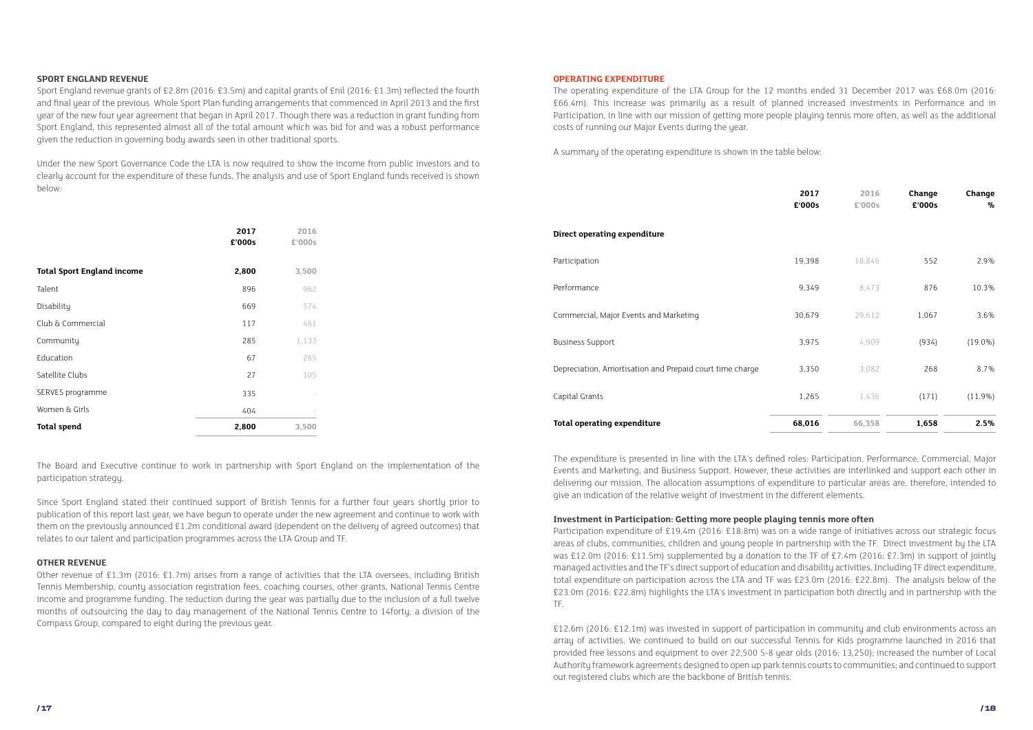## SPORT ENGLAND REVENUE

Sport England revenue grants of £2.8m (2016: £3.5m) and capital grants of £nil (2016: £1.3m) reflected the fourth and final year of the previous Whole Sport Plan funding arrangements that commenced in April 2013 and the first year of the new four year agreement that began in April 2017. Though there was a reduction in grant funding from Sport England, this represented almost all of the total amount which was bid for and was a robust performance given the reduction in governing body awards seen in other traditional sports.

Under the new Sport Governance Code the LTA is now required to show the income from public investors and to clearly account for the expenditure of these funds. The analysis and use of Sport England funds received is shown below:

| | 2017 £'000s | 2016 £'000s |
|---|---|---|
| **Total Sport England income** | **2,800** | **3,500** |
| Talent | 896 | 962 |
| Disability | 669 | 574 |
| Club & Commercial | 117 | 461 |
| Community | 285 | 1,133 |
| Education | 67 | 265 |
| Satellite Clubs | 27 | 105 |
| SERVES programme | 335 | - |
| Women & Girls | 404 | - |
| **Total spend** | **2,800** | **3,500** |

The Board and Executive continue to work in partnership with Sport England on the implementation of the participation strategy.

Since Sport England stated their continued support of British Tennis for a further four years shortly prior to publication of this report last year, we have begun to operate under the new agreement and continue to work with them on the previously announced £1.2m conditional award (dependent on the delivery of agreed outcomes) that relates to our talent and participation programmes across the LTA Group and TF.

## OTHER REVENUE

Other revenue of £1.3m (2016: £1.7m) arises from a range of activities that the LTA oversees, including British Tennis Membership, county association registration fees, coaching courses, other grants, National Tennis Centre income and programme funding. The reduction during the year was partially due to the inclusion of a full twelve months of outsourcing the day to day management of the National Tennis Centre to 14forty, a division of the Compass Group, compared to eight during the previous year.

## OPERATING EXPENDITURE

The operating expenditure of the LTA Group for the 12 months ended 31 December 2017 was £68.0m (2016: £66.4m). This increase was primarily as a result of planned increased investments in Performance and in Participation, in line with our mission of getting more people playing tennis more often, as well as the additional costs of running our Major Events during the year.

A summary of the operating expenditure is shown in the table below:

| | 2017 £'000s | 2016 £'000s | Change £'000s | Change % |
|---|---|---|---|---|
| **Direct operating expenditure** | | | | |
| Participation | 19,398 | 18,846 | 552 | 2.9% |
| Performance | 9,349 | 8,473 | 876 | 10.3% |
| Commercial, Major Events and Marketing | 30,679 | 29,612 | 1,067 | 3.6% |
| Business Support | 3,975 | 4,909 | (934) | (19.0%) |
| Depreciation, Amortisation and Prepaid court time charge | 3,350 | 3,082 | 268 | 8.7% |
| Capital Grants | 1,265 | 1,436 | (171) | (11.9%) |
| **Total operating expenditure** | **68,016** | **66,358** | **1,658** | **2.5%** |

The expenditure is presented in line with the LTA's defined roles: Participation, Performance, Commercial, Major Events and Marketing, and Business Support. However, these activities are interlinked and support each other in delivering our mission. The allocation assumptions of expenditure to particular areas are, therefore, intended to give an indication of the relative weight of investment in the different elements.

### Investment in Participation: Getting more people playing tennis more often

Participation expenditure of £19.4m (2016: £18.8m) was on a wide range of initiatives across our strategic focus areas of clubs, communities, children and young people in partnership with the TF. Direct investment by the LTA was £12.0m (2016: £11.5m) supplemented by a donation to the TF of £7.4m (2016: £7.3m) in support of jointly managed activities and the TF's direct support of education and disability activities. Including TF direct expenditure, total expenditure on participation across the LTA and TF was £23.0m (2016: £22.8m). The analysis below of the £23.0m (2016: £22.8m) highlights the LTA's investment in participation both directly and in partnership with the TF.

£12.6m (2016: £12.1m) was invested in support of participation in community and club environments across an array of activities. We continued to build on our successful Tennis for Kids programme launched in 2016 that provided free lessons and equipment to over 22,500 5-8 year olds (2016: 13,250); increased the number of Local Authority framework agreements designed to open up park tennis courts to communities; and continued to support our registered clubs which are the backbone of British tennis.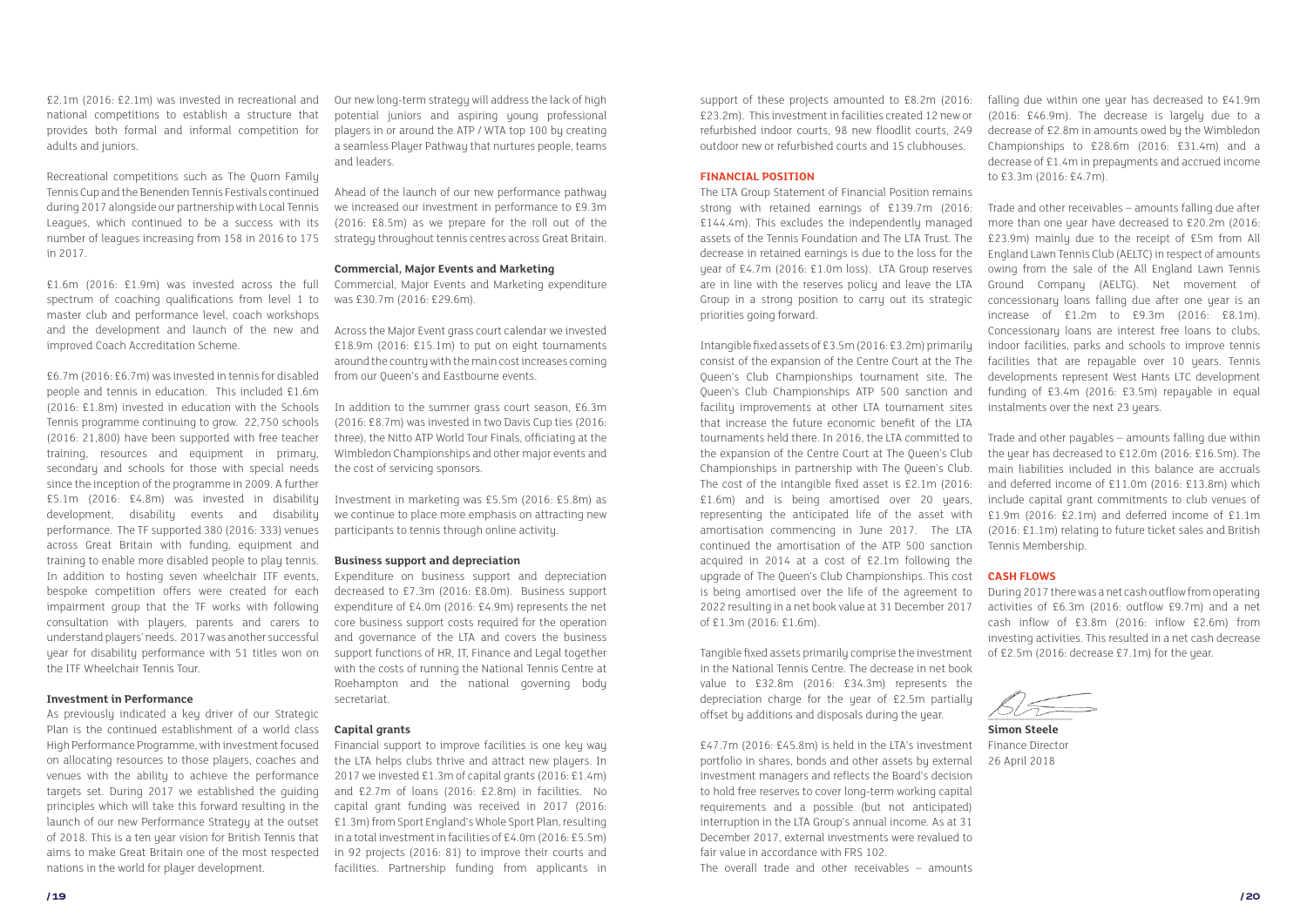£2.1m (2016: £2.1m) was invested in recreational and national competitions to establish a structure that provides both formal and informal competition for adults and juniors.

Recreational competitions such as The Quorn Family Tennis Cup and the Benenden Tennis Festivals continued during 2017 alongside our partnership with Local Tennis Leagues, which continued to be a success with its number of leagues increasing from 158 in 2016 to 175 in 2017.

£1.6m (2016: £1.9m) was invested across the full spectrum of coaching qualifications from level 1 to master club and performance level, coach workshops and the development and launch of the new and improved Coach Accreditation Scheme.

£6.7m (2016: £6.7m) was invested in tennis for disabled people and tennis in education. This included £1.6m (2016: £1.8m) invested in education with the Schools Tennis programme continuing to grow. 22,750 schools (2016: 21,800) have been supported with free teacher training, resources and equipment in primary, secondary and schools for those with special needs since the inception of the programme in 2009. A further £5.1m (2016: £4.8m) was invested in disability development, disability events and disability performance. The TF supported 380 (2016: 333) venues across Great Britain with funding, equipment and training to enable more disabled people to play tennis. In addition to hosting seven wheelchair ITF events, bespoke competition offers were created for each impairment group that the TF works with following consultation with players, parents and carers to understand players' needs. 2017 was another successful year for disability performance with 51 titles won on the ITF Wheelchair Tennis Tour.

**Investment in Performance**

As previously indicated a key driver of our Strategic Plan is the continued establishment of a world class High Performance Programme, with investment focused on allocating resources to those players, coaches and venues with the ability to achieve the performance targets set. During 2017 we established the guiding principles which will take this forward resulting in the launch of our new Performance Strategy at the outset of 2018. This is a ten year vision for British Tennis that aims to make Great Britain one of the most respected nations in the world for player development.

Our new long-term strategy will address the lack of high potential juniors and aspiring young professional players in or around the ATP / WTA top 100 by creating a seamless Player Pathway that nurtures people, teams and leaders.

Ahead of the launch of our new performance pathway we increased our investment in performance to £9.3m (2016: £8.5m) as we prepare for the roll out of the strategy throughout tennis centres across Great Britain.

**Commercial, Major Events and Marketing**

Commercial, Major Events and Marketing expenditure was £30.7m (2016: £29.6m).

Across the Major Event grass court calendar we invested £18.9m (2016: £15.1m) to put on eight tournaments around the country with the main cost increases coming from our Queen's and Eastbourne events.

In addition to the summer grass court season, £6.3m (2016: £8.7m) was invested in two Davis Cup ties (2016: three), the Nitto ATP World Tour Finals, officiating at the Wimbledon Championships and other major events and the cost of servicing sponsors.

Investment in marketing was £5.5m (2016: £5.8m) as we continue to place more emphasis on attracting new participants to tennis through online activity.

**Business support and depreciation**

Expenditure on business support and depreciation decreased to £7.3m (2016: £8.0m). Business support expenditure of £4.0m (2016: £4.9m) represents the net core business support costs required for the operation and governance of the LTA and covers the business support functions of HR, IT, Finance and Legal together with the costs of running the National Tennis Centre at Roehampton and the national governing body secretariat.

**Capital grants**

Financial support to improve facilities is one key way the LTA helps clubs thrive and attract new players. In 2017 we invested £1.3m of capital grants (2016: £1.4m) and £2.7m of loans (2016: £2.8m) in facilities. No capital grant funding was received in 2017 (2016: £1.3m) from Sport England's Whole Sport Plan, resulting in a total investment in facilities of £4.0m (2016: £5.5m) in 92 projects (2016: 81) to improve their courts and facilities. Partnership funding from applicants in support of these projects amounted to £8.2m (2016: £23.2m). This investment in facilities created 12 new or refurbished indoor courts, 98 new floodlit courts, 249 outdoor new or refurbished courts and 15 clubhouses.

**FINANCIAL POSITION**

The LTA Group Statement of Financial Position remains strong with retained earnings of £139.7m (2016: £144.4m). This excludes the independently managed assets of the Tennis Foundation and The LTA Trust. The decrease in retained earnings is due to the loss for the year of £4.7m (2016: £1.0m loss). LTA Group reserves are in line with the reserves policy and leave the LTA Group in a strong position to carry out its strategic priorities going forward.

Intangible fixed assets of £3.5m (2016: £3.2m) primarily consist of the expansion of the Centre Court at the The Queen's Club Championships tournament site, The Queen's Club Championships ATP 500 sanction and facility improvements at other LTA tournament sites that increase the future economic benefit of the LTA tournaments held there. In 2016, the LTA committed to the expansion of the Centre Court at The Queen's Club Championships in partnership with The Queen's Club. The cost of the intangible fixed asset is £2.1m (2016: £1.6m) and is being amortised over 20 years, representing the anticipated life of the asset with amortisation commencing in June 2017. The LTA continued the amortisation of the ATP 500 sanction acquired in 2014 at a cost of £2.1m following the upgrade of The Queen's Club Championships. This cost is being amortised over the life of the agreement to 2022 resulting in a net book value at 31 December 2017 of £1.3m (2016: £1.6m).

Tangible fixed assets primarily comprise the investment in the National Tennis Centre. The decrease in net book value to £32.8m (2016: £34.3m) represents the depreciation charge for the year of £2.5m partially offset by additions and disposals during the year.

£47.7m (2016: £45.8m) is held in the LTA's investment portfolio in shares, bonds and other assets by external investment managers and reflects the Board's decision to hold free reserves to cover long-term working capital requirements and a possible (but not anticipated) interruption in the LTA Group's annual income. As at 31 December 2017, external investments were revalued to fair value in accordance with FRS 102.

The overall trade and other receivables – amounts falling due within one year has decreased to £41.9m (2016: £46.9m). The decrease is largely due to a decrease of £2.8m in amounts owed by the Wimbledon Championships to £28.6m (2016: £31.4m) and a decrease of £1.4m in prepayments and accrued income to £3.3m (2016: £4.7m).

Trade and other receivables – amounts falling due after more than one year have decreased to £20.2m (2016: £23.9m) mainly due to the receipt of £5m from All England Lawn Tennis Club (AELTC) in respect of amounts owing from the sale of the All England Lawn Tennis Ground Company (AELTG). Net movement of concessionary loans falling due after one year is an increase of £1.2m to £9.3m (2016: £8.1m). Concessionary loans are interest free loans to clubs, indoor facilities, parks and schools to improve tennis facilities that are repayable over 10 years. Tennis developments represent West Hants LTC development funding of £3.4m (2016: £3.5m) repayable in equal instalments over the next 23 years.

Trade and other payables – amounts falling due within the year has decreased to £12.0m (2016: £16.5m). The main liabilities included in this balance are accruals and deferred income of £11.0m (2016: £13.8m) which include capital grant commitments to club venues of £1.9m (2016: £2.1m) and deferred income of £1.1m (2016: £1.1m) relating to future ticket sales and British Tennis Membership.

**CASH FLOWS**

During 2017 there was a net cash outflow from operating activities of £6.3m (2016: outflow £9.7m) and a net cash inflow of £3.8m (2016: inflow £2.6m) from investing activities. This resulted in a net cash decrease of £2.5m (2016: decrease £7.1m) for the year.

**Simon Steele**
Finance Director
26 April 2018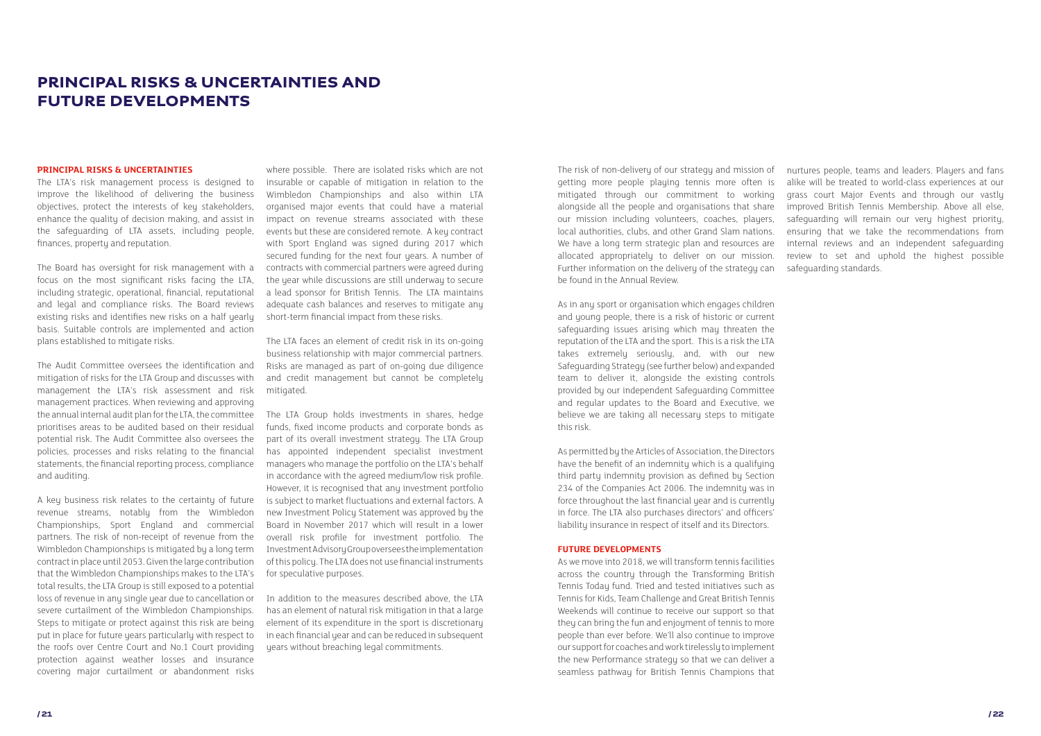# PRINCIPAL RISKS & UNCERTAINTIES AND FUTURE DEVELOPMENTS

## PRINCIPAL RISKS & UNCERTAINTIES

The LTA's risk management process is designed to improve the likelihood of delivering the business objectives, protect the interests of key stakeholders, enhance the quality of decision making, and assist in the safeguarding of LTA assets, including people, finances, property and reputation.

The Board has oversight for risk management with a focus on the most significant risks facing the LTA, including strategic, operational, financial, reputational and legal and compliance risks. The Board reviews existing risks and identifies new risks on a half yearly basis. Suitable controls are implemented and action plans established to mitigate risks.

The Audit Committee oversees the identification and mitigation of risks for the LTA Group and discusses with management the LTA's risk assessment and risk management practices. When reviewing and approving the annual internal audit plan for the LTA, the committee prioritises areas to be audited based on their residual potential risk. The Audit Committee also oversees the policies, processes and risks relating to the financial statements, the financial reporting process, compliance and auditing.

A key business risk relates to the certainty of future revenue streams, notably from the Wimbledon Championships, Sport England and commercial partners. The risk of non-receipt of revenue from the Wimbledon Championships is mitigated by a long term contract in place until 2053. Given the large contribution that the Wimbledon Championships makes to the LTA's total results, the LTA Group is still exposed to a potential loss of revenue in any single year due to cancellation or severe curtailment of the Wimbledon Championships. Steps to mitigate or protect against this risk are being put in place for future years particularly with respect to the roofs over Centre Court and No.1 Court providing protection against weather losses and insurance covering major curtailment or abandonment risks where possible. There are isolated risks which are not insurable or capable of mitigation in relation to the Wimbledon Championships and also within LTA organised major events that could have a material impact on revenue streams associated with these events but these are considered remote. A key contract with Sport England was signed during 2017 which secured funding for the next four years. A number of contracts with commercial partners were agreed during the year while discussions are still underway to secure a lead sponsor for British Tennis. The LTA maintains adequate cash balances and reserves to mitigate any short-term financial impact from these risks.

The LTA faces an element of credit risk in its on-going business relationship with major commercial partners. Risks are managed as part of on-going due diligence and credit management but cannot be completely mitigated.

The LTA Group holds investments in shares, hedge funds, fixed income products and corporate bonds as part of its overall investment strategy. The LTA Group has appointed independent specialist investment managers who manage the portfolio on the LTA's behalf in accordance with the agreed medium/low risk profile. However, it is recognised that any investment portfolio is subject to market fluctuations and external factors. A new Investment Policy Statement was approved by the Board in November 2017 which will result in a lower overall risk profile for investment portfolio. The Investment Advisory Group oversees the implementation of this policy. The LTA does not use financial instruments for speculative purposes.

In addition to the measures described above, the LTA has an element of natural risk mitigation in that a large element of its expenditure in the sport is discretionary in each financial year and can be reduced in subsequent years without breaching legal commitments.

The risk of non-delivery of our strategy and mission of getting more people playing tennis more often is mitigated through our commitment to working alongside all the people and organisations that share our mission including volunteers, coaches, players, local authorities, clubs, and other Grand Slam nations. We have a long term strategic plan and resources are allocated appropriately to deliver on our mission. Further information on the delivery of the strategy can be found in the Annual Review.

As in any sport or organisation which engages children and young people, there is a risk of historic or current safeguarding issues arising which may threaten the reputation of the LTA and the sport. This is a risk the LTA takes extremely seriously, and, with our new Safeguarding Strategy (see further below) and expanded team to deliver it, alongside the existing controls provided by our independent Safeguarding Committee and regular updates to the Board and Executive, we believe we are taking all necessary steps to mitigate this risk.

As permitted by the Articles of Association, the Directors have the benefit of an indemnity which is a qualifying third party indemnity provision as defined by Section 234 of the Companies Act 2006. The indemnity was in force throughout the last financial year and is currently in force. The LTA also purchases directors' and officers' liability insurance in respect of itself and its Directors.

## FUTURE DEVELOPMENTS

As we move into 2018, we will transform tennis facilities across the country through the Transforming British Tennis Today fund. Tried and tested initiatives such as Tennis for Kids, Team Challenge and Great British Tennis Weekends will continue to receive our support so that they can bring the fun and enjoyment of tennis to more people than ever before. We'll also continue to improve our support for coaches and work tirelessly to implement the new Performance strategy so that we can deliver a seamless pathway for British Tennis Champions that nurtures people, teams and leaders. Players and fans alike will be treated to world-class experiences at our grass court Major Events and through our vastly improved British Tennis Membership. Above all else, safeguarding will remain our very highest priority, ensuring that we take the recommendations from internal reviews and an independent safeguarding review to set and uphold the highest possible safeguarding standards.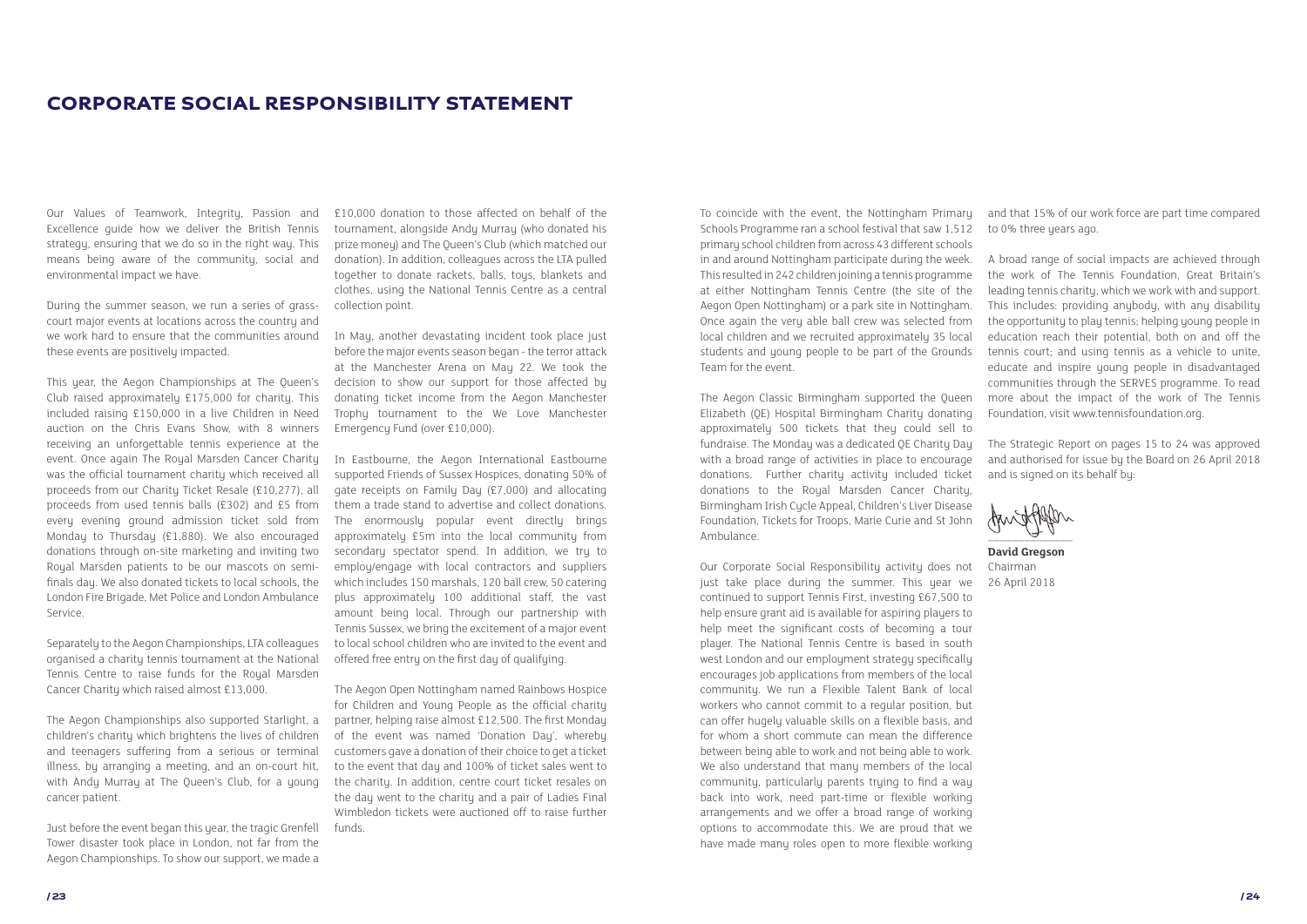# CORPORATE SOCIAL RESPONSIBILITY STATEMENT

Our Values of Teamwork, Integrity, Passion and Excellence guide how we deliver the British Tennis strategy, ensuring that we do so in the right way. This means being aware of the community, social and environmental impact we have.

During the summer season, we run a series of grass-court major events at locations across the country and we work hard to ensure that the communities around these events are positively impacted.

This year, the Aegon Championships at The Queen's Club raised approximately £175,000 for charity. This included raising £150,000 in a live Children in Need auction on the Chris Evans Show, with 8 winners receiving an unforgettable tennis experience at the event. Once again The Royal Marsden Cancer Charity was the official tournament charity which received all proceeds from our Charity Ticket Resale (£10,277), all proceeds from used tennis balls (£302) and £5 from every evening ground admission ticket sold from Monday to Thursday (£1,880). We also encouraged donations through on-site marketing and inviting two Royal Marsden patients to be our mascots on semi-finals day. We also donated tickets to local schools, the London Fire Brigade, Met Police and London Ambulance Service.

Separately to the Aegon Championships, LTA colleagues organised a charity tennis tournament at the National Tennis Centre to raise funds for the Royal Marsden Cancer Charity which raised almost £13,000.

The Aegon Championships also supported Starlight, a children's charity which brightens the lives of children and teenagers suffering from a serious or terminal illness, by arranging a meeting, and an on-court hit, with Andy Murray at The Queen's Club, for a young cancer patient.

Just before the event began this year, the tragic Grenfell Tower disaster took place in London, not far from the Aegon Championships. To show our support, we made a £10,000 donation to those affected on behalf of the tournament, alongside Andy Murray (who donated his prize money) and The Queen's Club (which matched our donation). In addition, colleagues across the LTA pulled together to donate rackets, balls, toys, blankets and clothes, using the National Tennis Centre as a central collection point.

In May, another devastating incident took place just before the major events season began - the terror attack at the Manchester Arena on May 22. We took the decision to show our support for those affected by donating ticket income from the Aegon Manchester Trophy tournament to the We Love Manchester Emergency Fund (over £10,000).

In Eastbourne, the Aegon International Eastbourne supported Friends of Sussex Hospices, donating 50% of gate receipts on Family Day (£7,000) and allocating them a trade stand to advertise and collect donations. The enormously popular event directly brings approximately £5m into the local community from secondary spectator spend. In addition, we try to employ/engage with local contractors and suppliers which includes 150 marshals, 120 ball crew, 50 catering plus approximately 100 additional staff, the vast amount being local. Through our partnership with Tennis Sussex, we bring the excitement of a major event to local school children who are invited to the event and offered free entry on the first day of qualifying.

The Aegon Open Nottingham named Rainbows Hospice for Children and Young People as the official charity partner, helping raise almost £12,500. The first Monday of the event was named 'Donation Day', whereby customers gave a donation of their choice to get a ticket to the event that day and 100% of ticket sales went to the charity. In addition, centre court ticket resales on the day went to the charity and a pair of Ladies Final Wimbledon tickets were auctioned off to raise further funds.

To coincide with the event, the Nottingham Primary Schools Programme ran a school festival that saw 1,512 primary school children from across 43 different schools in and around Nottingham participate during the week. This resulted in 242 children joining a tennis programme at either Nottingham Tennis Centre (the site of the Aegon Open Nottingham) or a park site in Nottingham. Once again the very able ball crew was selected from local children and we recruited approximately 35 local students and young people to be part of the Grounds Team for the event.

The Aegon Classic Birmingham supported the Queen Elizabeth (QE) Hospital Birmingham Charity donating approximately 500 tickets that they could sell to fundraise. The Monday was a dedicated QE Charity Day with a broad range of activities in place to encourage donations. Further charity activity included ticket donations to the Royal Marsden Cancer Charity, Birmingham Irish Cycle Appeal, Children's Liver Disease Foundation, Tickets for Troops, Marie Curie and St John Ambulance.

Our Corporate Social Responsibility activity does not just take place during the summer. This year we continued to support Tennis First, investing £67,500 to help ensure grant aid is available for aspiring players to help meet the significant costs of becoming a tour player. The National Tennis Centre is based in south west London and our employment strategy specifically encourages job applications from members of the local community. We run a Flexible Talent Bank of local workers who cannot commit to a regular position, but can offer hugely valuable skills on a flexible basis, and for whom a short commute can mean the difference between being able to work and not being able to work. We also understand that many members of the local community, particularly parents trying to find a way back into work, need part-time or flexible working arrangements and we offer a broad range of working options to accommodate this. We are proud that we have made many roles open to more flexible working and that 15% of our work force are part time compared to 0% three years ago.

A broad range of social impacts are achieved through the work of The Tennis Foundation, Great Britain's leading tennis charity, which we work with and support. This includes: providing anybody, with any disability the opportunity to play tennis; helping young people in education reach their potential, both on and off the tennis court; and using tennis as a vehicle to unite, educate and inspire young people in disadvantaged communities through the SERVES programme. To read more about the impact of the work of The Tennis Foundation, visit www.tennisfoundation.org.

The Strategic Report on pages 15 to 24 was approved and authorised for issue by the Board on 26 April 2018 and is signed on its behalf by:

**David Gregson**
Chairman
26 April 2018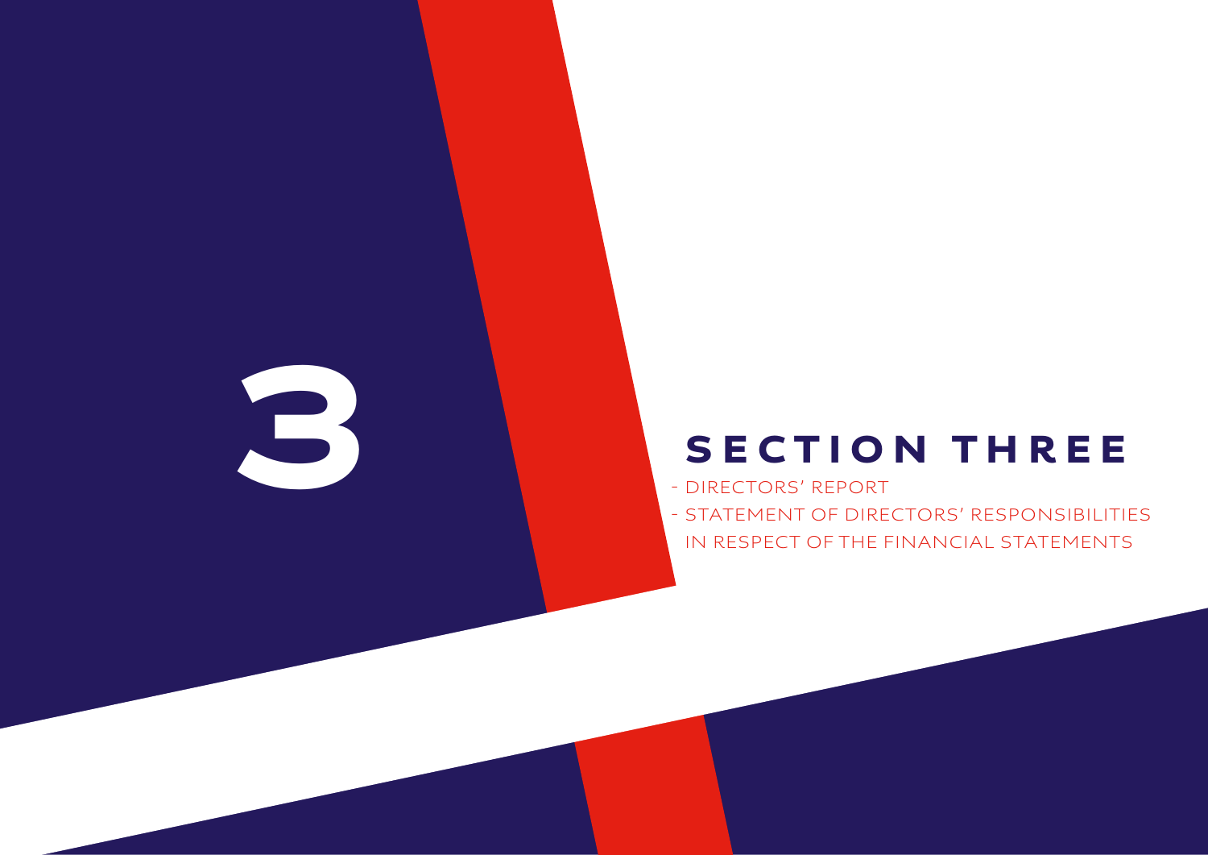# 3

# SECTION THREE

- DIRECTORS' REPORT
- STATEMENT OF DIRECTORS' RESPONSIBILITIES IN RESPECT OF THE FINANCIAL STATEMENTS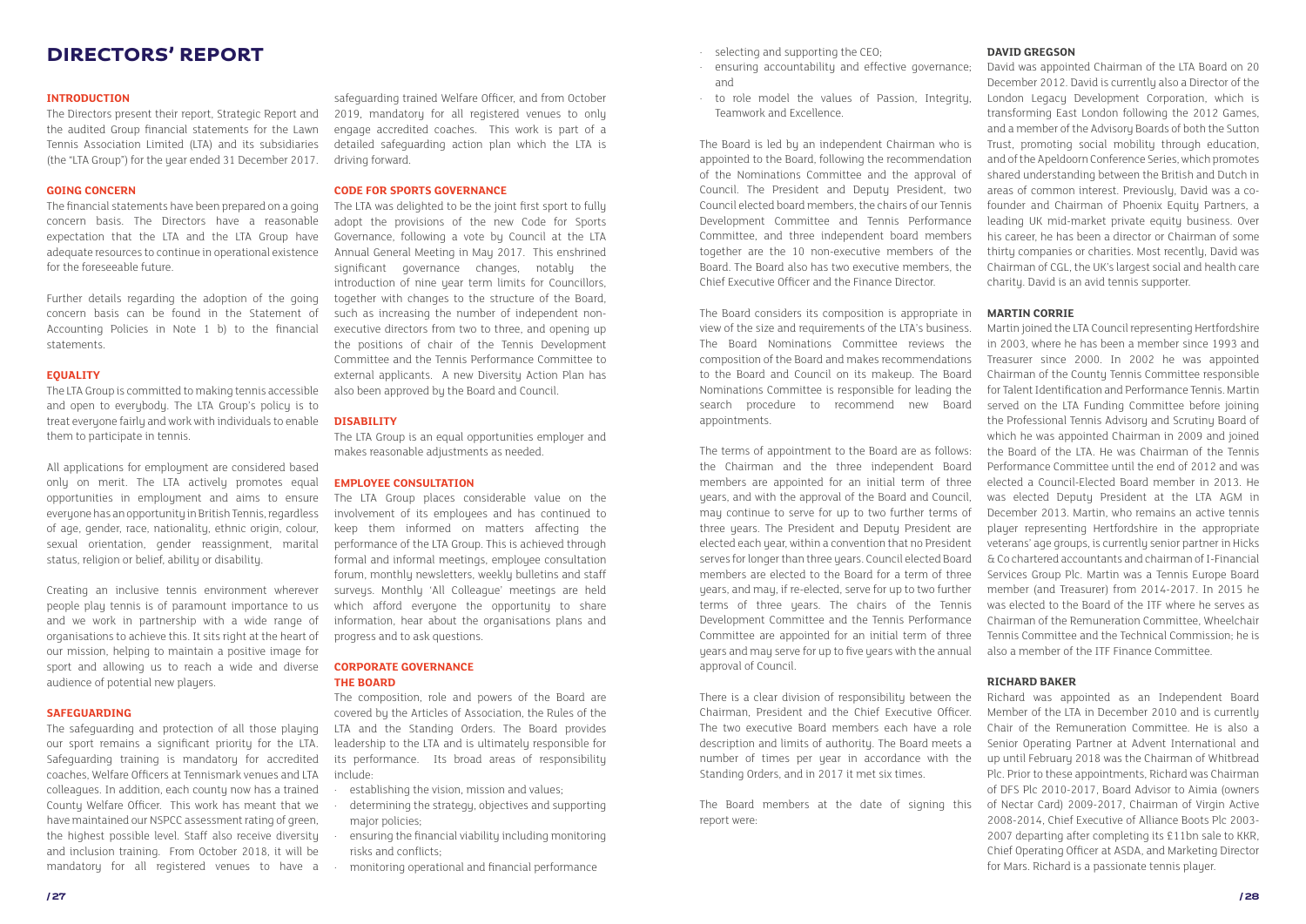# DIRECTORS' REPORT

## INTRODUCTION

The Directors present their report, Strategic Report and the audited Group financial statements for the Lawn Tennis Association Limited (LTA) and its subsidiaries (the "LTA Group") for the year ended 31 December 2017.

## GOING CONCERN

The financial statements have been prepared on a going concern basis. The Directors have a reasonable expectation that the LTA and the LTA Group have adequate resources to continue in operational existence for the foreseeable future.

Further details regarding the adoption of the going concern basis can be found in the Statement of Accounting Policies in Note 1 b) to the financial statements.

## EQUALITY

The LTA Group is committed to making tennis accessible and open to everybody. The LTA Group's policy is to treat everyone fairly and work with individuals to enable them to participate in tennis.

All applications for employment are considered based only on merit. The LTA actively promotes equal opportunities in employment and aims to ensure everyone has an opportunity in British Tennis, regardless of age, gender, race, nationality, ethnic origin, colour, sexual orientation, gender reassignment, marital status, religion or belief, ability or disability.

Creating an inclusive tennis environment wherever people play tennis is of paramount importance to us and we work in partnership with a wide range of organisations to achieve this. It sits right at the heart of our mission, helping to maintain a positive image for sport and allowing us to reach a wide and diverse audience of potential new players.

## SAFEGUARDING

The safeguarding and protection of all those playing our sport remains a significant priority for the LTA. Safeguarding training is mandatory for accredited coaches, Welfare Officers at Tennismark venues and LTA colleagues. In addition, each county now has a trained County Welfare Officer. This work has meant that we have maintained our NSPCC assessment rating of green, the highest possible level. Staff also receive diversity and inclusion training. From October 2018, it will be mandatory for all registered venues to have a safeguarding trained Welfare Officer, and from October 2019, mandatory for all registered venues to only engage accredited coaches. This work is part of a detailed safeguarding action plan which the LTA is driving forward.

## CODE FOR SPORTS GOVERNANCE

The LTA was delighted to be the joint first sport to fully adopt the provisions of the new Code for Sports Governance, following a vote by Council at the LTA Annual General Meeting in May 2017. This enshrined significant governance changes, notably the introduction of nine year term limits for Councillors, together with changes to the structure of the Board, such as increasing the number of independent non-executive directors from two to three, and opening up the positions of chair of the Tennis Development Committee and the Tennis Performance Committee to external applicants. A new Diversity Action Plan has also been approved by the Board and Council.

## DISABILITY

The LTA Group is an equal opportunities employer and makes reasonable adjustments as needed.

## EMPLOYEE CONSULTATION

The LTA Group places considerable value on the involvement of its employees and has continued to keep them informed on matters affecting the performance of the LTA Group. This is achieved through formal and informal meetings, employee consultation forum, monthly newsletters, weekly bulletins and staff surveys. Monthly 'All Colleague' meetings are held which afford everyone the opportunity to share information, hear about the organisations plans and progress and to ask questions.

## CORPORATE GOVERNANCE

### THE BOARD

The composition, role and powers of the Board are covered by the Articles of Association, the Rules of the LTA and the Standing Orders. The Board provides leadership to the LTA and is ultimately responsible for its performance. Its broad areas of responsibility include:

- establishing the vision, mission and values;
- determining the strategy, objectives and supporting major policies;
- ensuring the financial viability including monitoring risks and conflicts;
- monitoring operational and financial performance
- selecting and supporting the CEO;
- ensuring accountability and effective governance; and
- to role model the values of Passion, Integrity, Teamwork and Excellence.

The Board is led by an independent Chairman who is appointed to the Board, following the recommendation of the Nominations Committee and the approval of Council. The President and Deputy President, two Council elected board members, the chairs of our Tennis Development Committee and Tennis Performance Committee, and three independent board members together are the 10 non-executive members of the Board. The Board also has two executive members, the Chief Executive Officer and the Finance Director.

The Board considers its composition is appropriate in view of the size and requirements of the LTA's business. The Board Nominations Committee reviews the composition of the Board and makes recommendations to the Board and Council on its makeup. The Board Nominations Committee is responsible for leading the search procedure to recommend new Board appointments.

The terms of appointment to the Board are as follows: the Chairman and the three independent Board members are appointed for an initial term of three years, and with the approval of the Board and Council, may continue to serve for up to two further terms of three years. The President and Deputy President are elected each year, within a convention that no President serves for longer than three years. Council elected Board members are elected to the Board for a term of three years, and may, if re-elected, serve for up to two further terms of three years. The chairs of the Tennis Development Committee and the Tennis Performance Committee are appointed for an initial term of three years and may serve for up to five years with the annual approval of Council.

There is a clear division of responsibility between the Chairman, President and the Chief Executive Officer. The two executive Board members each have a role description and limits of authority. The Board meets a number of times per year in accordance with the Standing Orders, and in 2017 it met six times.

The Board members at the date of signing this report were:

### DAVID GREGSON

David was appointed Chairman of the LTA Board on 20 December 2012. David is currently also a Director of the London Legacy Development Corporation, which is transforming East London following the 2012 Games, and a member of the Advisory Boards of both the Sutton Trust, promoting social mobility through education, and of the Apeldoorn Conference Series, which promotes shared understanding between the British and Dutch in areas of common interest. Previously, David was a co-founder and Chairman of Phoenix Equity Partners, a leading UK mid-market private equity business. Over his career, he has been a director or Chairman of some thirty companies or charities. Most recently, David was Chairman of CGL, the UK's largest social and health care charity. David is an avid tennis supporter.

### MARTIN CORRIE

Martin joined the LTA Council representing Hertfordshire in 2003, where he has been a member since 1993 and Treasurer since 2000. In 2002 he was appointed Chairman of the County Tennis Committee responsible for Talent Identification and Performance Tennis. Martin served on the LTA Funding Committee before joining the Professional Tennis Advisory and Scrutiny Board of which he was appointed Chairman in 2009 and joined the Board of the LTA. He was Chairman of the Tennis Performance Committee until the end of 2012 and was elected a Council-Elected Board member in 2013. He was elected Deputy President at the LTA AGM in December 2013. Martin, who remains an active tennis player representing Hertfordshire in the appropriate veterans' age groups, is currently senior partner in Hicks & Co chartered accountants and chairman of I-Financial Services Group Plc. Martin was a Tennis Europe Board member (and Treasurer) from 2014-2017. In 2015 he was elected to the Board of the ITF where he serves as Chairman of the Remuneration Committee, Wheelchair Tennis Committee and the Technical Commission; he is also a member of the ITF Finance Committee.

### RICHARD BAKER

Richard was appointed as an Independent Board Member of the LTA in December 2010 and is currently Chair of the Remuneration Committee. He is also a Senior Operating Partner at Advent International and up until February 2018 was the Chairman of Whitbread Plc. Prior to these appointments, Richard was Chairman of DFS Plc 2010-2017, Board Advisor to Aimia (owners of Nectar Card) 2009-2017, Chairman of Virgin Active 2008-2014, Chief Executive of Alliance Boots Plc 2003-2007 departing after completing its £11bn sale to KKR, Chief Operating Officer at ASDA, and Marketing Director for Mars. Richard is a passionate tennis player.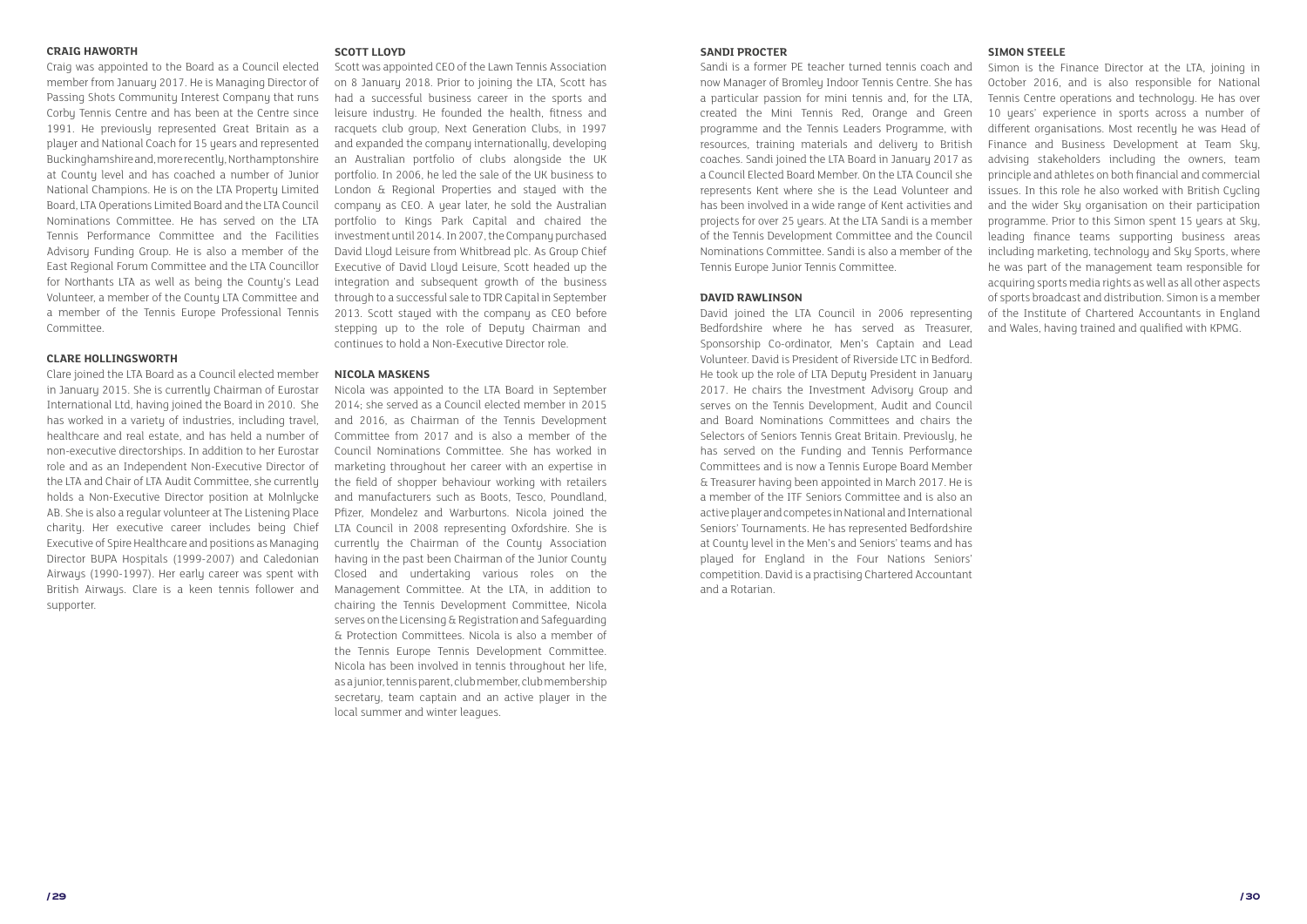### CRAIG HAWORTH

Craig was appointed to the Board as a Council elected member from January 2017. He is Managing Director of Passing Shots Community Interest Company that runs Corby Tennis Centre and has been at the Centre since 1991. He previously represented Great Britain as a player and National Coach for 15 years and represented Buckinghamshire and, more recently, Northamptonshire at County level and has coached a number of Junior National Champions. He is on the LTA Property Limited Board, LTA Operations Limited Board and the LTA Council Nominations Committee. He has served on the LTA Tennis Performance Committee and the Facilities Advisory Funding Group. He is also a member of the East Regional Forum Committee and the LTA Councillor for Northants LTA as well as being the County's Lead Volunteer, a member of the County LTA Committee and a member of the Tennis Europe Professional Tennis Committee.

### CLARE HOLLINGSWORTH

Clare joined the LTA Board as a Council elected member in January 2015. She is currently Chairman of Eurostar International Ltd, having joined the Board in 2010. She has worked in a variety of industries, including travel, healthcare and real estate, and has held a number of non-executive directorships. In addition to her Eurostar role and as an Independent Non-Executive Director of the LTA and Chair of LTA Audit Committee, she currently holds a Non-Executive Director position at Molnlycke AB. She is also a regular volunteer at The Listening Place charity. Her executive career includes being Chief Executive of Spire Healthcare and positions as Managing Director BUPA Hospitals (1999-2007) and Caledonian Airways (1990-1997). Her early career was spent with British Airways. Clare is a keen tennis follower and supporter.

### SCOTT LLOYD

Scott was appointed CEO of the Lawn Tennis Association on 8 January 2018. Prior to joining the LTA, Scott has had a successful business career in the sports and leisure industry. He founded the health, fitness and racquets club group, Next Generation Clubs, in 1997 and expanded the company internationally, developing an Australian portfolio of clubs alongside the UK portfolio. In 2006, he led the sale of the UK business to London & Regional Properties and stayed with the company as CEO. A year later, he sold the Australian portfolio to Kings Park Capital and chaired the investment until 2014. In 2007, the Company purchased David Lloyd Leisure from Whitbread plc. As Group Chief Executive of David Lloyd Leisure, Scott headed up the integration and subsequent growth of the business through to a successful sale to TDR Capital in September 2013. Scott stayed with the company as CEO before stepping up to the role of Deputy Chairman and continues to hold a Non-Executive Director role.

### NICOLA MASKENS

Nicola was appointed to the LTA Board in September 2014; she served as a Council elected member in 2015 and 2016, as Chairman of the Tennis Development Committee from 2017 and is also a member of the Council Nominations Committee. She has worked in marketing throughout her career with an expertise in the field of shopper behaviour working with retailers and manufacturers such as Boots, Tesco, Poundland, Pfizer, Mondelez and Warburtons. Nicola joined the LTA Council in 2008 representing Oxfordshire. She is currently the Chairman of the County Association having in the past been Chairman of the Junior County Closed and undertaking various roles on the Management Committee. At the LTA, in addition to chairing the Tennis Development Committee, Nicola serves on the Licensing & Registration and Safeguarding & Protection Committees. Nicola is also a member of the Tennis Europe Tennis Development Committee. Nicola has been involved in tennis throughout her life, as a junior, tennis parent, club member, club membership secretary, team captain and an active player in the local summer and winter leagues.

### SANDI PROCTER

Sandi is a former PE teacher turned tennis coach and now Manager of Bromley Indoor Tennis Centre. She has a particular passion for mini tennis and, for the LTA, created the Mini Tennis Red, Orange and Green programme and the Tennis Leaders Programme, with resources, training materials and delivery to British coaches. Sandi joined the LTA Board in January 2017 as a Council Elected Board Member. On the LTA Council she represents Kent where she is the Lead Volunteer and has been involved in a wide range of Kent activities and projects for over 25 years. At the LTA Sandi is a member of the Tennis Development Committee and the Council Nominations Committee. Sandi is also a member of the Tennis Europe Junior Tennis Committee.

### DAVID RAWLINSON

David joined the LTA Council in 2006 representing Bedfordshire where he has served as Treasurer, Sponsorship Co-ordinator, Men's Captain and Lead Volunteer. David is President of Riverside LTC in Bedford. He took up the role of LTA Deputy President in January 2017. He chairs the Investment Advisory Group and serves on the Tennis Development, Audit and Council and Board Nominations Committees and chairs the Selectors of Seniors Tennis Great Britain. Previously, he has served on the Funding and Tennis Performance Committees and is now a Tennis Europe Board Member & Treasurer having been appointed in March 2017. He is a member of the ITF Seniors Committee and is also an active player and competes in National and International Seniors' Tournaments. He has represented Bedfordshire at County level in the Men's and Seniors' teams and has played for England in the Four Nations Seniors' competition. David is a practising Chartered Accountant and a Rotarian.

### SIMON STEELE

Simon is the Finance Director at the LTA, joining in October 2016, and is also responsible for National Tennis Centre operations and technology. He has over 10 years' experience in sports across a number of different organisations. Most recently he was Head of Finance and Business Development at Team Sky, advising stakeholders including the owners, team principle and athletes on both financial and commercial issues. In this role he also worked with British Cycling and the wider Sky organisation on their participation programme. Prior to this Simon spent 15 years at Sky, leading finance teams supporting business areas including marketing, technology and Sky Sports, where he was part of the management team responsible for acquiring sports media rights as well as all other aspects of sports broadcast and distribution. Simon is a member of the Institute of Chartered Accountants in England and Wales, having trained and qualified with KPMG.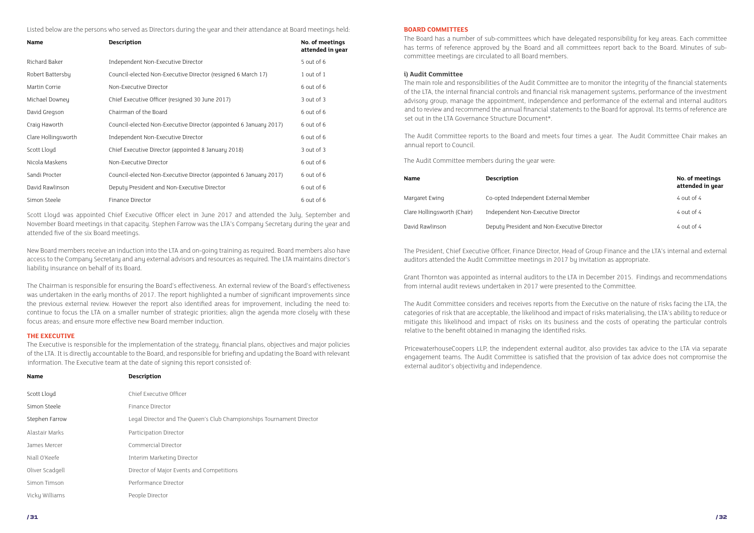Listed below are the persons who served as Directors during the year and their attendance at Board meetings held:

| Name | Description | No. of meetings attended in year |
|---|---|---|
| Richard Baker | Independent Non-Executive Director | 5 out of 6 |
| Robert Battersby | Council-elected Non-Executive Director (resigned 6 March 17) | 1 out of 1 |
| Martin Corrie | Non-Executive Director | 6 out of 6 |
| Michael Downey | Chief Executive Officer (resigned 30 June 2017) | 3 out of 3 |
| David Gregson | Chairman of the Board | 6 out of 6 |
| Craig Haworth | Council-elected Non-Executive Director (appointed 6 January 2017) | 6 out of 6 |
| Clare Hollingsworth | Independent Non-Executive Director | 6 out of 6 |
| Scott Lloyd | Chief Executive Director (appointed 8 January 2018) | 3 out of 3 |
| Nicola Maskens | Non-Executive Director | 6 out of 6 |
| Sandi Procter | Council-elected Non-Executive Director (appointed 6 January 2017) | 6 out of 6 |
| David Rawlinson | Deputy President and Non-Executive Director | 6 out of 6 |
| Simon Steele | Finance Director | 6 out of 6 |

Scott Lloyd was appointed Chief Executive Officer elect in June 2017 and attended the July, September and November Board meetings in that capacity. Stephen Farrow was the LTA's Company Secretary during the year and attended five of the six Board meetings.

New Board members receive an induction into the LTA and on-going training as required. Board members also have access to the Company Secretary and any external advisors and resources as required. The LTA maintains director's liability insurance on behalf of its Board.

The Chairman is responsible for ensuring the Board's effectiveness. An external review of the Board's effectiveness was undertaken in the early months of 2017. The report highlighted a number of significant improvements since the previous external review. However the report also identified areas for improvement, including the need to: continue to focus the LTA on a smaller number of strategic priorities; align the agenda more closely with these focus areas; and ensure more effective new Board member induction.

## THE EXECUTIVE

The Executive is responsible for the implementation of the strategy, financial plans, objectives and major policies of the LTA. It is directly accountable to the Board, and responsible for briefing and updating the Board with relevant information. The Executive team at the date of signing this report consisted of:

| Name | Description |
|---|---|
| Scott Lloyd | Chief Executive Officer |
| Simon Steele | Finance Director |
| Stephen Farrow | Legal Director and The Queen's Club Championships Tournament Director |
| Alastair Marks | Participation Director |
| James Mercer | Commercial Director |
| Niall O'Keefe | Interim Marketing Director |
| Oliver Scadgell | Director of Major Events and Competitions |
| Simon Timson | Performance Director |
| Vicky Williams | People Director |

## BOARD COMMITTEES

The Board has a number of sub-committees which have delegated responsibility for key areas. Each committee has terms of reference approved by the Board and all committees report back to the Board. Minutes of sub-committee meetings are circulated to all Board members.

### i) Audit Committee

The main role and responsibilities of the Audit Committee are to monitor the integrity of the financial statements of the LTA, the internal financial controls and financial risk management systems, performance of the investment advisory group, manage the appointment, independence and performance of the external and internal auditors and to review and recommend the annual financial statements to the Board for approval. Its terms of reference are set out in the LTA Governance Structure Document*.

The Audit Committee reports to the Board and meets four times a year. The Audit Committee Chair makes an annual report to Council.

The Audit Committee members during the year were:

| Name | Description | No. of meetings attended in year |
|---|---|---|
| Margaret Ewing | Co-opted Independent External Member | 4 out of 4 |
| Clare Hollingsworth (Chair) | Independent Non-Executive Director | 4 out of 4 |
| David Rawlinson | Deputy President and Non-Executive Director | 4 out of 4 |

The President, Chief Executive Officer, Finance Director, Head of Group Finance and the LTA's internal and external auditors attended the Audit Committee meetings in 2017 by invitation as appropriate.

Grant Thornton was appointed as internal auditors to the LTA in December 2015. Findings and recommendations from internal audit reviews undertaken in 2017 were presented to the Committee.

The Audit Committee considers and receives reports from the Executive on the nature of risks facing the LTA, the categories of risk that are acceptable, the likelihood and impact of risks materialising, the LTA's ability to reduce or mitigate this likelihood and impact of risks on its business and the costs of operating the particular controls relative to the benefit obtained in managing the identified risks.

PricewaterhouseCoopers LLP, the independent external auditor, also provides tax advice to the LTA via separate engagement teams. The Audit Committee is satisfied that the provision of tax advice does not compromise the external auditor's objectivity and independence.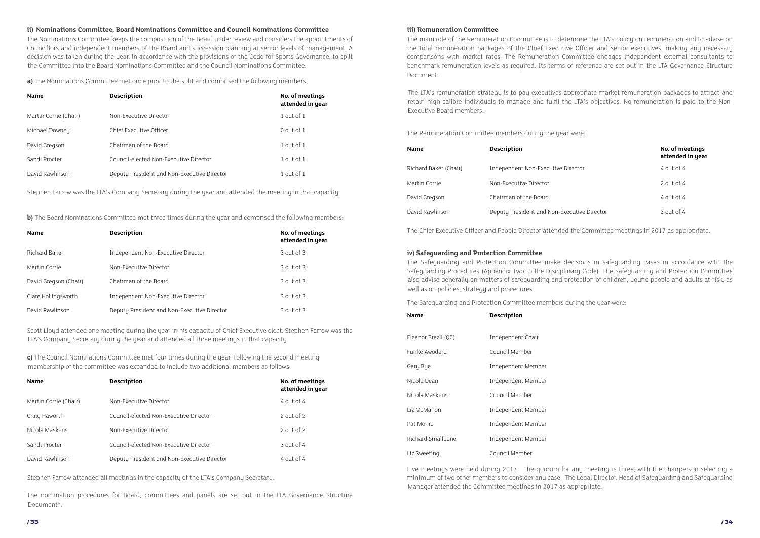### ii) Nominations Committee, Board Nominations Committee and Council Nominations Committee

The Nominations Committee keeps the composition of the Board under review and considers the appointments of Councillors and independent members of the Board and succession planning at senior levels of management. A decision was taken during the year, in accordance with the provisions of the Code for Sports Governance, to split the Committee into the Board Nominations Committee and the Council Nominations Committee.

**a)** The Nominations Committee met once prior to the split and comprised the following members:

| Name | Description | No. of meetings attended in year |
|---|---|---|
| Martin Corrie (Chair) | Non-Executive Director | 1 out of 1 |
| Michael Downey | Chief Executive Officer | 0 out of 1 |
| David Gregson | Chairman of the Board | 1 out of 1 |
| Sandi Procter | Council-elected Non-Executive Director | 1 out of 1 |
| David Rawlinson | Deputy President and Non-Executive Director | 1 out of 1 |

Stephen Farrow was the LTA's Company Secretary during the year and attended the meeting in that capacity.

**b)** The Board Nominations Committee met three times during the year and comprised the following members:

| Name | Description | No. of meetings attended in year |
|---|---|---|
| Richard Baker | Independent Non-Executive Director | 3 out of 3 |
| Martin Corrie | Non-Executive Director | 3 out of 3 |
| David Gregson (Chair) | Chairman of the Board | 3 out of 3 |
| Clare Hollingsworth | Independent Non-Executive Director | 3 out of 3 |
| David Rawlinson | Deputy President and Non-Executive Director | 3 out of 3 |

Scott Lloyd attended one meeting during the year in his capacity of Chief Executive elect. Stephen Farrow was the LTA's Company Secretary during the year and attended all three meetings in that capacity.

**c)** The Council Nominations Committee met four times during the year. Following the second meeting, membership of the committee was expanded to include two additional members as follows:

| Name | Description | No. of meetings attended in year |
|---|---|---|
| Martin Corrie (Chair) | Non-Executive Director | 4 out of 4 |
| Craig Haworth | Council-elected Non-Executive Director | 2 out of 2 |
| Nicola Maskens | Non-Executive Director | 2 out of 2 |
| Sandi Procter | Council-elected Non-Executive Director | 3 out of 4 |
| David Rawlinson | Deputy President and Non-Executive Director | 4 out of 4 |

Stephen Farrow attended all meetings in the capacity of the LTA's Company Secretary.

The nomination procedures for Board, committees and panels are set out in the LTA Governance Structure Document*.

### iii) Remuneration Committee

The main role of the Remuneration Committee is to determine the LTA's policy on remuneration and to advise on the total remuneration packages of the Chief Executive Officer and senior executives, making any necessary comparisons with market rates. The Remuneration Committee engages independent external consultants to benchmark remuneration levels as required. Its terms of reference are set out in the LTA Governance Structure Document.

The LTA's remuneration strategy is to pay executives appropriate market remuneration packages to attract and retain high-calibre individuals to manage and fulfil the LTA's objectives. No remuneration is paid to the Non-Executive Board members.

The Remuneration Committee members during the year were:

| Name | Description | No. of meetings attended in year |
|---|---|---|
| Richard Baker (Chair) | Independent Non-Executive Director | 4 out of 4 |
| Martin Corrie | Non-Executive Director | 2 out of 4 |
| David Gregson | Chairman of the Board | 4 out of 4 |
| David Rawlinson | Deputy President and Non-Executive Director | 3 out of 4 |

The Chief Executive Officer and People Director attended the Committee meetings in 2017 as appropriate.

### iv) Safeguarding and Protection Committee

The Safeguarding and Protection Committee make decisions in safeguarding cases in accordance with the Safeguarding Procedures (Appendix Two to the Disciplinary Code). The Safeguarding and Protection Committee also advise generally on matters of safeguarding and protection of children, young people and adults at risk, as well as on policies, strategy and procedures.

The Safeguarding and Protection Committee members during the year were:

| Name | Description |
|---|---|
| Eleanor Brazil (QC) | Independent Chair |
| Funke Awoderu | Council Member |
| Gary Bye | Independent Member |
| Nicola Dean | Independent Member |
| Nicola Maskens | Council Member |
| Liz McMahon | Independent Member |
| Pat Monro | Independent Member |
| Richard Smallbone | Independent Member |
| Liz Sweeting | Council Member |

Five meetings were held during 2017. The quorum for any meeting is three, with the chairperson selecting a minimum of two other members to consider any case. The Legal Director, Head of Safeguarding and Safeguarding Manager attended the Committee meetings in 2017 as appropriate.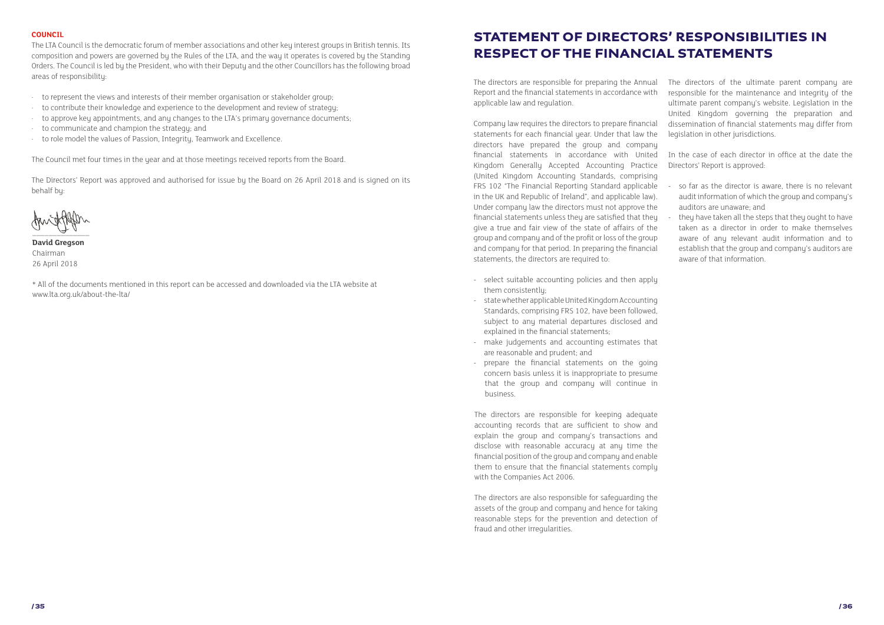**COUNCIL**

The LTA Council is the democratic forum of member associations and other key interest groups in British tennis. Its composition and powers are governed by the Rules of the LTA, and the way it operates is covered by the Standing Orders. The Council is led by the President, who with their Deputy and the other Councillors has the following broad areas of responsibility:

- to represent the views and interests of their member organisation or stakeholder group;
- to contribute their knowledge and experience to the development and review of strategy;
- to approve key appointments, and any changes to the LTA's primary governance documents;
- to communicate and champion the strategy; and
- to role model the values of Passion, Integrity, Teamwork and Excellence.

The Council met four times in the year and at those meetings received reports from the Board.

The Directors' Report was approved and authorised for issue by the Board on 26 April 2018 and is signed on its behalf by:

**David Gregson**
Chairman
26 April 2018

\* All of the documents mentioned in this report can be accessed and downloaded via the LTA website at www.lta.org.uk/about-the-lta/

# STATEMENT OF DIRECTORS' RESPONSIBILITIES IN RESPECT OF THE FINANCIAL STATEMENTS

The directors are responsible for preparing the Annual Report and the financial statements in accordance with applicable law and regulation.

Company law requires the directors to prepare financial statements for each financial year. Under that law the directors have prepared the group and company financial statements in accordance with United Kingdom Generally Accepted Accounting Practice (United Kingdom Accounting Standards, comprising FRS 102 "The Financial Reporting Standard applicable in the UK and Republic of Ireland", and applicable law). Under company law the directors must not approve the financial statements unless they are satisfied that they give a true and fair view of the state of affairs of the group and company and of the profit or loss of the group and company for that period. In preparing the financial statements, the directors are required to:

- select suitable accounting policies and then apply them consistently;
- state whether applicable United Kingdom Accounting Standards, comprising FRS 102, have been followed, subject to any material departures disclosed and explained in the financial statements;
- make judgements and accounting estimates that are reasonable and prudent; and
- prepare the financial statements on the going concern basis unless it is inappropriate to presume that the group and company will continue in business.

The directors are responsible for keeping adequate accounting records that are sufficient to show and explain the group and company's transactions and disclose with reasonable accuracy at any time the financial position of the group and company and enable them to ensure that the financial statements comply with the Companies Act 2006.

The directors are also responsible for safeguarding the assets of the group and company and hence for taking reasonable steps for the prevention and detection of fraud and other irregularities.

The directors of the ultimate parent company are responsible for the maintenance and integrity of the ultimate parent company's website. Legislation in the United Kingdom governing the preparation and dissemination of financial statements may differ from legislation in other jurisdictions.

In the case of each director in office at the date the Directors' Report is approved:

- so far as the director is aware, there is no relevant audit information of which the group and company's auditors are unaware; and
- they have taken all the steps that they ought to have taken as a director in order to make themselves aware of any relevant audit information and to establish that the group and company's auditors are aware of that information.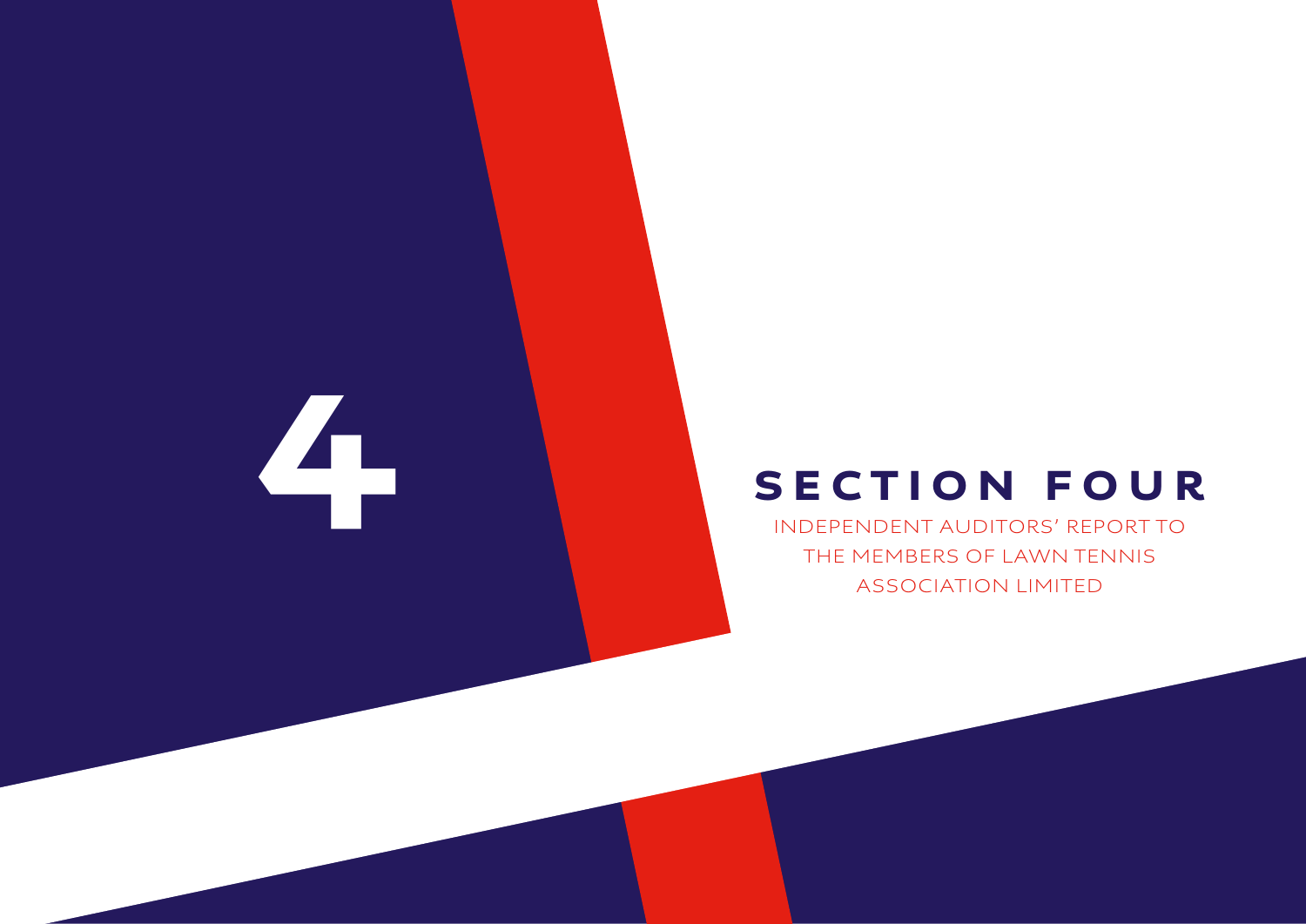# 4

## SECTION FOUR

INDEPENDENT AUDITORS' REPORT TO THE MEMBERS OF LAWN TENNIS ASSOCIATION LIMITED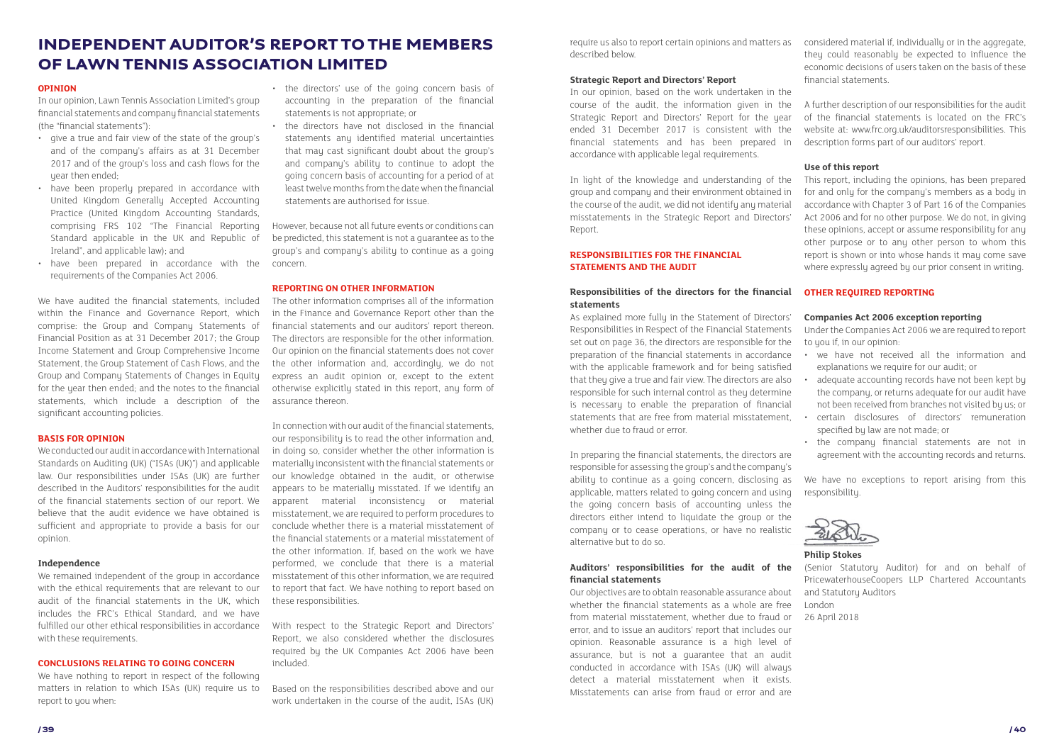# INDEPENDENT AUDITOR'S REPORT TO THE MEMBERS OF LAWN TENNIS ASSOCIATION LIMITED

## OPINION

In our opinion, Lawn Tennis Association Limited's group financial statements and company financial statements (the "financial statements"):

- give a true and fair view of the state of the group's and of the company's affairs as at 31 December 2017 and of the group's loss and cash flows for the year then ended;
- have been properly prepared in accordance with United Kingdom Generally Accepted Accounting Practice (United Kingdom Accounting Standards, comprising FRS 102 "The Financial Reporting Standard applicable in the UK and Republic of Ireland", and applicable law); and
- have been prepared in accordance with the requirements of the Companies Act 2006.

We have audited the financial statements, included within the Finance and Governance Report, which comprise: the Group and Company Statements of Financial Position as at 31 December 2017; the Group Income Statement and Group Comprehensive Income Statement, the Group Statement of Cash Flows, and the Group and Company Statements of Changes in Equity for the year then ended; and the notes to the financial statements, which include a description of the significant accounting policies.

## BASIS FOR OPINION

We conducted our audit in accordance with International Standards on Auditing (UK) ("ISAs (UK)") and applicable law. Our responsibilities under ISAs (UK) are further described in the Auditors' responsibilities for the audit of the financial statements section of our report. We believe that the audit evidence we have obtained is sufficient and appropriate to provide a basis for our opinion.

### Independence

We remained independent of the group in accordance with the ethical requirements that are relevant to our audit of the financial statements in the UK, which includes the FRC's Ethical Standard, and we have fulfilled our other ethical responsibilities in accordance with these requirements.

## CONCLUSIONS RELATING TO GOING CONCERN

We have nothing to report in respect of the following matters in relation to which ISAs (UK) require us to report to you when:

- the directors' use of the going concern basis of accounting in the preparation of the financial statements is not appropriate; or
- the directors have not disclosed in the financial statements any identified material uncertainties that may cast significant doubt about the group's and company's ability to continue to adopt the going concern basis of accounting for a period of at least twelve months from the date when the financial statements are authorised for issue.

However, because not all future events or conditions can be predicted, this statement is not a guarantee as to the group's and company's ability to continue as a going concern.

## REPORTING ON OTHER INFORMATION

The other information comprises all of the information in the Finance and Governance Report other than the financial statements and our auditors' report thereon. The directors are responsible for the other information. Our opinion on the financial statements does not cover the other information and, accordingly, we do not express an audit opinion or, except to the extent otherwise explicitly stated in this report, any form of assurance thereon.

In connection with our audit of the financial statements, our responsibility is to read the other information and, in doing so, consider whether the other information is materially inconsistent with the financial statements or our knowledge obtained in the audit, or otherwise appears to be materially misstated. If we identify an apparent material inconsistency or material misstatement, we are required to perform procedures to conclude whether there is a material misstatement of the financial statements or a material misstatement of the other information. If, based on the work we have performed, we conclude that there is a material misstatement of this other information, we are required to report that fact. We have nothing to report based on these responsibilities.

With respect to the Strategic Report and Directors' Report, we also considered whether the disclosures required by the UK Companies Act 2006 have been included.

Based on the responsibilities described above and our work undertaken in the course of the audit, ISAs (UK) require us also to report certain opinions and matters as described below.

### Strategic Report and Directors' Report

In our opinion, based on the work undertaken in the course of the audit, the information given in the Strategic Report and Directors' Report for the year ended 31 December 2017 is consistent with the financial statements and has been prepared in accordance with applicable legal requirements.

In light of the knowledge and understanding of the group and company and their environment obtained in the course of the audit, we did not identify any material misstatements in the Strategic Report and Directors' Report.

## RESPONSIBILITIES FOR THE FINANCIAL STATEMENTS AND THE AUDIT

### Responsibilities of the directors for the financial statements

As explained more fully in the Statement of Directors' Responsibilities in Respect of the Financial Statements set out on page 36, the directors are responsible for the preparation of the financial statements in accordance with the applicable framework and for being satisfied that they give a true and fair view. The directors are also responsible for such internal control as they determine is necessary to enable the preparation of financial statements that are free from material misstatement, whether due to fraud or error.

In preparing the financial statements, the directors are responsible for assessing the group's and the company's ability to continue as a going concern, disclosing as applicable, matters related to going concern and using the going concern basis of accounting unless the directors either intend to liquidate the group or the company or to cease operations, or have no realistic alternative but to do so.

### Auditors' responsibilities for the audit of the financial statements

Our objectives are to obtain reasonable assurance about whether the financial statements as a whole are free from material misstatement, whether due to fraud or error, and to issue an auditors' report that includes our opinion. Reasonable assurance is a high level of assurance, but is not a guarantee that an audit conducted in accordance with ISAs (UK) will always detect a material misstatement when it exists. Misstatements can arise from fraud or error and are considered material if, individually or in the aggregate, they could reasonably be expected to influence the economic decisions of users taken on the basis of these financial statements.

A further description of our responsibilities for the audit of the financial statements is located on the FRC's website at: www.frc.org.uk/auditorsresponsibilities. This description forms part of our auditors' report.

### Use of this report

This report, including the opinions, has been prepared for and only for the company's members as a body in accordance with Chapter 3 of Part 16 of the Companies Act 2006 and for no other purpose. We do not, in giving these opinions, accept or assume responsibility for any other purpose or to any other person to whom this report is shown or into whose hands it may come save where expressly agreed by our prior consent in writing.

## OTHER REQUIRED REPORTING

### Companies Act 2006 exception reporting

Under the Companies Act 2006 we are required to report to you if, in our opinion:

- we have not received all the information and explanations we require for our audit; or
- adequate accounting records have not been kept by the company, or returns adequate for our audit have not been received from branches not visited by us; or
- certain disclosures of directors' remuneration specified by law are not made; or
- the company financial statements are not in agreement with the accounting records and returns.

We have no exceptions to report arising from this responsibility.

**Philip Stokes**
(Senior Statutory Auditor) for and on behalf of PricewaterhouseCoopers LLP Chartered Accountants and Statutory Auditors
London
26 April 2018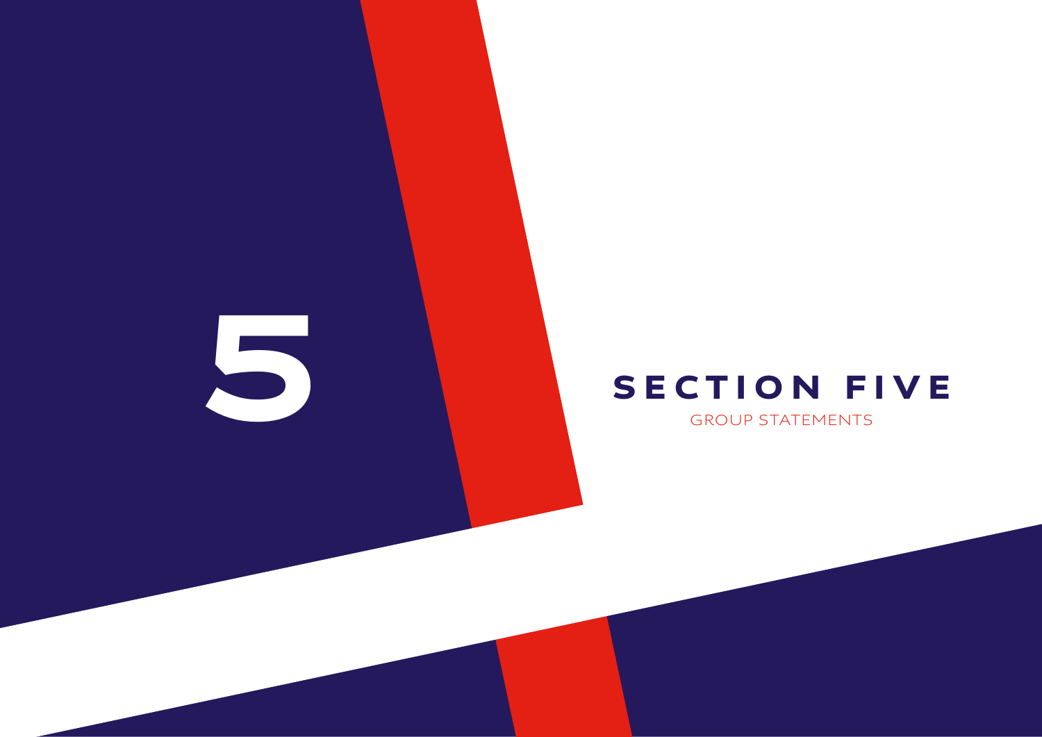# 5

## SECTION FIVE

GROUP STATEMENTS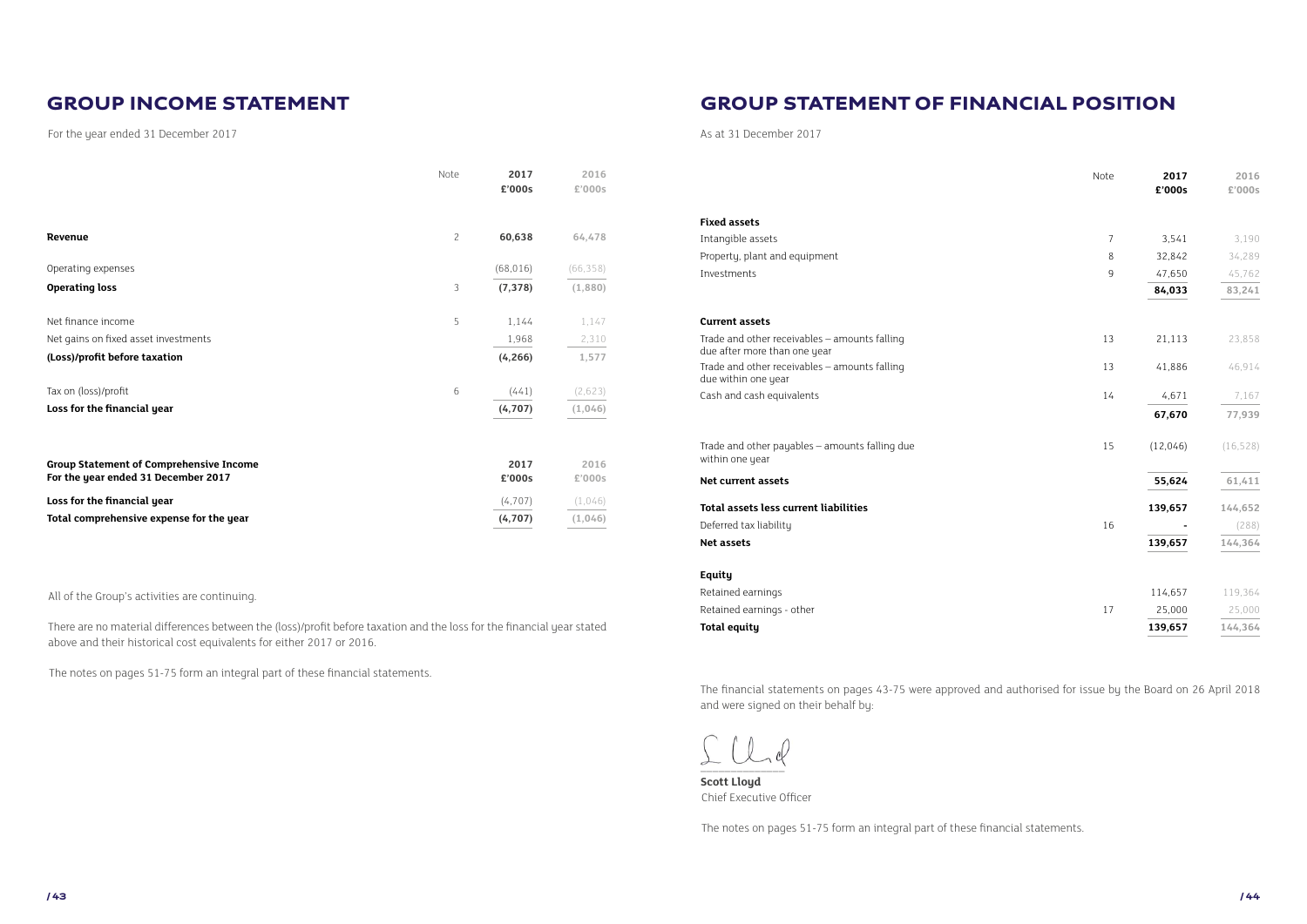# GROUP INCOME STATEMENT

For the year ended 31 December 2017

| | Note | 2017 £'000s | 2016 £'000s |
|---|---|---|---|
| **Revenue** | 2 | **60,638** | **64,478** |
| Operating expenses | | (68,016) | (66,358) |
| **Operating loss** | 3 | **(7,378)** | **(1,880)** |
| Net finance income | 5 | 1,144 | 1,147 |
| Net gains on fixed asset investments | | 1,968 | 2,310 |
| **(Loss)/profit before taxation** | | **(4,266)** | **1,577** |
| Tax on (loss)/profit | 6 | (441) | (2,623) |
| **Loss for the financial year** | | **(4,707)** | **(1,046)** |

| **Group Statement of Comprehensive Income For the year ended 31 December 2017** | 2017 £'000s | 2016 £'000s |
|---|---|---|
| **Loss for the financial year** | (4,707) | (1,046) |
| **Total comprehensive expense for the year** | **(4,707)** | **(1,046)** |

All of the Group's activities are continuing.

There are no material differences between the (loss)/profit before taxation and the loss for the financial year stated above and their historical cost equivalents for either 2017 or 2016.

The notes on pages 51-75 form an integral part of these financial statements.

# GROUP STATEMENT OF FINANCIAL POSITION

As at 31 December 2017

| | Note | 2017 £'000s | 2016 £'000s |
|---|---|---|---|
| **Fixed assets** | | | |
| Intangible assets | 7 | 3,541 | 3,190 |
| Property, plant and equipment | 8 | 32,842 | 34,289 |
| Investments | 9 | 47,650 | 45,762 |
| | | **84,033** | **83,241** |
| **Current assets** | | | |
| Trade and other receivables – amounts falling due after more than one year | 13 | 21,113 | 23,858 |
| Trade and other receivables – amounts falling due within one year | 13 | 41,886 | 46,914 |
| Cash and cash equivalents | 14 | 4,671 | 7,167 |
| | | **67,670** | **77,939** |
| Trade and other payables – amounts falling due within one year | 15 | (12,046) | (16,528) |
| **Net current assets** | | **55,624** | **61,411** |
| **Total assets less current liabilities** | | **139,657** | **144,652** |
| Deferred tax liability | 16 | - | (288) |
| **Net assets** | | **139,657** | **144,364** |
| **Equity** | | | |
| Retained earnings | | 114,657 | 119,364 |
| Retained earnings - other | 17 | 25,000 | 25,000 |
| **Total equity** | | **139,657** | **144,364** |

The financial statements on pages 43-75 were approved and authorised for issue by the Board on 26 April 2018 and were signed on their behalf by:

**Scott Lloyd**
Chief Executive Officer

The notes on pages 51-75 form an integral part of these financial statements.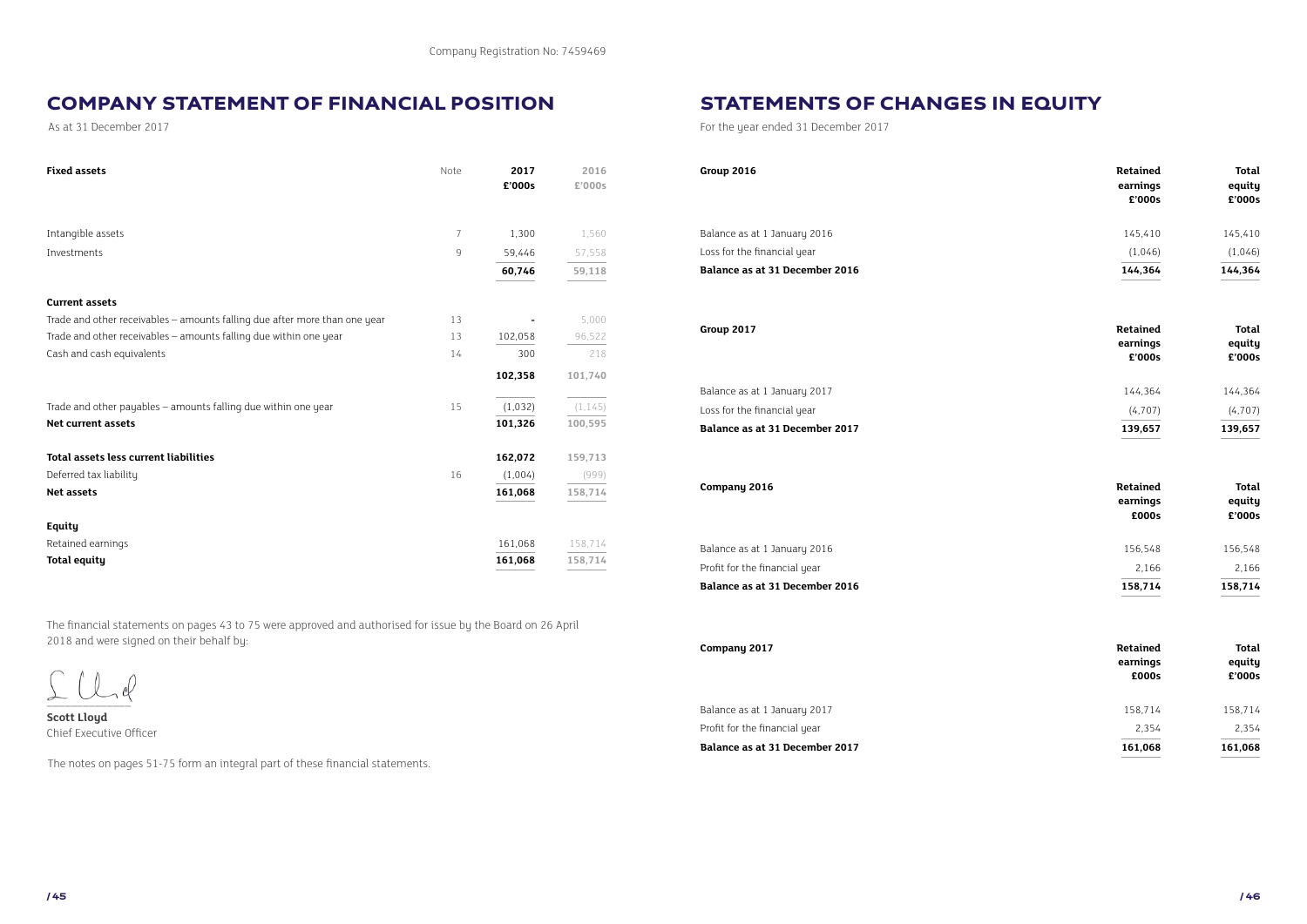Company Registration No: 7459469

# COMPANY STATEMENT OF FINANCIAL POSITION

As at 31 December 2017

| Fixed assets | Note | 2017 £'000s | 2016 £'000s |
|---|---|---|---|
| Intangible assets | 7 | 1,300 | 1,560 |
| Investments | 9 | 59,446 | 57,558 |
| | | **60,746** | **59,118** |
| **Current assets** | | | |
| Trade and other receivables – amounts falling due after more than one year | 13 | - | 5,000 |
| Trade and other receivables – amounts falling due within one year | 13 | 102,058 | 96,522 |
| Cash and cash equivalents | 14 | 300 | 218 |
| | | **102,358** | **101,740** |
| Trade and other payables – amounts falling due within one year | 15 | (1,032) | (1,145) |
| **Net current assets** | | **101,326** | **100,595** |
| **Total assets less current liabilities** | | **162,072** | **159,713** |
| Deferred tax liability | 16 | (1,004) | (999) |
| **Net assets** | | **161,068** | **158,714** |
| **Equity** | | | |
| Retained earnings | | 161,068 | 158,714 |
| **Total equity** | | **161,068** | **158,714** |

The financial statements on pages 43 to 75 were approved and authorised for issue by the Board on 26 April 2018 and were signed on their behalf by:

**Scott Lloyd**
Chief Executive Officer

The notes on pages 51-75 form an integral part of these financial statements.

# STATEMENTS OF CHANGES IN EQUITY

For the year ended 31 December 2017

| Group 2016 | Retained earnings £'000s | Total equity £'000s |
|---|---|---|
| Balance as at 1 January 2016 | 145,410 | 145,410 |
| Loss for the financial year | (1,046) | (1,046) |
| **Balance as at 31 December 2016** | **144,364** | **144,364** |

| Group 2017 | Retained earnings £'000s | Total equity £'000s |
|---|---|---|
| Balance as at 1 January 2017 | 144,364 | 144,364 |
| Loss for the financial year | (4,707) | (4,707) |
| **Balance as at 31 December 2017** | **139,657** | **139,657** |

| Company 2016 | Retained earnings £000s | Total equity £'000s |
|---|---|---|
| Balance as at 1 January 2016 | 156,548 | 156,548 |
| Profit for the financial year | 2,166 | 2,166 |
| **Balance as at 31 December 2016** | **158,714** | **158,714** |

| Company 2017 | Retained earnings £000s | Total equity £'000s |
|---|---|---|
| Balance as at 1 January 2017 | 158,714 | 158,714 |
| Profit for the financial year | 2,354 | 2,354 |
| **Balance as at 31 December 2017** | **161,068** | **161,068** |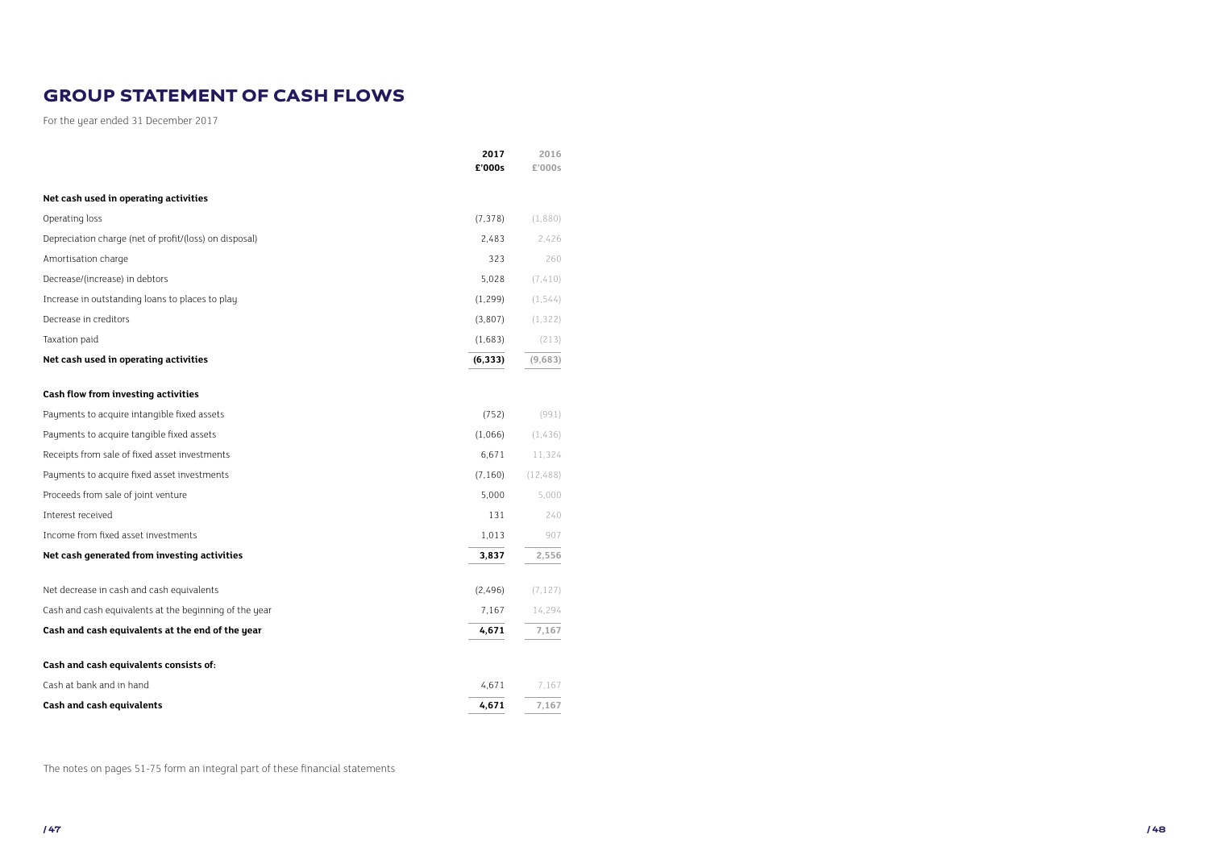# GROUP STATEMENT OF CASH FLOWS

For the year ended 31 December 2017

| | 2017 £'000s | 2016 £'000s |
|---|---|---|
| **Net cash used in operating activities** | | |
| Operating loss | (7,378) | (1,880) |
| Depreciation charge (net of profit/(loss) on disposal) | 2,483 | 2,426 |
| Amortisation charge | 323 | 260 |
| Decrease/(increase) in debtors | 5,028 | (7,410) |
| Increase in outstanding loans to places to play | (1,299) | (1,544) |
| Decrease in creditors | (3,807) | (1,322) |
| Taxation paid | (1,683) | (213) |
| **Net cash used in operating activities** | **(6,333)** | **(9,683)** |
| **Cash flow from investing activities** | | |
| Payments to acquire intangible fixed assets | (752) | (991) |
| Payments to acquire tangible fixed assets | (1,066) | (1,436) |
| Receipts from sale of fixed asset investments | 6,671 | 11,324 |
| Payments to acquire fixed asset investments | (7,160) | (12,488) |
| Proceeds from sale of joint venture | 5,000 | 5,000 |
| Interest received | 131 | 240 |
| Income from fixed asset investments | 1,013 | 907 |
| **Net cash generated from investing activities** | **3,837** | **2,556** |
| Net decrease in cash and cash equivalents | (2,496) | (7,127) |
| Cash and cash equivalents at the beginning of the year | 7,167 | 14,294 |
| **Cash and cash equivalents at the end of the year** | **4,671** | **7,167** |
| **Cash and cash equivalents consists of:** | | |
| Cash at bank and in hand | 4,671 | 7,167 |
| **Cash and cash equivalents** | **4,671** | **7,167** |

The notes on pages 51-75 form an integral part of these financial statements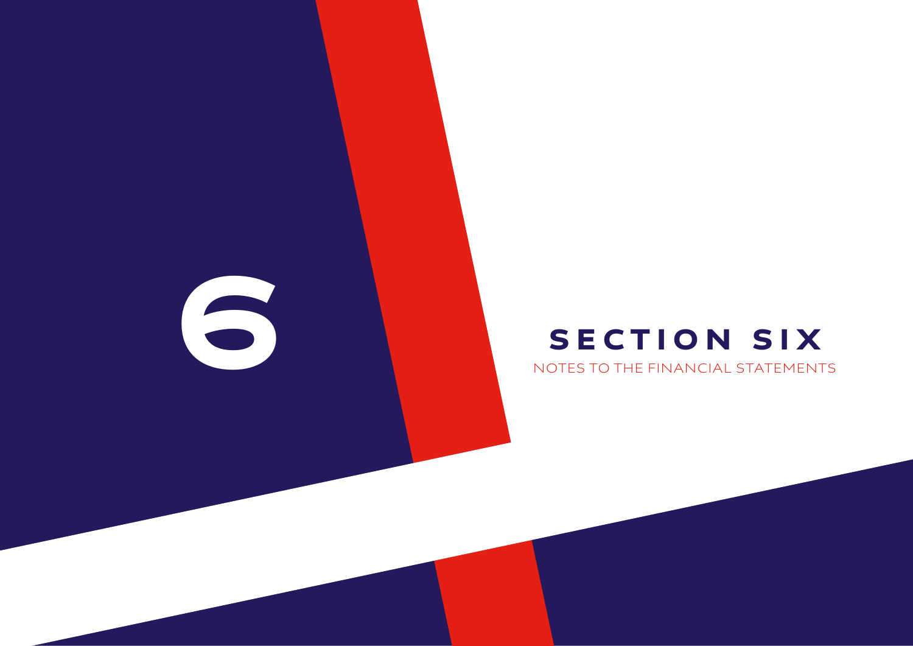# 6

## SECTION SIX

NOTES TO THE FINANCIAL STATEMENTS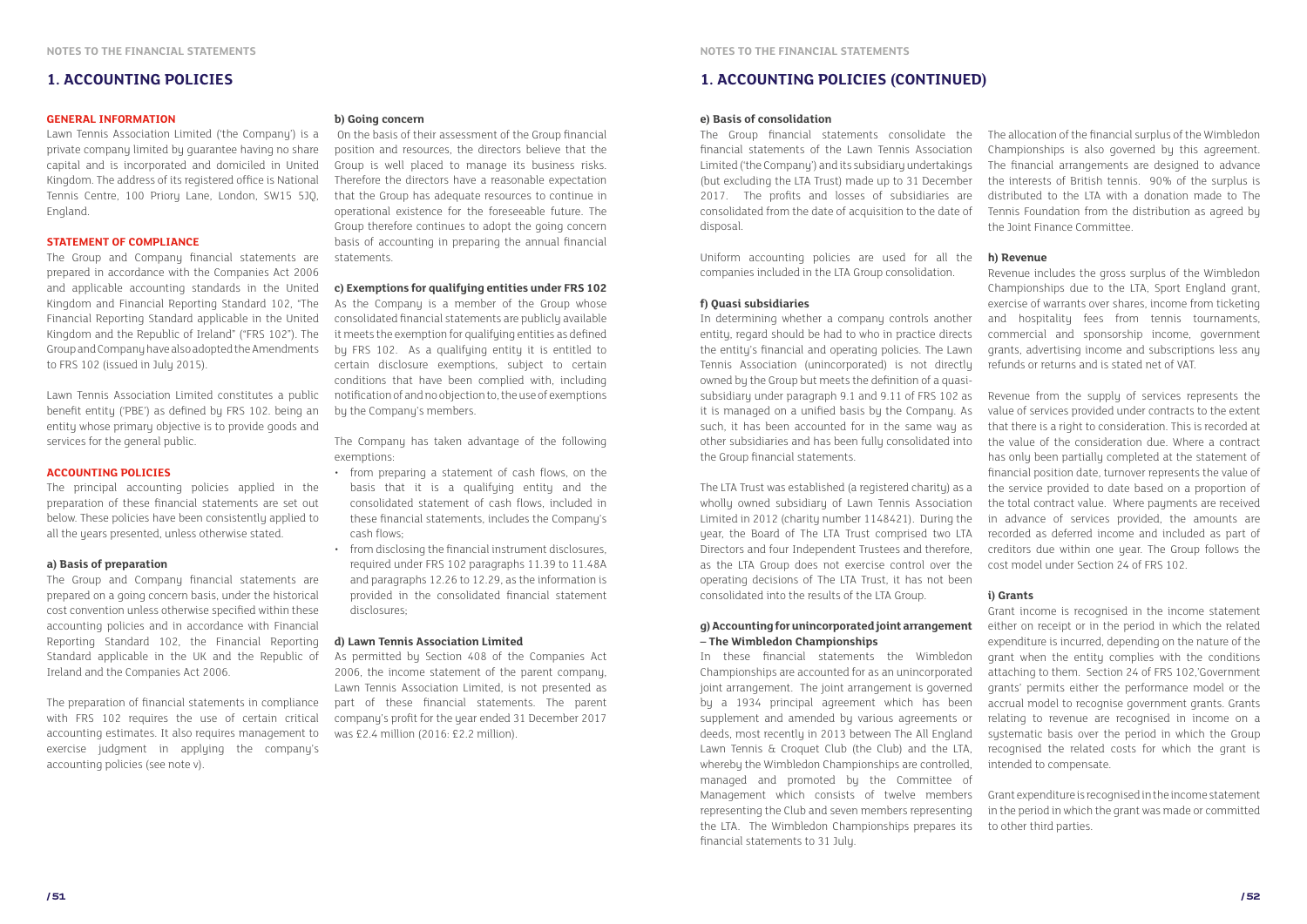# 1. ACCOUNTING POLICIES

### GENERAL INFORMATION

Lawn Tennis Association Limited ('the Company') is a private company limited by guarantee having no share capital and is incorporated and domiciled in United Kingdom. The address of its registered office is National Tennis Centre, 100 Priory Lane, London, SW15 5JQ, England.

### STATEMENT OF COMPLIANCE

The Group and Company financial statements are prepared in accordance with the Companies Act 2006 and applicable accounting standards in the United Kingdom and Financial Reporting Standard 102, "The Financial Reporting Standard applicable in the United Kingdom and the Republic of Ireland" ("FRS 102"). The Group and Company have also adopted the Amendments to FRS 102 (issued in July 2015).

Lawn Tennis Association Limited constitutes a public benefit entity ('PBE') as defined by FRS 102. being an entity whose primary objective is to provide goods and services for the general public.

### ACCOUNTING POLICIES

The principal accounting policies applied in the preparation of these financial statements are set out below. These policies have been consistently applied to all the years presented, unless otherwise stated.

#### a) Basis of preparation

The Group and Company financial statements are prepared on a going concern basis, under the historical cost convention unless otherwise specified within these accounting policies and in accordance with Financial Reporting Standard 102, the Financial Reporting Standard applicable in the UK and the Republic of Ireland and the Companies Act 2006.

The preparation of financial statements in compliance with FRS 102 requires the use of certain critical accounting estimates. It also requires management to exercise judgment in applying the company's accounting policies (see note v).

#### b) Going concern

On the basis of their assessment of the Group financial position and resources, the directors believe that the Group is well placed to manage its business risks. Therefore the directors have a reasonable expectation that the Group has adequate resources to continue in operational existence for the foreseeable future. The Group therefore continues to adopt the going concern basis of accounting in preparing the annual financial statements.

#### c) Exemptions for qualifying entities under FRS 102

As the Company is a member of the Group whose consolidated financial statements are publicly available it meets the exemption for qualifying entities as defined by FRS 102. As a qualifying entity it is entitled to certain disclosure exemptions, subject to certain conditions that have been complied with, including notification of and no objection to, the use of exemptions by the Company's members.

The Company has taken advantage of the following exemptions:

- from preparing a statement of cash flows, on the basis that it is a qualifying entity and the consolidated statement of cash flows, included in these financial statements, includes the Company's cash flows;
- from disclosing the financial instrument disclosures, required under FRS 102 paragraphs 11.39 to 11.48A and paragraphs 12.26 to 12.29, as the information is provided in the consolidated financial statement disclosures;

#### d) Lawn Tennis Association Limited

As permitted by Section 408 of the Companies Act 2006, the income statement of the parent company, Lawn Tennis Association Limited, is not presented as part of these financial statements. The parent company's profit for the year ended 31 December 2017 was £2.4 million (2016: £2.2 million).

# 1. ACCOUNTING POLICIES (CONTINUED)

#### e) Basis of consolidation

The Group financial statements consolidate the financial statements of the Lawn Tennis Association Limited ('the Company') and its subsidiary undertakings (but excluding the LTA Trust) made up to 31 December 2017. The profits and losses of subsidiaries are consolidated from the date of acquisition to the date of disposal.

Uniform accounting policies are used for all the companies included in the LTA Group consolidation.

#### f) Quasi subsidiaries

In determining whether a company controls another entity, regard should be had to who in practice directs the entity's financial and operating policies. The Lawn Tennis Association (unincorporated) is not directly owned by the Group but meets the definition of a quasi-subsidiary under paragraph 9.1 and 9.11 of FRS 102 as it is managed on a unified basis by the Company. As such, it has been accounted for in the same way as other subsidiaries and has been fully consolidated into the Group financial statements.

The LTA Trust was established (a registered charity) as a wholly owned subsidiary of Lawn Tennis Association Limited in 2012 (charity number 1148421). During the year, the Board of The LTA Trust comprised two LTA Directors and four Independent Trustees and therefore, as the LTA Group does not exercise control over the operating decisions of The LTA Trust, it has not been consolidated into the results of the LTA Group.

#### g) Accounting for unincorporated joint arrangement – The Wimbledon Championships

In these financial statements the Wimbledon Championships are accounted for as an unincorporated joint arrangement. The joint arrangement is governed by a 1934 principal agreement which has been supplement and amended by various agreements or deeds, most recently in 2013 between The All England Lawn Tennis & Croquet Club (the Club) and the LTA, whereby the Wimbledon Championships are controlled, managed and promoted by the Committee of Management which consists of twelve members representing the Club and seven members representing the LTA. The Wimbledon Championships prepares its financial statements to 31 July.

The allocation of the financial surplus of the Wimbledon Championships is also governed by this agreement. The financial arrangements are designed to advance the interests of British tennis. 90% of the surplus is distributed to the LTA with a donation made to The Tennis Foundation from the distribution as agreed by the Joint Finance Committee.

#### h) Revenue

Revenue includes the gross surplus of the Wimbledon Championships due to the LTA, Sport England grant, exercise of warrants over shares, income from ticketing and hospitality fees from tennis tournaments, commercial and sponsorship income, government grants, advertising income and subscriptions less any refunds or returns and is stated net of VAT.

Revenue from the supply of services represents the value of services provided under contracts to the extent that there is a right to consideration. This is recorded at the value of the consideration due. Where a contract has only been partially completed at the statement of financial position date, turnover represents the value of the service provided to date based on a proportion of the total contract value. Where payments are received in advance of services provided, the amounts are recorded as deferred income and included as part of creditors due within one year. The Group follows the cost model under Section 24 of FRS 102.

#### i) Grants

Grant income is recognised in the income statement either on receipt or in the period in which the related expenditure is incurred, depending on the nature of the grant when the entity complies with the conditions attaching to them. Section 24 of FRS 102,'Government grants' permits either the performance model or the accrual model to recognise government grants. Grants relating to revenue are recognised in income on a systematic basis over the period in which the Group recognised the related costs for which the grant is intended to compensate.

Grant expenditure is recognised in the income statement in the period in which the grant was made or committed to other third parties.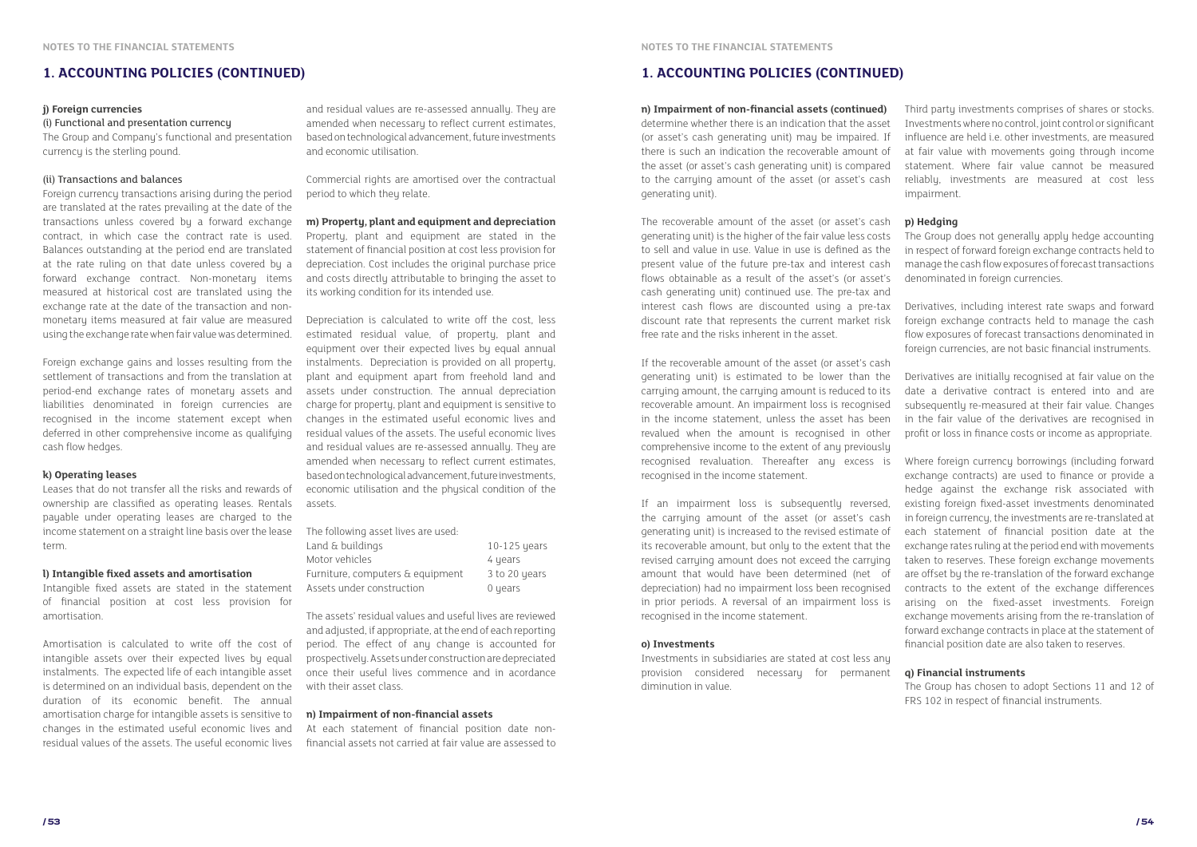## 1. ACCOUNTING POLICIES (CONTINUED)

**j) Foreign currencies**

(i) Functional and presentation currency

The Group and Company's functional and presentation currency is the sterling pound.

(ii) Transactions and balances

Foreign currency transactions arising during the period are translated at the rates prevailing at the date of the transactions unless covered by a forward exchange contract, in which case the contract rate is used. Balances outstanding at the period end are translated at the rate ruling on that date unless covered by a forward exchange contract. Non-monetary items measured at historical cost are translated using the exchange rate at the date of the transaction and non-monetary items measured at fair value are measured using the exchange rate when fair value was determined.

Foreign exchange gains and losses resulting from the settlement of transactions and from the translation at period-end exchange rates of monetary assets and liabilities denominated in foreign currencies are recognised in the income statement except when deferred in other comprehensive income as qualifying cash flow hedges.

**k) Operating leases**

Leases that do not transfer all the risks and rewards of ownership are classified as operating leases. Rentals payable under operating leases are charged to the income statement on a straight line basis over the lease term.

**l) Intangible fixed assets and amortisation**

Intangible fixed assets are stated in the statement of financial position at cost less provision for amortisation.

Amortisation is calculated to write off the cost of intangible assets over their expected lives by equal instalments. The expected life of each intangible asset is determined on an individual basis, dependent on the duration of its economic benefit. The annual amortisation charge for intangible assets is sensitive to changes in the estimated useful economic lives and residual values of the assets. The useful economic lives and residual values are re-assessed annually. They are amended when necessary to reflect current estimates, based on technological advancement, future investments and economic utilisation.

Commercial rights are amortised over the contractual period to which they relate.

**m) Property, plant and equipment and depreciation**

Property, plant and equipment are stated in the statement of financial position at cost less provision for depreciation. Cost includes the original purchase price and costs directly attributable to bringing the asset to its working condition for its intended use.

Depreciation is calculated to write off the cost, less estimated residual value, of property, plant and equipment over their expected lives by equal annual instalments. Depreciation is provided on all property, plant and equipment apart from freehold land and assets under construction. The annual depreciation charge for property, plant and equipment is sensitive to changes in the estimated useful economic lives and residual values of the assets. The useful economic lives and residual values are re-assessed annually. They are amended when necessary to reflect current estimates, based on technological advancement, future investments, economic utilisation and the physical condition of the assets.

The following asset lives are used:

| | |
|---|---|
| Land & buildings | 10-125 years |
| Motor vehicles | 4 years |
| Furniture, computers & equipment | 3 to 20 years |
| Assets under construction | 0 years |

The assets' residual values and useful lives are reviewed and adjusted, if appropriate, at the end of each reporting period. The effect of any change is accounted for prospectively. Assets under construction are depreciated once their useful lives commence and in acordance with their asset class.

**n) Impairment of non-financial assets**

At each statement of financial position date non-financial assets not carried at fair value are assessed to determine whether there is an indication that the asset (or asset's cash generating unit) may be impaired. If there is such an indication the recoverable amount of the asset (or asset's cash generating unit) is compared to the carrying amount of the asset (or asset's cash generating unit).

The recoverable amount of the asset (or asset's cash generating unit) is the higher of the fair value less costs to sell and value in use. Value in use is defined as the present value of the future pre-tax and interest cash flows obtainable as a result of the asset's (or asset's cash generating unit) continued use. The pre-tax and interest cash flows are discounted using a pre-tax discount rate that represents the current market risk free rate and the risks inherent in the asset.

If the recoverable amount of the asset (or asset's cash generating unit) is estimated to be lower than the carrying amount, the carrying amount is reduced to its recoverable amount. An impairment loss is recognised in the income statement, unless the asset has been revalued when the amount is recognised in other comprehensive income to the extent of any previously recognised revaluation. Thereafter any excess is recognised in the income statement.

If an impairment loss is subsequently reversed, the carrying amount of the asset (or asset's cash generating unit) is increased to the revised estimate of its recoverable amount, but only to the extent that the revised carrying amount does not exceed the carrying amount that would have been determined (net of depreciation) had no impairment loss been recognised in prior periods. A reversal of an impairment loss is recognised in the income statement.

**o) Investments**

Investments in subsidiaries are stated at cost less any provision considered necessary for permanent diminution in value.

Third party investments comprises of shares or stocks. Investments where no control, joint control or significant influence are held i.e. other investments, are measured at fair value with movements going through income statement. Where fair value cannot be measured reliably, investments are measured at cost less impairment.

**p) Hedging**

The Group does not generally apply hedge accounting in respect of forward foreign exchange contracts held to manage the cash flow exposures of forecast transactions denominated in foreign currencies.

Derivatives, including interest rate swaps and forward foreign exchange contracts held to manage the cash flow exposures of forecast transactions denominated in foreign currencies, are not basic financial instruments.

Derivatives are initially recognised at fair value on the date a derivative contract is entered into and are subsequently re-measured at their fair value. Changes in the fair value of the derivatives are recognised in profit or loss in finance costs or income as appropriate.

Where foreign currency borrowings (including forward exchange contracts) are used to finance or provide a hedge against the exchange risk associated with existing foreign fixed-asset investments denominated in foreign currency, the investments are re-translated at each statement of financial position date at the exchange rates ruling at the period end with movements taken to reserves. These foreign exchange movements are offset by the re-translation of the forward exchange contracts to the extent of the exchange differences arising on the fixed-asset investments. Foreign exchange movements arising from the re-translation of forward exchange contracts in place at the statement of financial position date are also taken to reserves.

**q) Financial instruments**

The Group has chosen to adopt Sections 11 and 12 of FRS 102 in respect of financial instruments.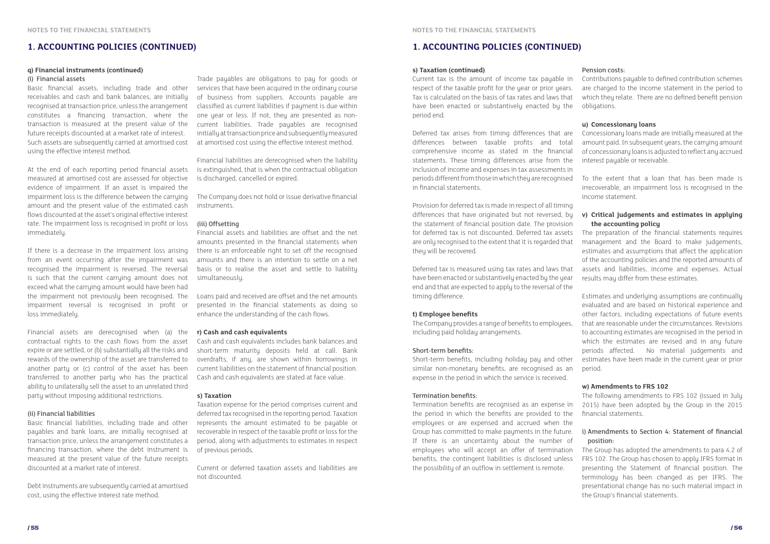# 1. ACCOUNTING POLICIES (CONTINUED)

### q) Financial instruments (continued)

#### (i) Financial assets

Basic financial assets, including trade and other receivables and cash and bank balances, are initially recognised at transaction price, unless the arrangement constitutes a financing transaction, where the transaction is measured at the present value of the future receipts discounted at a market rate of interest. Such assets are subsequently carried at amortised cost using the effective interest method.

At the end of each reporting period financial assets measured at amortised cost are assessed for objective evidence of impairment. If an asset is impaired the impairment loss is the difference between the carrying amount and the present value of the estimated cash flows discounted at the asset's original effective interest rate. The impairment loss is recognised in profit or loss immediately.

If there is a decrease in the impairment loss arising from an event occurring after the impairment was recognised the impairment is reversed. The reversal is such that the current carrying amount does not exceed what the carrying amount would have been had the impairment not previously been recognised. The impairment reversal is recognised in profit or loss immediately.

Financial assets are derecognised when (a) the contractual rights to the cash flows from the asset expire or are settled, or (b) substantially all the risks and rewards of the ownership of the asset are transferred to another party or (c) control of the asset has been transferred to another party who has the practical ability to unilaterally sell the asset to an unrelated third party without imposing additional restrictions.

#### (ii) Financial liabilities

Basic financial liabilities, including trade and other payables and bank loans, are initially recognised at transaction price, unless the arrangement constitutes a financing transaction, where the debt instrument is measured at the present value of the future receipts discounted at a market rate of interest.

Debt instruments are subsequently carried at amortised cost, using the effective interest rate method.

Trade payables are obligations to pay for goods or services that have been acquired in the ordinary course of business from suppliers. Accounts payable are classified as current liabilities if payment is due within one year or less. If not, they are presented as non-current liabilities. Trade payables are recognised initially at transaction price and subsequently measured at amortised cost using the effective interest method.

Financial liabilities are derecognised when the liability is extinguished, that is when the contractual obligation is discharged, cancelled or expired.

The Company does not hold or issue derivative financial instruments.

#### (iii) Offsetting

Financial assets and liabilities are offset and the net amounts presented in the financial statements when there is an enforceable right to set off the recognised amounts and there is an intention to settle on a net basis or to realise the asset and settle to liability simultaneously.

Loans paid and received are offset and the net amounts presented in the financial statements as doing so enhance the understanding of the cash flows.

### r) Cash and cash equivalents

Cash and cash equivalents includes bank balances and short-term maturity deposits held at call. Bank overdrafts, if any, are shown within borrowings in current liabilities on the statement of financial position. Cash and cash equivalents are stated at face value.

### s) Taxation

Taxation expense for the period comprises current and deferred tax recognised in the reporting period. Taxation represents the amount estimated to be payable or recoverable in respect of the taxable profit or loss for the period, along with adjustments to estimates in respect of previous periods.

Current or deferred taxation assets and liabilities are not discounted.

### s) Taxation (continued)

Current tax is the amount of income tax payable in respect of the taxable profit for the year or prior years. Tax is calculated on the basis of tax rates and laws that have been enacted or substantively enacted by the period end.

Deferred tax arises from timing differences that are differences between taxable profits and total comprehensive income as stated in the financial statements. These timing differences arise from the inclusion of income and expenses in tax assessments in periods different from those in which they are recognised in financial statements.

Provision for deferred tax is made in respect of all timing differences that have originated but not reversed, by the statement of financial position date. The provision for deferred tax is not discounted. Deferred tax assets are only recognised to the extent that it is regarded that they will be recovered.

Deferred tax is measured using tax rates and laws that have been enacted or substantively enacted by the year end and that are expected to apply to the reversal of the timing difference.

### t) Employee benefits

The Company provides a range of benefits to employees, including paid holiday arrangements.

#### Short-term benefits:

Short-term benefits, including holiday pay and other similar non-monetary benefits, are recognised as an expense in the period in which the service is received.

#### Termination benefits:

Termination benefits are recognised as an expense in the period in which the benefits are provided to the employees or are expensed and accrued when the Group has committed to make payments in the future. If there is an uncertainty about the number of employees who will accept an offer of termination benefits, the contingent liabilities is disclosed unless the possibility of an outflow in settlement is remote.

#### Pension costs:

Contributions payable to defined contribution schemes are charged to the income statement in the period to which they relate. There are no defined benefit pension obligations.

### u) Concessionary loans

Concessionary loans made are initially measured at the amount paid. In subsequent years, the carrying amount of concessionary loans is adjusted to reflect any accrued interest payable or receivable.

To the extent that a loan that has been made is irrecoverable, an impairment loss is recognised in the income statement.

### v) Critical judgements and estimates in applying the accounting policy

The preparation of the financial statements requires management and the Board to make judgements, estimates and assumptions that affect the application of the accounting policies and the reported amounts of assets and liabilities, income and expenses. Actual results may differ from these estimates.

Estimates and underlying assumptions are continually evaluated and are based on historical experience and other factors, including expectations of future events that are reasonable under the circumstances. Revisions to accounting estimates are recognised in the period in which the estimates are revised and in any future periods affected. No material judgements and estimates have been made in the current year or prior period.

### w) Amendments to FRS 102

The following amendments to FRS 102 (issued in July 2015) have been adopted by the Group in the 2015 financial statements.

#### i) Amendments to Section 4: Statement of financial position:

The Group has adopted the amendments to para 4.2 of FRS 102. The Group has chosen to apply IFRS format in presenting the Statement of financial position. The terminology has been changed as per IFRS. The presentational change has no such material impact in the Group's financial statements.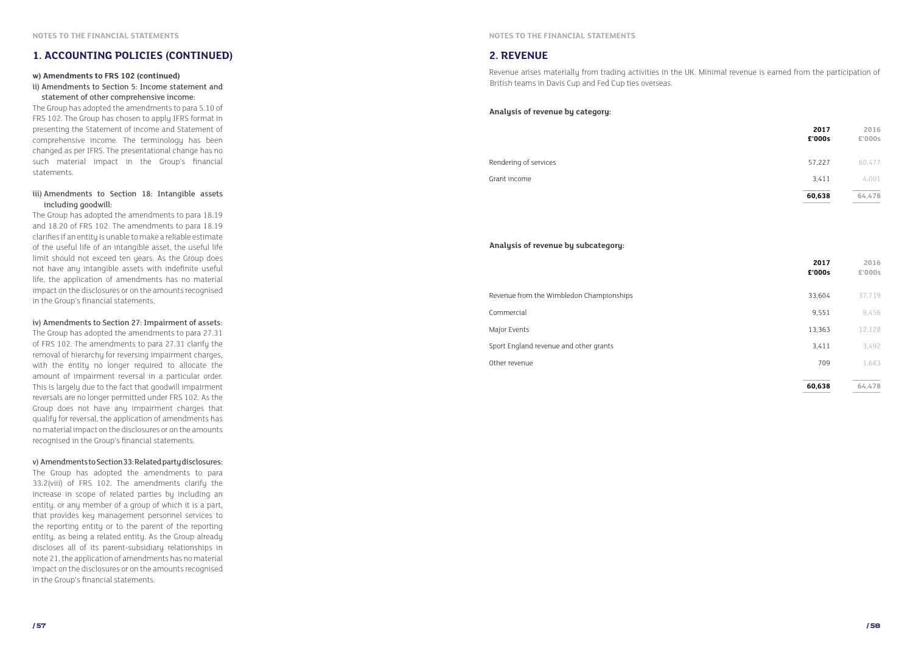## 1. ACCOUNTING POLICIES (CONTINUED)

**w) Amendments to FRS 102 (continued)**

ii) Amendments to Section 5: Income statement and statement of other comprehensive income:

The Group has adopted the amendments to para 5.10 of FRS 102. The Group has chosen to apply IFRS format in presenting the Statement of income and Statement of comprehensive income. The terminology has been changed as per IFRS. The presentational change has no such material impact in the Group's financial statements.

iii) Amendments to Section 18: Intangible assets including goodwill:

The Group has adopted the amendments to para 18.19 and 18.20 of FRS 102. The amendments to para 18.19 clarifies if an entity is unable to make a reliable estimate of the useful life of an intangible asset, the useful life limit should not exceed ten years. As the Group does not have any intangible assets with indefinite useful life, the application of amendments has no material impact on the disclosures or on the amounts recognised in the Group's financial statements.

iv) Amendments to Section 27: Impairment of assets:

The Group has adopted the amendments to para 27.31 of FRS 102. The amendments to para 27.31 clarify the removal of hierarchy for reversing impairment charges, with the entity no longer required to allocate the amount of impairment reversal in a particular order. This is largely due to the fact that goodwill impairment reversals are no longer permitted under FRS 102. As the Group does not have any impairment charges that qualify for reversal, the application of amendments has no material impact on the disclosures or on the amounts recognised in the Group's financial statements.

v) Amendments to Section 33: Related party disclosures:

The Group has adopted the amendments to para 33.2(viii) of FRS 102. The amendments clarify the increase in scope of related parties by including an entity, or any member of a group of which it is a part, that provides key management personnel services to the reporting entity or to the parent of the reporting entity, as being a related entity. As the Group already discloses all of its parent-subsidiary relationships in note 21, the application of amendments has no material impact on the disclosures or on the amounts recognised in the Group's financial statements.

## 2. REVENUE

Revenue arises materially from trading activities in the UK. Minimal revenue is earned from the participation of British teams in Davis Cup and Fed Cup ties overseas.

**Analysis of revenue by category:**

| | 2017 £'000s | 2016 £'000s |
|---|---|---|
| Rendering of services | 57,227 | 60,477 |
| Grant income | 3,411 | 4,001 |
| | **60,638** | **64,478** |

**Analysis of revenue by subcategory:**

| | 2017 £'000s | 2016 £'000s |
|---|---|---|
| Revenue from the Wimbledon Championships | 33,604 | 37,719 |
| Commercial | 9,551 | 9,456 |
| Major Events | 13,363 | 12,128 |
| Sport England revenue and other grants | 3,411 | 3,492 |
| Other revenue | 709 | 1,683 |
| | **60,638** | **64,478** |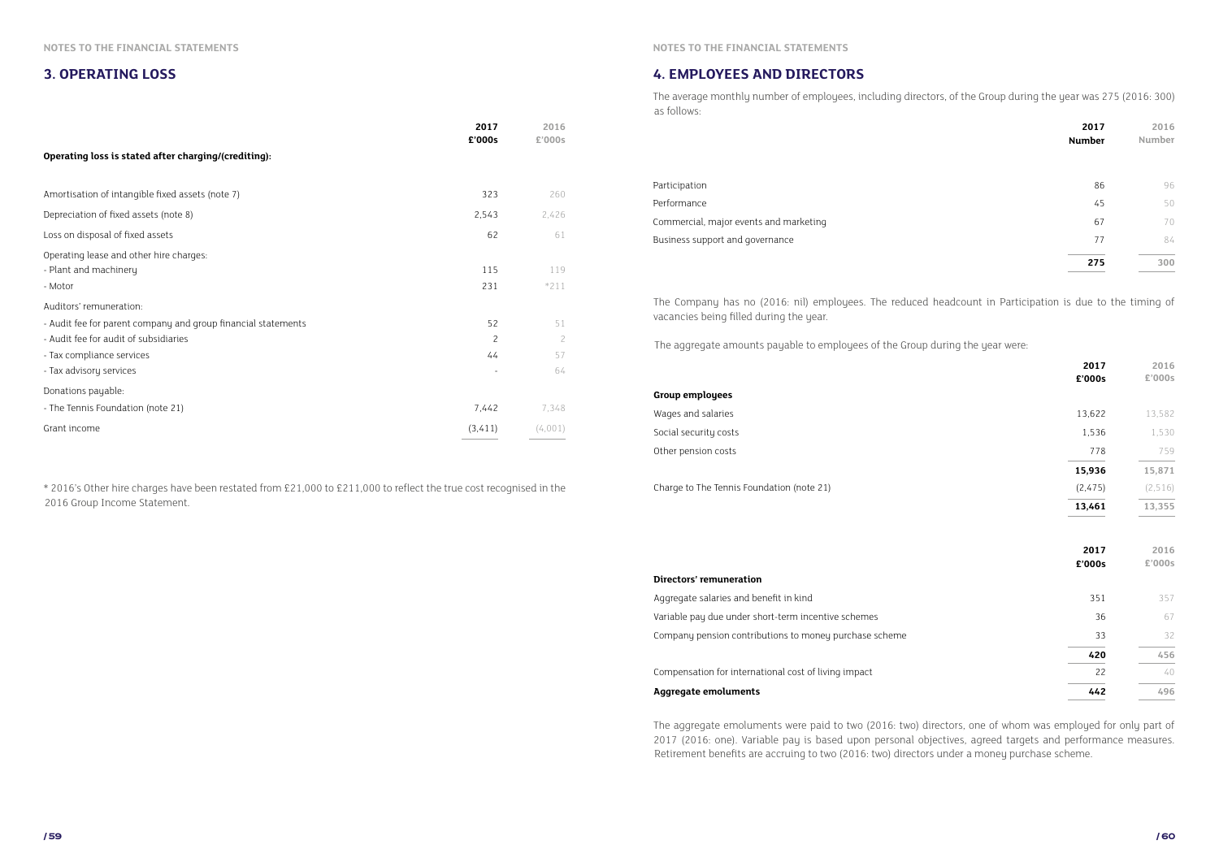## 3. OPERATING LOSS

| | 2017 £'000s | 2016 £'000s |
|---|---|---|
| **Operating loss is stated after charging/(crediting):** | | |
| Amortisation of intangible fixed assets (note 7) | 323 | 260 |
| Depreciation of fixed assets (note 8) | 2,543 | 2,426 |
| Loss on disposal of fixed assets | 62 | 61 |
| Operating lease and other hire charges: | | |
| - Plant and machinery | 115 | 119 |
| - Motor | 231 | *211 |
| Auditors' remuneration: | | |
| - Audit fee for parent company and group financial statements | 52 | 51 |
| - Audit fee for audit of subsidiaries | 2 | 2 |
| - Tax compliance services | 44 | 57 |
| - Tax advisory services | - | 64 |
| Donations payable: | | |
| - The Tennis Foundation (note 21) | 7,442 | 7,348 |
| Grant income | (3,411) | (4,001) |

* 2016's Other hire charges have been restated from £21,000 to £211,000 to reflect the true cost recognised in the 2016 Group Income Statement.

## 4. EMPLOYEES AND DIRECTORS

The average monthly number of employees, including directors, of the Group during the year was 275 (2016: 300) as follows:

| | 2017 Number | 2016 Number |
|---|---|---|
| Participation | 86 | 96 |
| Performance | 45 | 50 |
| Commercial, major events and marketing | 67 | 70 |
| Business support and governance | 77 | 84 |
| | **275** | **300** |

The Company has no (2016: nil) employees. The reduced headcount in Participation is due to the timing of vacancies being filled during the year.

The aggregate amounts payable to employees of the Group during the year were:

| | 2017 £'000s | 2016 £'000s |
|---|---|---|
| **Group employees** | | |
| Wages and salaries | 13,622 | 13,582 |
| Social security costs | 1,536 | 1,530 |
| Other pension costs | 778 | 759 |
| | **15,936** | **15,871** |
| Charge to The Tennis Foundation (note 21) | (2,475) | (2,516) |
| | **13,461** | **13,355** |

| | 2017 £'000s | 2016 £'000s |
|---|---|---|
| **Directors' remuneration** | | |
| Aggregate salaries and benefit in kind | 351 | 357 |
| Variable pay due under short-term incentive schemes | 36 | 67 |
| Company pension contributions to money purchase scheme | 33 | 32 |
| | **420** | **456** |
| Compensation for international cost of living impact | 22 | 40 |
| **Aggregate emoluments** | **442** | **496** |

The aggregate emoluments were paid to two (2016: two) directors, one of whom was employed for only part of 2017 (2016: one). Variable pay is based upon personal objectives, agreed targets and performance measures. Retirement benefits are accruing to two (2016: two) directors under a money purchase scheme.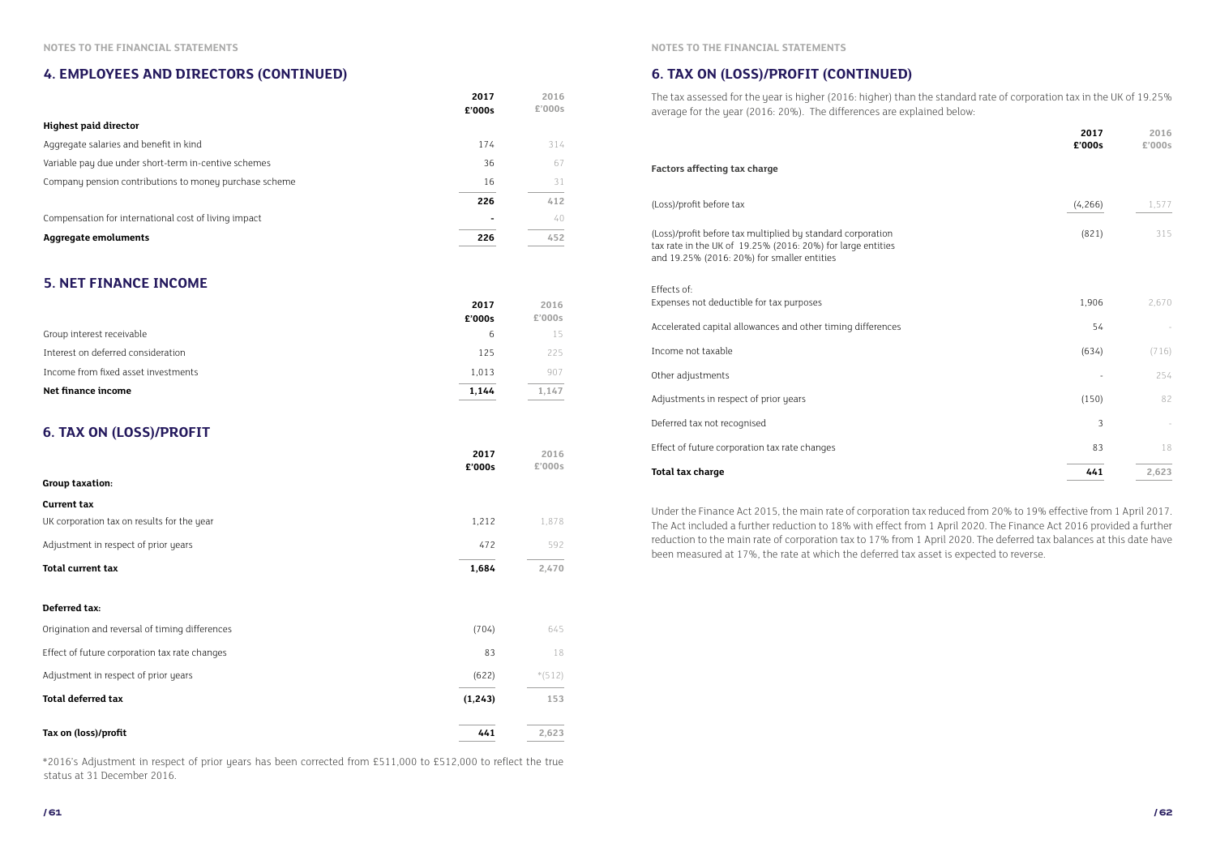## 4. EMPLOYEES AND DIRECTORS (CONTINUED)

| | 2017 £'000s | 2016 £'000s |
|---|---|---|
| **Highest paid director** | | |
| Aggregate salaries and benefit in kind | 174 | 314 |
| Variable pay due under short-term in-centive schemes | 36 | 67 |
| Company pension contributions to money purchase scheme | 16 | 31 |
| | **226** | **412** |
| Compensation for international cost of living impact | - | 40 |
| **Aggregate emoluments** | **226** | **452** |

## 5. NET FINANCE INCOME

| | 2017 £'000s | 2016 £'000s |
|---|---|---|
| Group interest receivable | 6 | 15 |
| Interest on deferred consideration | 125 | 225 |
| Income from fixed asset investments | 1,013 | 907 |
| **Net finance income** | **1,144** | **1,147** |

## 6. TAX ON (LOSS)/PROFIT

| | 2017 £'000s | 2016 £'000s |
|---|---|---|
| **Group taxation:** | | |
| **Current tax** | | |
| UK corporation tax on results for the year | 1,212 | 1,878 |
| Adjustment in respect of prior years | 472 | 592 |
| **Total current tax** | **1,684** | **2,470** |
| **Deferred tax:** | | |
| Origination and reversal of timing differences | (704) | 645 |
| Effect of future corporation tax rate changes | 83 | 18 |
| Adjustment in respect of prior years | (622) | *(512) |
| **Total deferred tax** | **(1,243)** | **153** |
| **Tax on (loss)/profit** | **441** | **2,623** |

*2016's Adjustment in respect of prior years has been corrected from £511,000 to £512,000 to reflect the true status at 31 December 2016.

## 6. TAX ON (LOSS)/PROFIT (CONTINUED)

The tax assessed for the year is higher (2016: higher) than the standard rate of corporation tax in the UK of 19.25% average for the year (2016: 20%). The differences are explained below:

| | 2017 £'000s | 2016 £'000s |
|---|---|---|
| **Factors affecting tax charge** | | |
| (Loss)/profit before tax | (4,266) | 1,577 |
| (Loss)/profit before tax multiplied by standard corporation tax rate in the UK of 19.25% (2016: 20%) for large entities and 19.25% (2016: 20%) for smaller entities | (821) | 315 |
| Effects of: | | |
| Expenses not deductible for tax purposes | 1,906 | 2,670 |
| Accelerated capital allowances and other timing differences | 54 | - |
| Income not taxable | (634) | (716) |
| Other adjustments | - | 254 |
| Adjustments in respect of prior years | (150) | 82 |
| Deferred tax not recognised | 3 | - |
| Effect of future corporation tax rate changes | 83 | 18 |
| **Total tax charge** | **441** | **2,623** |

Under the Finance Act 2015, the main rate of corporation tax reduced from 20% to 19% effective from 1 April 2017. The Act included a further reduction to 18% with effect from 1 April 2020. The Finance Act 2016 provided a further reduction to the main rate of corporation tax to 17% from 1 April 2020. The deferred tax balances at this date have been measured at 17%, the rate at which the deferred tax asset is expected to reverse.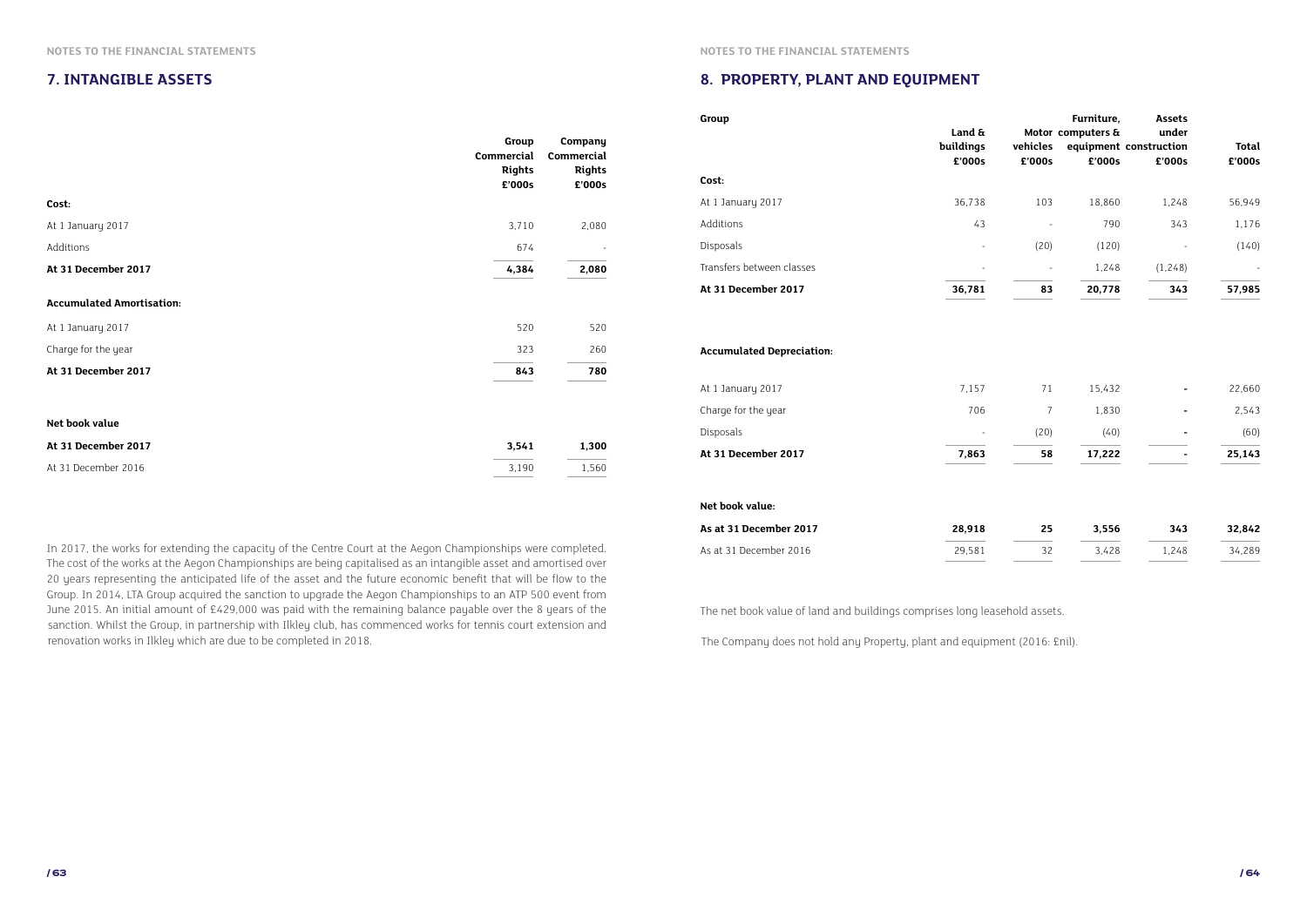## 7. INTANGIBLE ASSETS

| | Group Commercial Rights £'000s | Company Commercial Rights £'000s |
|---|---|---|
| **Cost:** | | |
| At 1 January 2017 | 3,710 | 2,080 |
| Additions | 674 | - |
| **At 31 December 2017** | **4,384** | **2,080** |
| **Accumulated Amortisation:** | | |
| At 1 January 2017 | 520 | 520 |
| Charge for the year | 323 | 260 |
| **At 31 December 2017** | **843** | **780** |
| **Net book value** | | |
| **At 31 December 2017** | **3,541** | **1,300** |
| At 31 December 2016 | 3,190 | 1,560 |

In 2017, the works for extending the capacity of the Centre Court at the Aegon Championships were completed. The cost of the works at the Aegon Championships are being capitalised as an intangible asset and amortised over 20 years representing the anticipated life of the asset and the future economic benefit that will be flow to the Group. In 2014, LTA Group acquired the sanction to upgrade the Aegon Championships to an ATP 500 event from June 2015. An initial amount of £429,000 was paid with the remaining balance payable over the 8 years of the sanction. Whilst the Group, in partnership with Ilkley club, has commenced works for tennis court extension and renovation works in Ilkley which are due to be completed in 2018.

## 8. PROPERTY, PLANT AND EQUIPMENT

| Group | Land & buildings £'000s | Motor vehicles £'000s | Furniture, computers & equipment £'000s | Assets under construction £'000s | Total £'000s |
|---|---|---|---|---|---|
| **Cost:** | | | | | |
| At 1 January 2017 | 36,738 | 103 | 18,860 | 1,248 | 56,949 |
| Additions | 43 | - | 790 | 343 | 1,176 |
| Disposals | - | (20) | (120) | - | (140) |
| Transfers between classes | - | - | 1,248 | (1,248) | - |
| **At 31 December 2017** | **36,781** | **83** | **20,778** | **343** | **57,985** |
| **Accumulated Depreciation:** | | | | | |
| At 1 January 2017 | 7,157 | 71 | 15,432 | - | 22,660 |
| Charge for the year | 706 | 7 | 1,830 | - | 2,543 |
| Disposals | - | (20) | (40) | - | (60) |
| **At 31 December 2017** | **7,863** | **58** | **17,222** | **-** | **25,143** |
| **Net book value:** | | | | | |
| **As at 31 December 2017** | **28,918** | **25** | **3,556** | **343** | **32,842** |
| As at 31 December 2016 | 29,581 | 32 | 3,428 | 1,248 | 34,289 |

The net book value of land and buildings comprises long leasehold assets.

The Company does not hold any Property, plant and equipment (2016: £nil).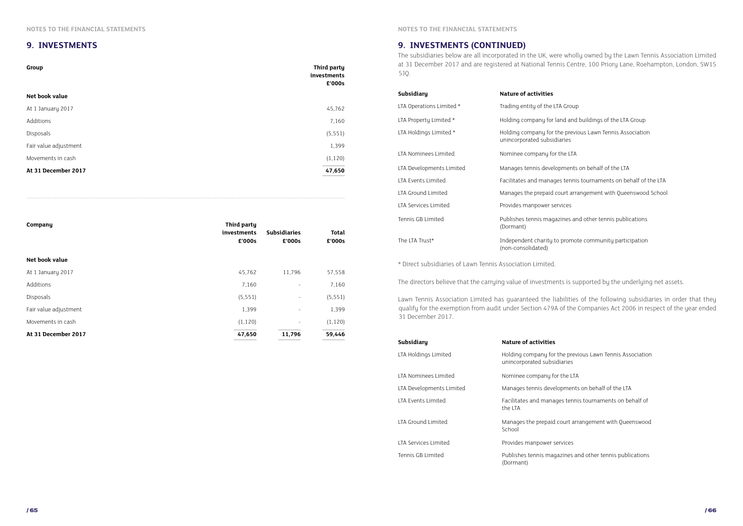## 9. INVESTMENTS

| Group | Third party investments £'000s |
|---|---|
| **Net book value** | |
| At 1 January 2017 | 45,762 |
| Additions | 7,160 |
| Disposals | (5,551) |
| Fair value adjustment | 1,399 |
| Movements in cash | (1,120) |
| **At 31 December 2017** | **47,650** |

| Company | Third party investments £'000s | Subsidiaries £'000s | Total £'000s |
|---|---|---|---|
| **Net book value** | | | |
| At 1 January 2017 | 45,762 | 11,796 | 57,558 |
| Additions | 7,160 | - | 7,160 |
| Disposals | (5,551) | - | (5,551) |
| Fair value adjustment | 1,399 | - | 1,399 |
| Movements in cash | (1,120) | - | (1,120) |
| **At 31 December 2017** | **47,650** | **11,796** | **59,446** |

## 9. INVESTMENTS (CONTINUED)

The subsidiaries below are all incorporated in the UK, were wholly owned by the Lawn Tennis Association Limited at 31 December 2017 and are registered at National Tennis Centre, 100 Priory Lane, Roehampton, London, SW15 5JQ.

| Subsidiary | Nature of activities |
|---|---|
| LTA Operations Limited * | Trading entity of the LTA Group |
| LTA Property Limited * | Holding company for land and buildings of the LTA Group |
| LTA Holdings Limited * | Holding company for the previous Lawn Tennis Association unincorporated subsidiaries |
| LTA Nominees Limited | Nominee company for the LTA |
| LTA Developments Limited | Manages tennis developments on behalf of the LTA |
| LTA Events Limited | Facilitates and manages tennis tournaments on behalf of the LTA |
| LTA Ground Limited | Manages the prepaid court arrangement with Queenswood School |
| LTA Services Limited | Provides manpower services |
| Tennis GB Limited | Publishes tennis magazines and other tennis publications (Dormant) |
| The LTA Trust* | Independent charity to promote community participation (non-consolidated) |

* Direct subsidiaries of Lawn Tennis Association Limited.

The directors believe that the carrying value of investments is supported by the underlying net assets.

Lawn Tennis Association Limited has guaranteed the liabilities of the following subsidiaries in order that they qualify for the exemption from audit under Section 479A of the Companies Act 2006 in respect of the year ended 31 December 2017.

| Subsidiary | Nature of activities |
|---|---|
| LTA Holdings Limited | Holding company for the previous Lawn Tennis Association unincorporated subsidiaries |
| LTA Nominees Limited | Nominee company for the LTA |
| LTA Developments Limited | Manages tennis developments on behalf of the LTA |
| LTA Events Limited | Facilitates and manages tennis tournaments on behalf of the LTA |
| LTA Ground Limited | Manages the prepaid court arrangement with Queenswood School |
| LTA Services Limited | Provides manpower services |
| Tennis GB Limited | Publishes tennis magazines and other tennis publications (Dormant) |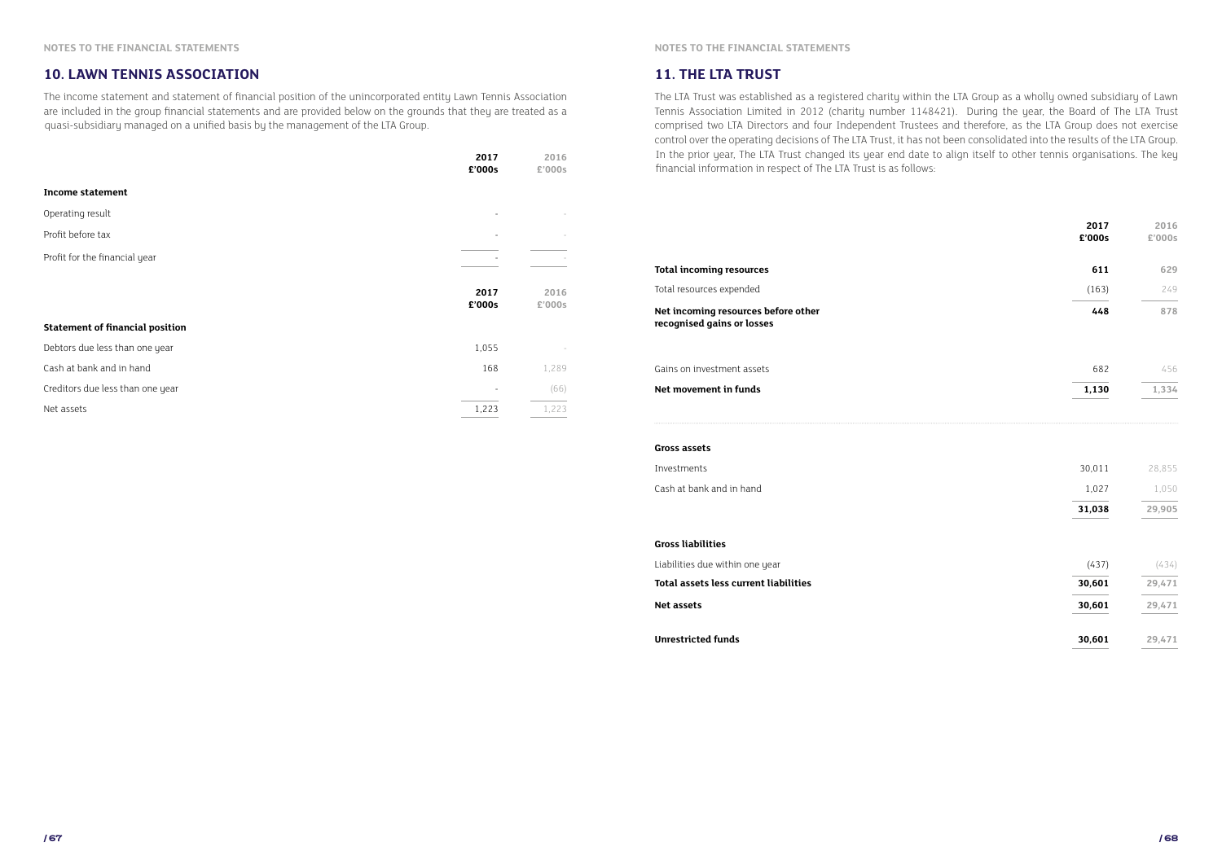## 10. LAWN TENNIS ASSOCIATION

The income statement and statement of financial position of the unincorporated entity Lawn Tennis Association are included in the group financial statements and are provided below on the grounds that they are treated as a quasi-subsidiary managed on a unified basis by the management of the LTA Group.

| | 2017 £'000s | 2016 £'000s |
|---|---|---|
| **Income statement** | | |
| Operating result | - | - |
| Profit before tax | - | - |
| Profit for the financial year | - | - |

| | 2017 £'000s | 2016 £'000s |
|---|---|---|
| **Statement of financial position** | | |
| Debtors due less than one year | 1,055 | - |
| Cash at bank and in hand | 168 | 1,289 |
| Creditors due less than one year | - | (66) |
| Net assets | 1,223 | 1,223 |

## 11. THE LTA TRUST

The LTA Trust was established as a registered charity within the LTA Group as a wholly owned subsidiary of Lawn Tennis Association Limited in 2012 (charity number 1148421). During the year, the Board of The LTA Trust comprised two LTA Directors and four Independent Trustees and therefore, as the LTA Group does not exercise control over the operating decisions of The LTA Trust, it has not been consolidated into the results of the LTA Group. In the prior year, The LTA Trust changed its year end date to align itself to other tennis organisations. The key financial information in respect of The LTA Trust is as follows:

| | 2017 £'000s | 2016 £'000s |
|---|---|---|
| **Total incoming resources** | **611** | **629** |
| Total resources expended | (163) | 249 |
| **Net incoming resources before other recognised gains or losses** | **448** | **878** |
| Gains on investment assets | 682 | 456 |
| **Net movement in funds** | **1,130** | **1,334** |
| **Gross assets** | | |
| Investments | 30,011 | 28,855 |
| Cash at bank and in hand | 1,027 | 1,050 |
| | **31,038** | **29,905** |
| **Gross liabilities** | | |
| Liabilities due within one year | (437) | (434) |
| **Total assets less current liabilities** | **30,601** | **29,471** |
| **Net assets** | **30,601** | **29,471** |
| **Unrestricted funds** | **30,601** | **29,471** |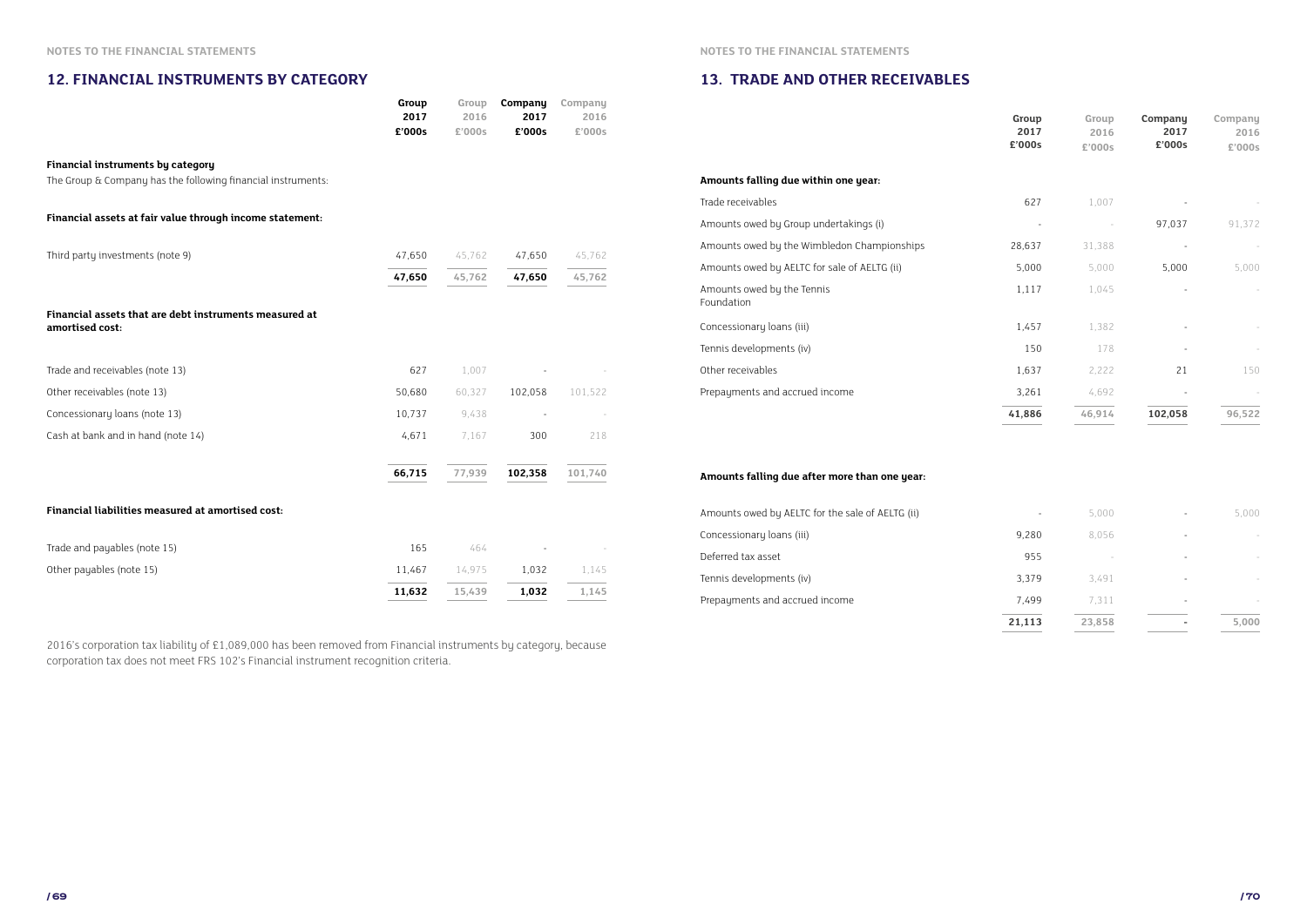## 12. FINANCIAL INSTRUMENTS BY CATEGORY

| | Group 2017 £'000s | Group 2016 £'000s | Company 2017 £'000s | Company 2016 £'000s |
|---|---|---|---|---|
| **Financial instruments by category** | | | | |
| The Group & Company has the following financial instruments: | | | | |
| **Financial assets at fair value through income statement:** | | | | |
| Third party investments (note 9) | 47,650 | 45,762 | 47,650 | 45,762 |
| | **47,650** | **45,762** | **47,650** | **45,762** |
| **Financial assets that are debt instruments measured at amortised cost:** | | | | |
| Trade and receivables (note 13) | 627 | 1,007 | - | - |
| Other receivables (note 13) | 50,680 | 60,327 | 102,058 | 101,522 |
| Concessionary loans (note 13) | 10,737 | 9,438 | - | - |
| Cash at bank and in hand (note 14) | 4,671 | 7,167 | 300 | 218 |
| | **66,715** | **77,939** | **102,358** | **101,740** |
| **Financial liabilities measured at amortised cost:** | | | | |
| Trade and payables (note 15) | 165 | 464 | - | - |
| Other payables (note 15) | 11,467 | 14,975 | 1,032 | 1,145 |
| | **11,632** | **15,439** | **1,032** | **1,145** |

2016's corporation tax liability of £1,089,000 has been removed from Financial instruments by category, because corporation tax does not meet FRS 102's Financial instrument recognition criteria.

## 13. TRADE AND OTHER RECEIVABLES

| | Group 2017 £'000s | Group 2016 £'000s | Company 2017 £'000s | Company 2016 £'000s |
|---|---|---|---|---|
| **Amounts falling due within one year:** | | | | |
| Trade receivables | 627 | 1,007 | - | - |
| Amounts owed by Group undertakings (i) | - | - | 97,037 | 91,372 |
| Amounts owed by the Wimbledon Championships | 28,637 | 31,388 | - | - |
| Amounts owed by AELTC for sale of AELTG (ii) | 5,000 | 5,000 | 5,000 | 5,000 |
| Amounts owed by the Tennis Foundation | 1,117 | 1,045 | - | - |
| Concessionary loans (iii) | 1,457 | 1,382 | - | - |
| Tennis developments (iv) | 150 | 178 | - | - |
| Other receivables | 1,637 | 2,222 | 21 | 150 |
| Prepayments and accrued income | 3,261 | 4,692 | - | - |
| | **41,886** | **46,914** | **102,058** | **96,522** |
| **Amounts falling due after more than one year:** | | | | |
| Amounts owed by AELTC for the sale of AELTG (ii) | - | 5,000 | - | 5,000 |
| Concessionary loans (iii) | 9,280 | 8,056 | - | - |
| Deferred tax asset | 955 | - | - | - |
| Tennis developments (iv) | 3,379 | 3,491 | - | - |
| Prepayments and accrued income | 7,499 | 7,311 | - | - |
| | **21,113** | **23,858** | **-** | **5,000** |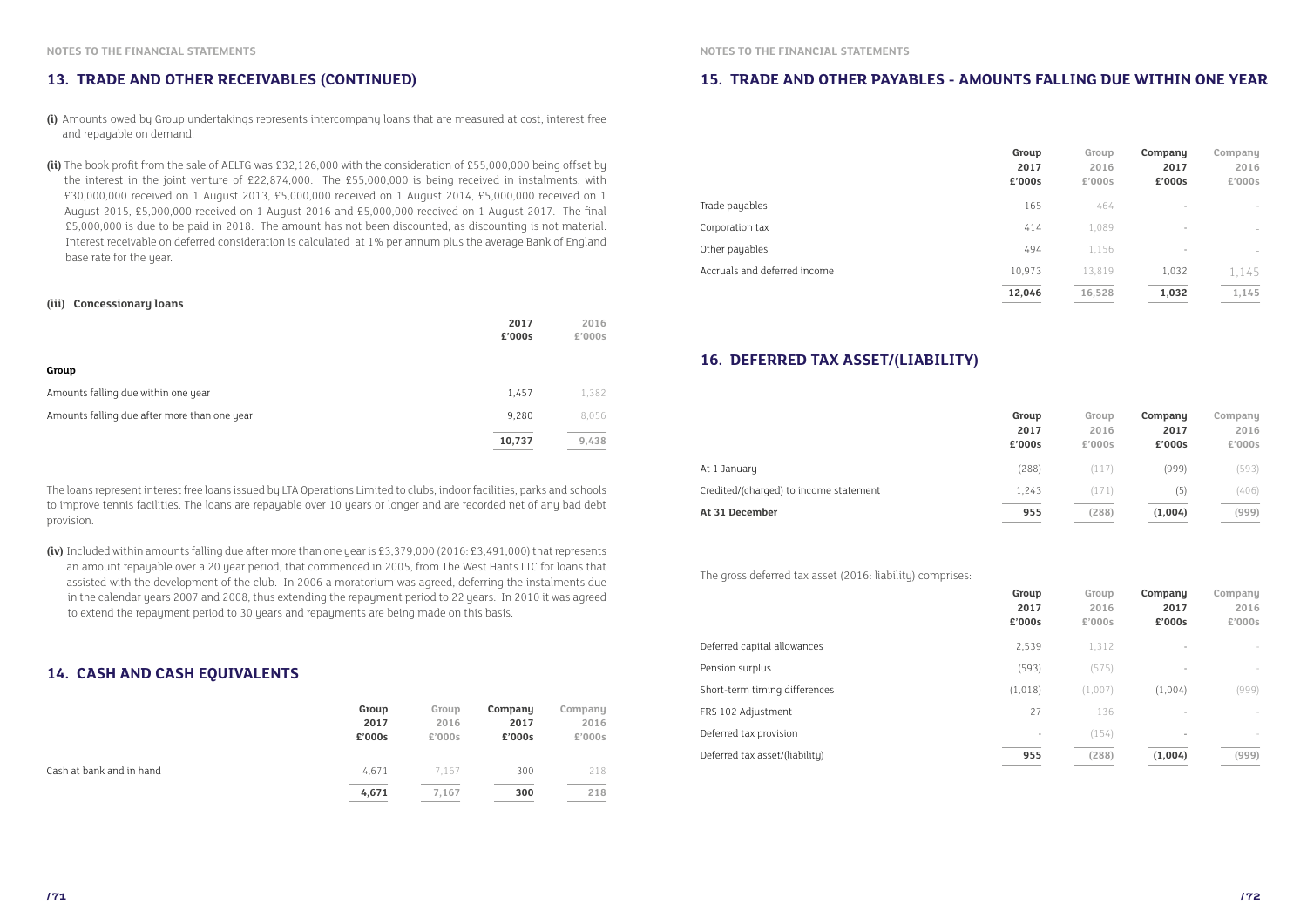## 13. TRADE AND OTHER RECEIVABLES (CONTINUED)

**(i)** Amounts owed by Group undertakings represents intercompany loans that are measured at cost, interest free and repayable on demand.

**(ii)** The book profit from the sale of AELTG was £32,126,000 with the consideration of £55,000,000 being offset by the interest in the joint venture of £22,874,000. The £55,000,000 is being received in instalments, with £30,000,000 received on 1 August 2013, £5,000,000 received on 1 August 2014, £5,000,000 received on 1 August 2015, £5,000,000 received on 1 August 2016 and £5,000,000 received on 1 August 2017. The final £5,000,000 is due to be paid in 2018. The amount has not been discounted, as discounting is not material. Interest receivable on deferred consideration is calculated at 1% per annum plus the average Bank of England base rate for the year.

**(iii) Concessionary loans**

| | 2017 £'000s | 2016 £'000s |
|---|---|---|
| **Group** | | |
| Amounts falling due within one year | 1,457 | 1,382 |
| Amounts falling due after more than one year | 9,280 | 8,056 |
| | **10,737** | **9,438** |

The loans represent interest free loans issued by LTA Operations Limited to clubs, indoor facilities, parks and schools to improve tennis facilities. The loans are repayable over 10 years or longer and are recorded net of any bad debt provision.

**(iv)** Included within amounts falling due after more than one year is £3,379,000 (2016: £3,491,000) that represents an amount repayable over a 20 year period, that commenced in 2005, from The West Hants LTC for loans that assisted with the development of the club. In 2006 a moratorium was agreed, deferring the instalments due in the calendar years 2007 and 2008, thus extending the repayment period to 22 years. In 2010 it was agreed to extend the repayment period to 30 years and repayments are being made on this basis.

## 14. CASH AND CASH EQUIVALENTS

| | Group 2017 £'000s | Group 2016 £'000s | Company 2017 £'000s | Company 2016 £'000s |
|---|---|---|---|---|
| Cash at bank and in hand | 4,671 | 7,167 | 300 | 218 |
| | **4,671** | **7,167** | **300** | **218** |

## 15. TRADE AND OTHER PAYABLES - AMOUNTS FALLING DUE WITHIN ONE YEAR

| | Group 2017 £'000s | Group 2016 £'000s | Company 2017 £'000s | Company 2016 £'000s |
|---|---|---|---|---|
| Trade payables | 165 | 464 | - | - |
| Corporation tax | 414 | 1,089 | - | - |
| Other payables | 494 | 1,156 | - | - |
| Accruals and deferred income | 10,973 | 13,819 | 1,032 | 1,145 |
| | **12,046** | **16,528** | **1,032** | **1,145** |

## 16. DEFERRED TAX ASSET/(LIABILITY)

| | Group 2017 £'000s | Group 2016 £'000s | Company 2017 £'000s | Company 2016 £'000s |
|---|---|---|---|---|
| At 1 January | (288) | (117) | (999) | (593) |
| Credited/(charged) to income statement | 1,243 | (171) | (5) | (406) |
| **At 31 December** | **955** | **(288)** | **(1,004)** | **(999)** |

The gross deferred tax asset (2016: liability) comprises:

| | Group 2017 £'000s | Group 2016 £'000s | Company 2017 £'000s | Company 2016 £'000s |
|---|---|---|---|---|
| Deferred capital allowances | 2,539 | 1,312 | - | - |
| Pension surplus | (593) | (575) | - | - |
| Short-term timing differences | (1,018) | (1,007) | (1,004) | (999) |
| FRS 102 Adjustment | 27 | 136 | - | - |
| Deferred tax provision | - | (154) | - | - |
| Deferred tax asset/(liability) | **955** | **(288)** | **(1,004)** | **(999)** |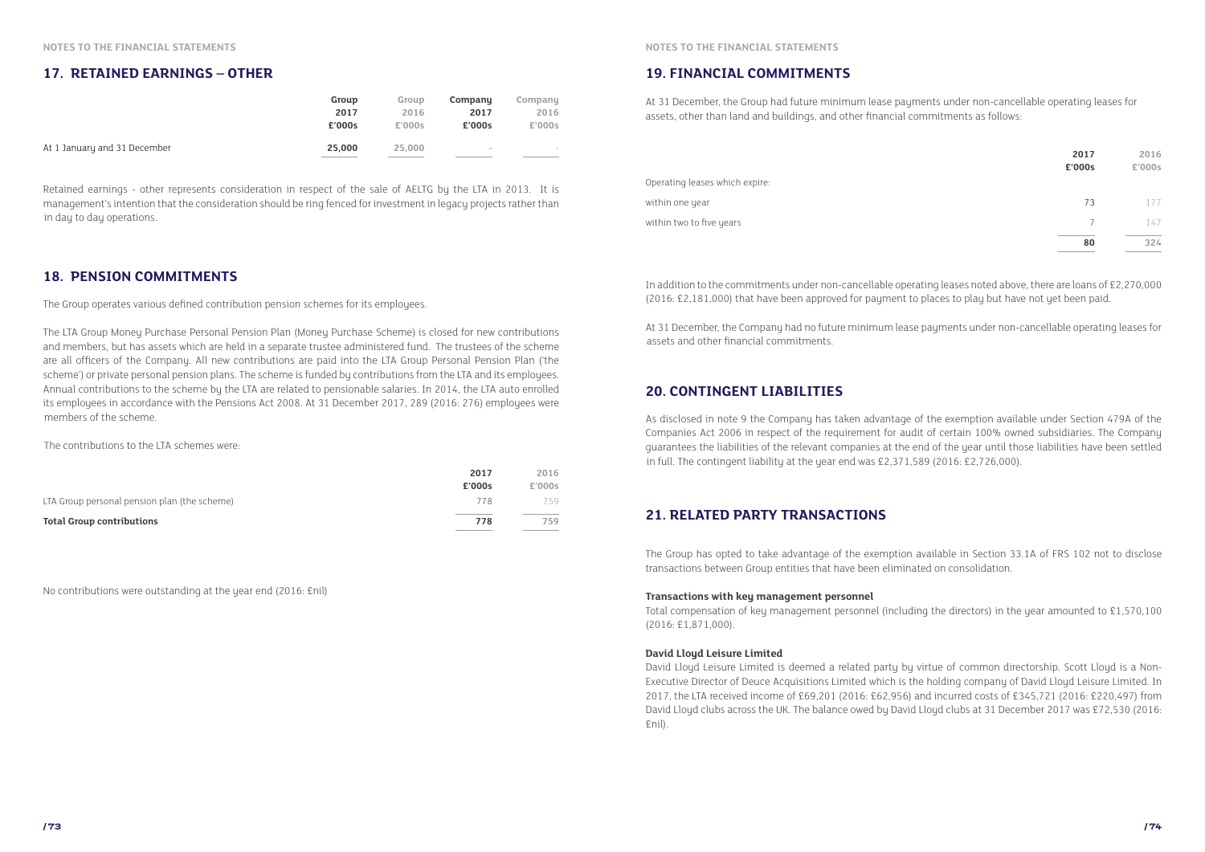## 17. RETAINED EARNINGS – OTHER

| | Group 2017 £'000s | Group 2016 £'000s | Company 2017 £'000s | Company 2016 £'000s |
|---|---|---|---|---|
| At 1 January and 31 December | **25,000** | 25,000 | - | - |

Retained earnings - other represents consideration in respect of the sale of AELTG by the LTA in 2013. It is management's intention that the consideration should be ring fenced for investment in legacy projects rather than in day to day operations.

## 18. PENSION COMMITMENTS

The Group operates various defined contribution pension schemes for its employees.

The LTA Group Money Purchase Personal Pension Plan (Money Purchase Scheme) is closed for new contributions and members, but has assets which are held in a separate trustee administered fund. The trustees of the scheme are all officers of the Company. All new contributions are paid into the LTA Group Personal Pension Plan ('the scheme') or private personal pension plans. The scheme is funded by contributions from the LTA and its employees. Annual contributions to the scheme by the LTA are related to pensionable salaries. In 2014, the LTA auto enrolled its employees in accordance with the Pensions Act 2008. At 31 December 2017, 289 (2016: 276) employees were members of the scheme.

The contributions to the LTA schemes were:

| | 2017 £'000s | 2016 £'000s |
|---|---|---|
| LTA Group personal pension plan (the scheme) | 778 | 759 |
| **Total Group contributions** | **778** | **759** |

No contributions were outstanding at the year end (2016: £nil)

## 19. FINANCIAL COMMITMENTS

At 31 December, the Group had future minimum lease payments under non-cancellable operating leases for assets, other than land and buildings, and other financial commitments as follows:

| | 2017 £'000s | 2016 £'000s |
|---|---|---|
| Operating leases which expire: | | |
| within one year | 73 | 177 |
| within two to five years | 7 | 147 |
| | **80** | **324** |

In addition to the commitments under non-cancellable operating leases noted above, there are loans of £2,270,000 (2016: £2,181,000) that have been approved for payment to places to play but have not yet been paid.

At 31 December, the Company had no future minimum lease payments under non-cancellable operating leases for assets and other financial commitments.

## 20. CONTINGENT LIABILITIES

As disclosed in note 9 the Company has taken advantage of the exemption available under Section 479A of the Companies Act 2006 in respect of the requirement for audit of certain 100% owned subsidiaries. The Company guarantees the liabilities of the relevant companies at the end of the year until those liabilities have been settled in full. The contingent liability at the year end was £2,371,589 (2016: £2,726,000).

## 21. RELATED PARTY TRANSACTIONS

The Group has opted to take advantage of the exemption available in Section 33.1A of FRS 102 not to disclose transactions between Group entities that have been eliminated on consolidation.

**Transactions with key management personnel**

Total compensation of key management personnel (including the directors) in the year amounted to £1,570,100 (2016: £1,871,000).

**David Lloyd Leisure Limited**

David Lloyd Leisure Limited is deemed a related party by virtue of common directorship. Scott Lloyd is a Non-Executive Director of Deuce Acquisitions Limited which is the holding company of David Lloyd Leisure Limited. In 2017, the LTA received income of £69,201 (2016: £62,956) and incurred costs of £345,721 (2016: £220,497) from David Lloyd clubs across the UK. The balance owed by David Lloyd clubs at 31 December 2017 was £72,530 (2016: £nil).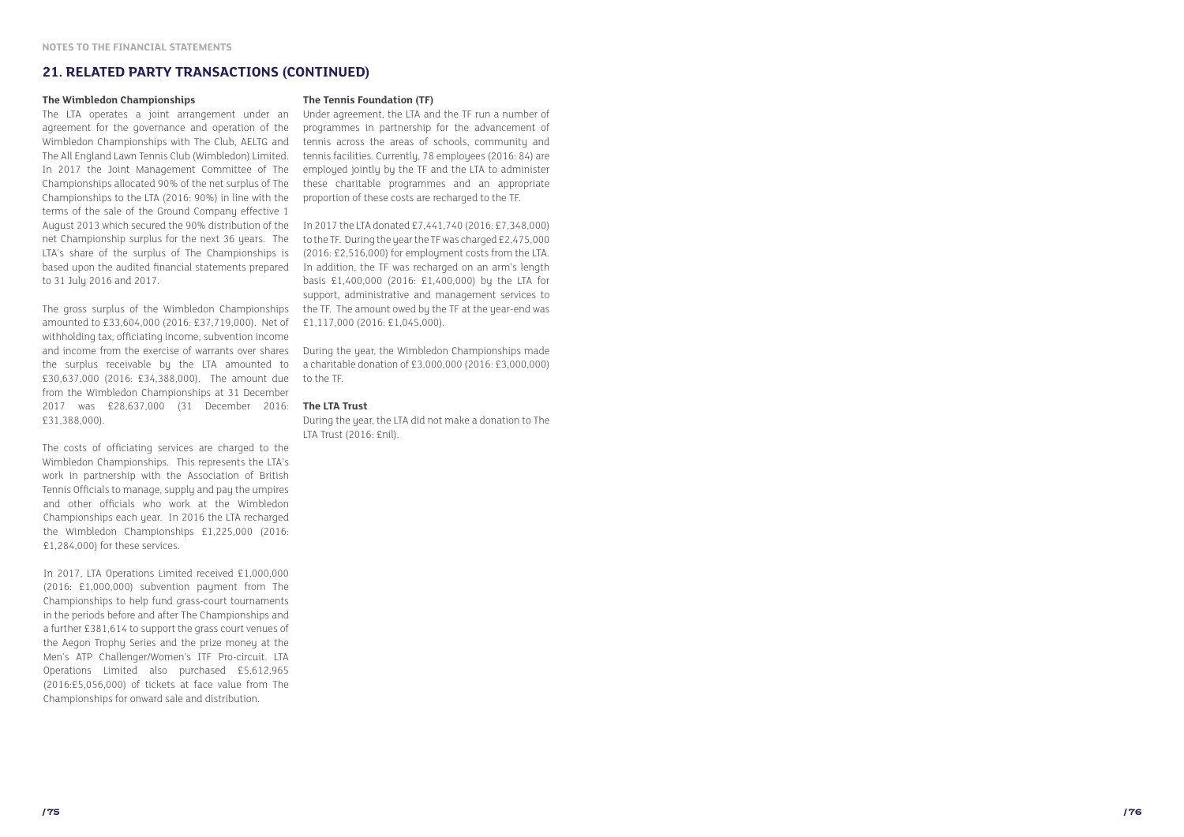## 21. RELATED PARTY TRANSACTIONS (CONTINUED)

**The Wimbledon Championships**

The LTA operates a joint arrangement under an agreement for the governance and operation of the Wimbledon Championships with The Club, AELTG and The All England Lawn Tennis Club (Wimbledon) Limited. In 2017 the Joint Management Committee of The Championships allocated 90% of the net surplus of The Championships to the LTA (2016: 90%) in line with the terms of the sale of the Ground Company effective 1 August 2013 which secured the 90% distribution of the net Championship surplus for the next 36 years. The LTA's share of the surplus of The Championships is based upon the audited financial statements prepared to 31 July 2016 and 2017.

The gross surplus of the Wimbledon Championships amounted to £33,604,000 (2016: £37,719,000). Net of withholding tax, officiating income, subvention income and income from the exercise of warrants over shares the surplus receivable by the LTA amounted to £30,637,000 (2016: £34,388,000). The amount due from the Wimbledon Championships at 31 December 2017 was £28,637,000 (31 December 2016: £31,388,000).

The costs of officiating services are charged to the Wimbledon Championships. This represents the LTA's work in partnership with the Association of British Tennis Officials to manage, supply and pay the umpires and other officials who work at the Wimbledon Championships each year. In 2016 the LTA recharged the Wimbledon Championships £1,225,000 (2016: £1,284,000) for these services.

In 2017, LTA Operations Limited received £1,000,000 (2016: £1,000,000) subvention payment from The Championships to help fund grass-court tournaments in the periods before and after The Championships and a further £381,614 to support the grass court venues of the Aegon Trophy Series and the prize money at the Men's ATP Challenger/Women's ITF Pro-circuit. LTA Operations Limited also purchased £5,612,965 (2016:£5,056,000) of tickets at face value from The Championships for onward sale and distribution.

**The Tennis Foundation (TF)**

Under agreement, the LTA and the TF run a number of programmes in partnership for the advancement of tennis across the areas of schools, community and tennis facilities. Currently, 78 employees (2016: 84) are employed jointly by the TF and the LTA to administer these charitable programmes and an appropriate proportion of these costs are recharged to the TF.

In 2017 the LTA donated £7,441,740 (2016: £7,348,000) to the TF. During the year the TF was charged £2,475,000 (2016: £2,516,000) for employment costs from the LTA. In addition, the TF was recharged on an arm's length basis £1,400,000 (2016: £1,400,000) by the LTA for support, administrative and management services to the TF. The amount owed by the TF at the year-end was £1,117,000 (2016: £1,045,000).

During the year, the Wimbledon Championships made a charitable donation of £3,000,000 (2016: £3,000,000) to the TF.

**The LTA Trust**

During the year, the LTA did not make a donation to The LTA Trust (2016: £nil).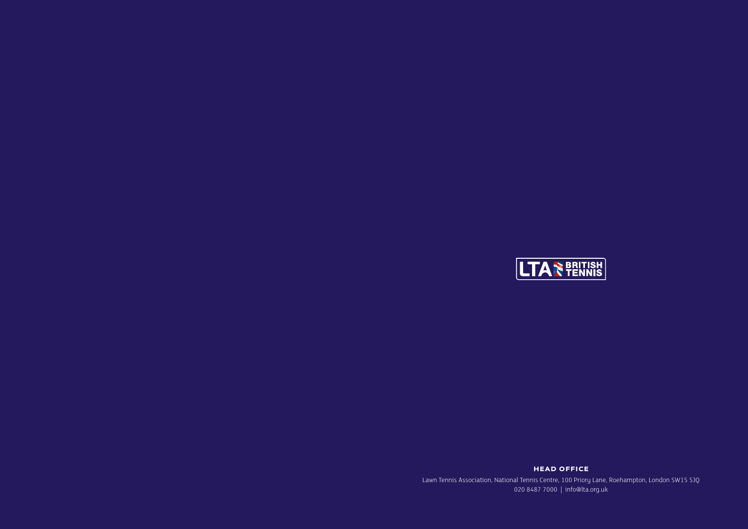LTA BRITISH TENNIS

**HEAD OFFICE**

Lawn Tennis Association, National Tennis Centre, 100 Priory Lane, Roehampton, London SW15 5JQ
020 8487 7000 | info@lta.org.uk